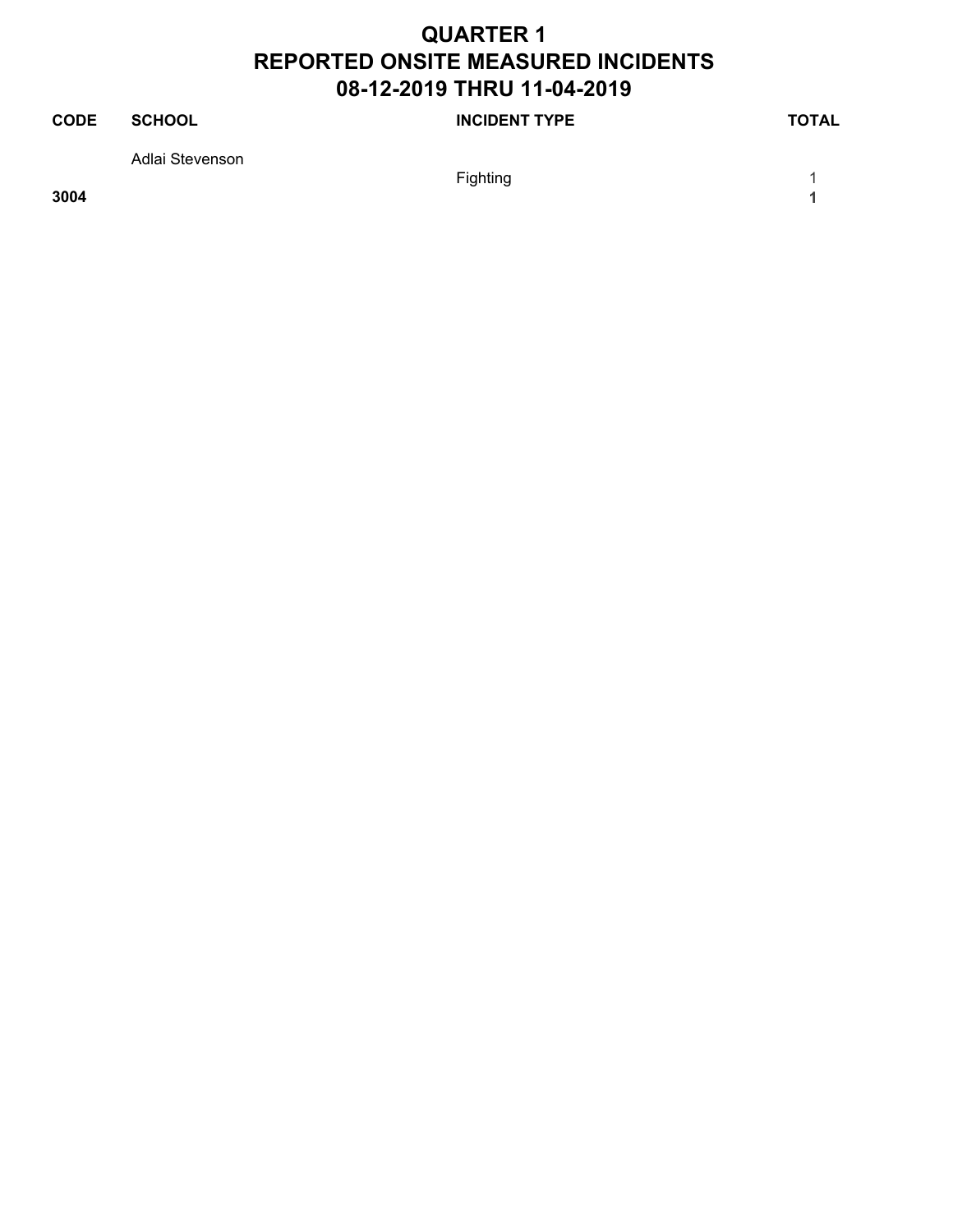# QUARTER 1
# REPORTED ONSITE MEASURED INCIDENTS
# 08-12-2019 THRU 11-04-2019

| CODE | SCHOOL | INCIDENT TYPE | TOTAL |
|---|---|---|---|
| | Adlai Stevenson | | |
| | | Fighting | 1 |
| **3004** | | | **1** |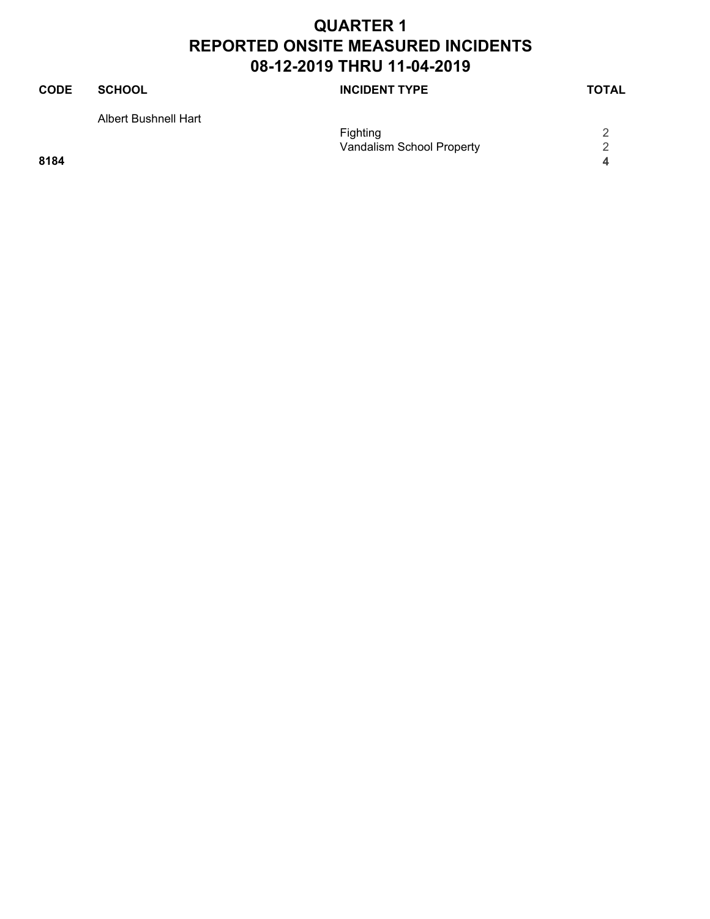# QUARTER 1
# REPORTED ONSITE MEASURED INCIDENTS
# 08-12-2019 THRU 11-04-2019

| CODE | SCHOOL | INCIDENT TYPE | TOTAL |
|---|---|---|---|
| | Albert Bushnell Hart | | |
| | | Fighting | 2 |
| | | Vandalism School Property | 2 |
| **8184** | | | **4** |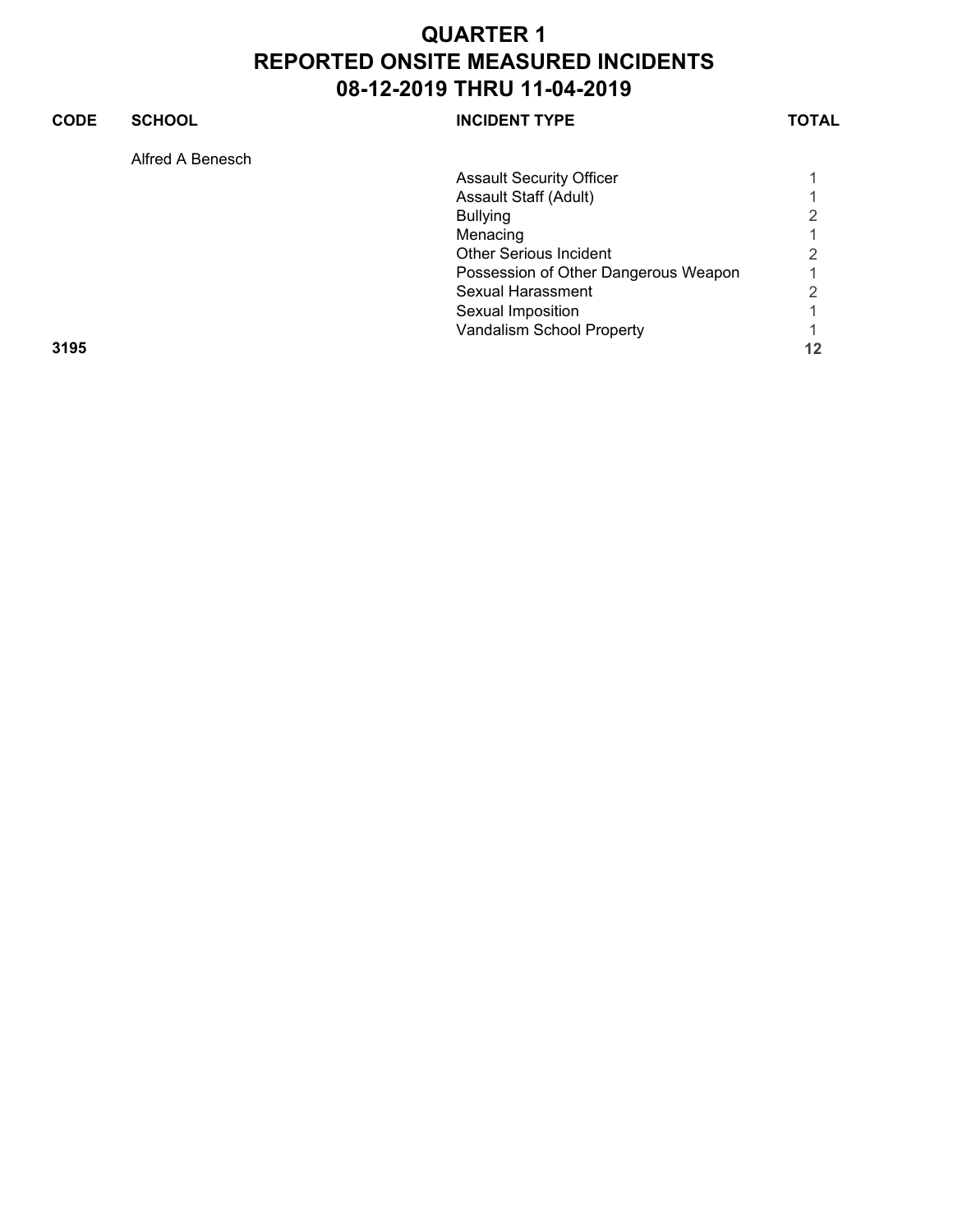# QUARTER 1
# REPORTED ONSITE MEASURED INCIDENTS
# 08-12-2019 THRU 11-04-2019

| CODE | SCHOOL | INCIDENT TYPE | TOTAL |
|---|---|---|---|
| | Alfred A Benesch | | |
| | | Assault Security Officer | 1 |
| | | Assault Staff (Adult) | 1 |
| | | Bullying | 2 |
| | | Menacing | 1 |
| | | Other Serious Incident | 2 |
| | | Possession of Other Dangerous Weapon | 1 |
| | | Sexual Harassment | 2 |
| | | Sexual Imposition | 1 |
| | | Vandalism School Property | 1 |
| **3195** | | | **12** |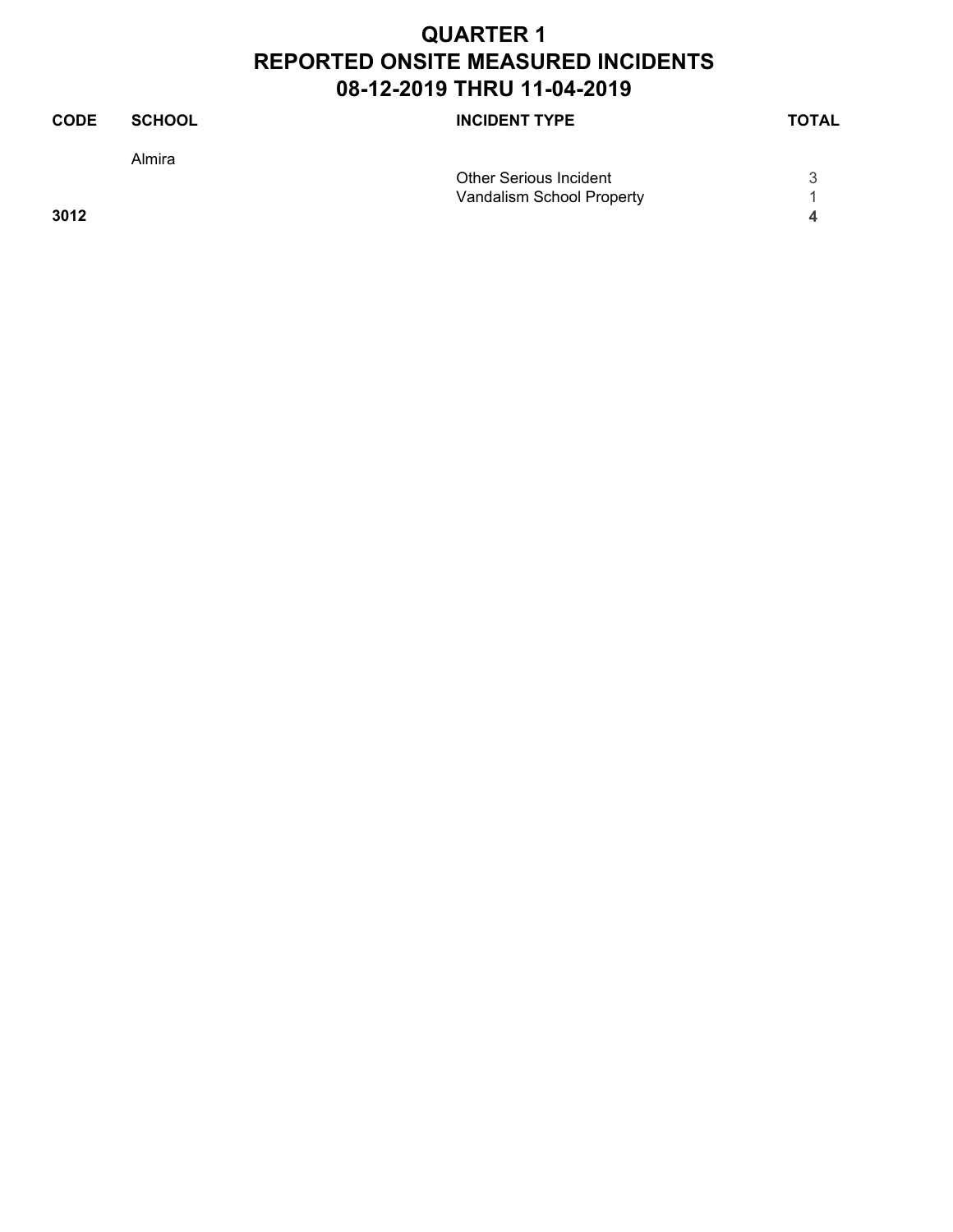# QUARTER 1
# REPORTED ONSITE MEASURED INCIDENTS
# 08-12-2019 THRU 11-04-2019

| CODE | SCHOOL | INCIDENT TYPE | TOTAL |
| --- | --- | --- | --- |
| | Almira | | |
| | | Other Serious Incident | 3 |
| | | Vandalism School Property | 1 |
| **3012** | | | **4** |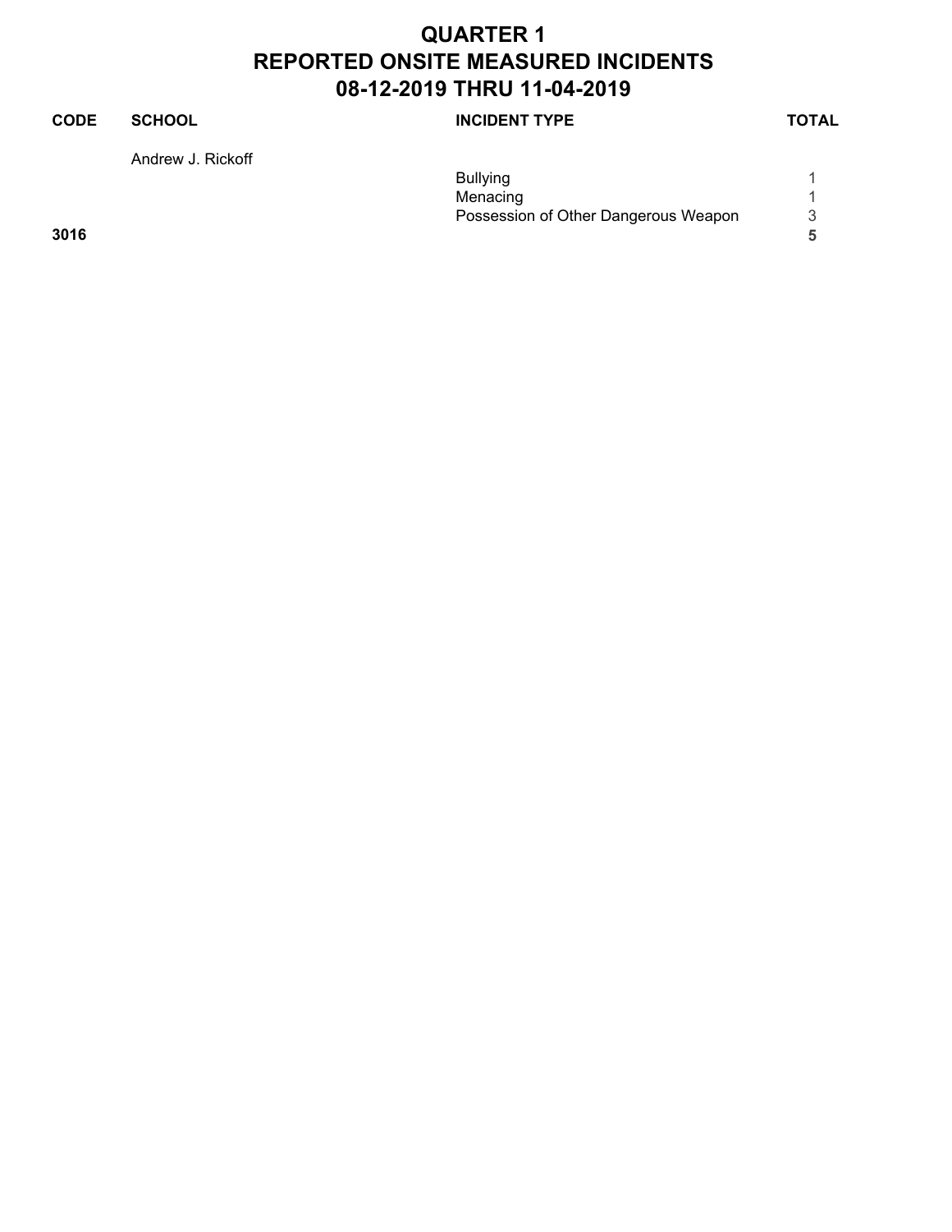# QUARTER 1
# REPORTED ONSITE MEASURED INCIDENTS
# 08-12-2019 THRU 11-04-2019

| CODE | SCHOOL | INCIDENT TYPE | TOTAL |
|---|---|---|---|
| | Andrew J. Rickoff | | |
| | | Bullying | 1 |
| | | Menacing | 1 |
| | | Possession of Other Dangerous Weapon | 3 |
| **3016** | | | **5** |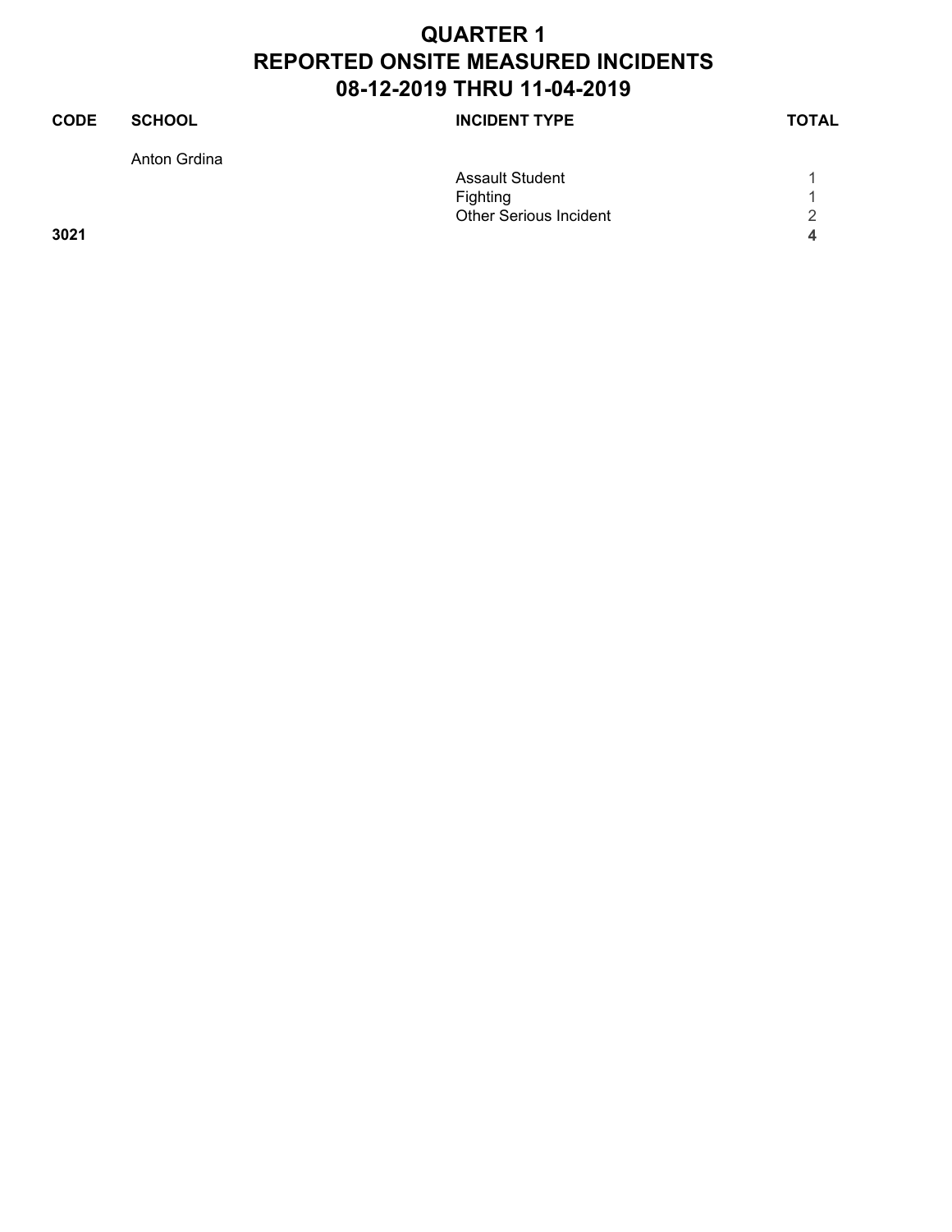# QUARTER 1
# REPORTED ONSITE MEASURED INCIDENTS
# 08-12-2019 THRU 11-04-2019

| CODE | SCHOOL | INCIDENT TYPE | TOTAL |
| --- | --- | --- | --- |
| | Anton Grdina | | |
| | | Assault Student | 1 |
| | | Fighting | 1 |
| | | Other Serious Incident | 2 |
| **3021** | | | **4** |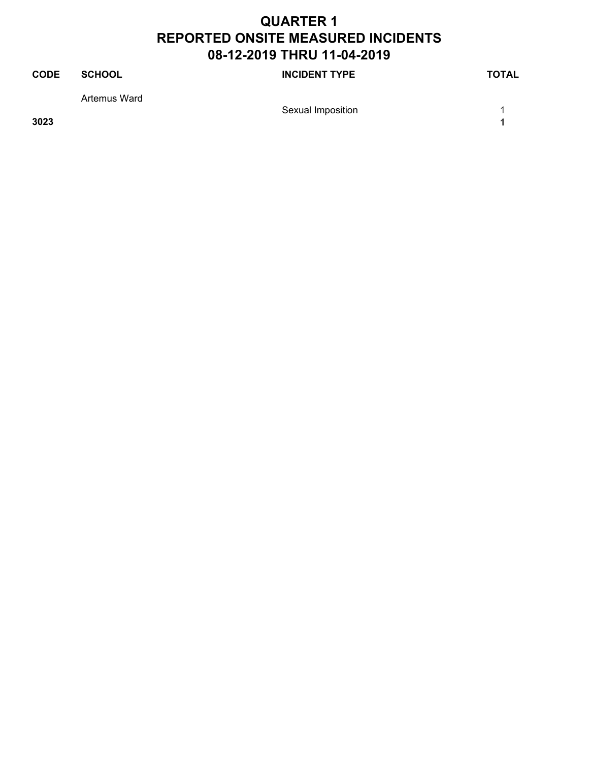# QUARTER 1
# REPORTED ONSITE MEASURED INCIDENTS
# 08-12-2019 THRU 11-04-2019

| CODE | SCHOOL | INCIDENT TYPE | TOTAL |
|---|---|---|---|
| | Artemus Ward | | |
| | | Sexual Imposition | 1 |
| **3023** | | | **1** |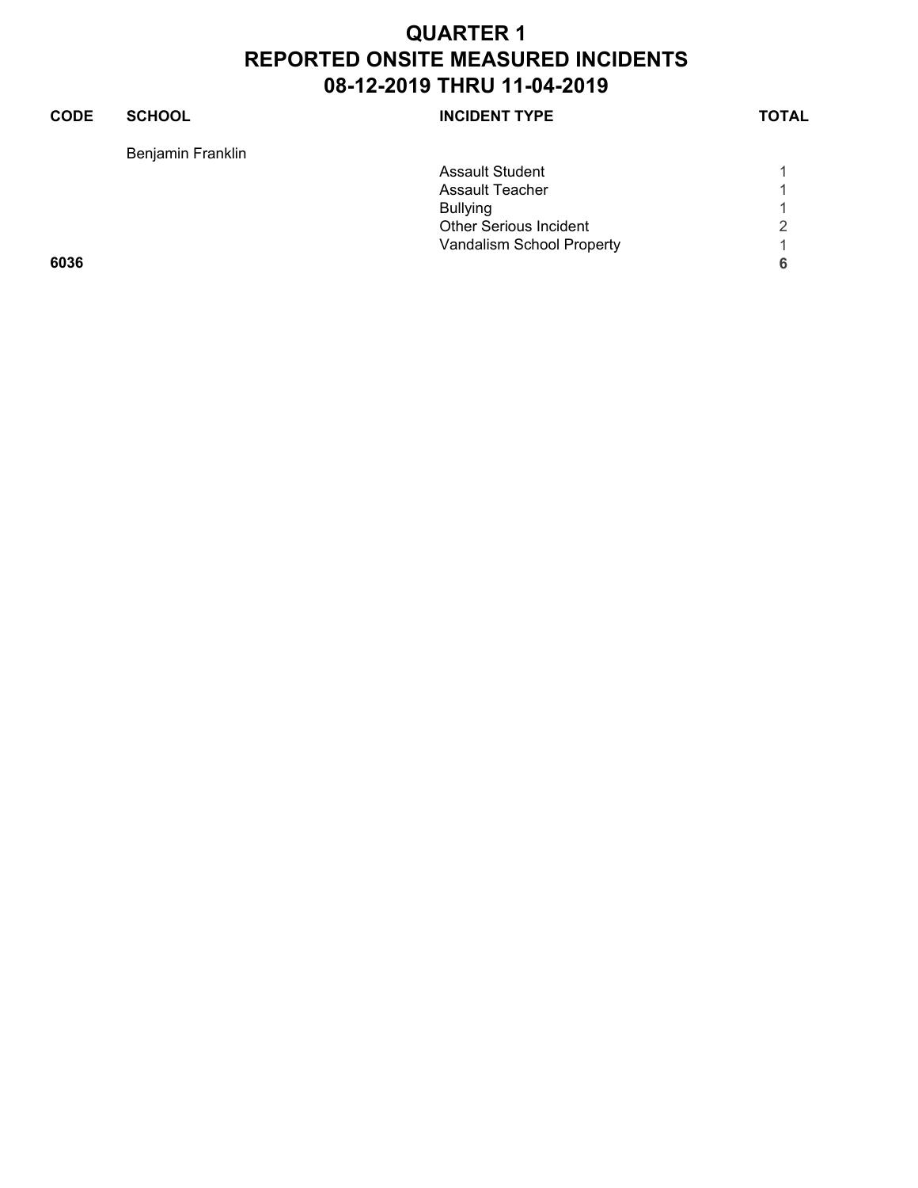# QUARTER 1
# REPORTED ONSITE MEASURED INCIDENTS
# 08-12-2019 THRU 11-04-2019

| CODE | SCHOOL | INCIDENT TYPE | TOTAL |
|---|---|---|---|
| | Benjamin Franklin | | |
| | | Assault Student | 1 |
| | | Assault Teacher | 1 |
| | | Bullying | 1 |
| | | Other Serious Incident | 2 |
| | | Vandalism School Property | 1 |
| **6036** | | | **6** |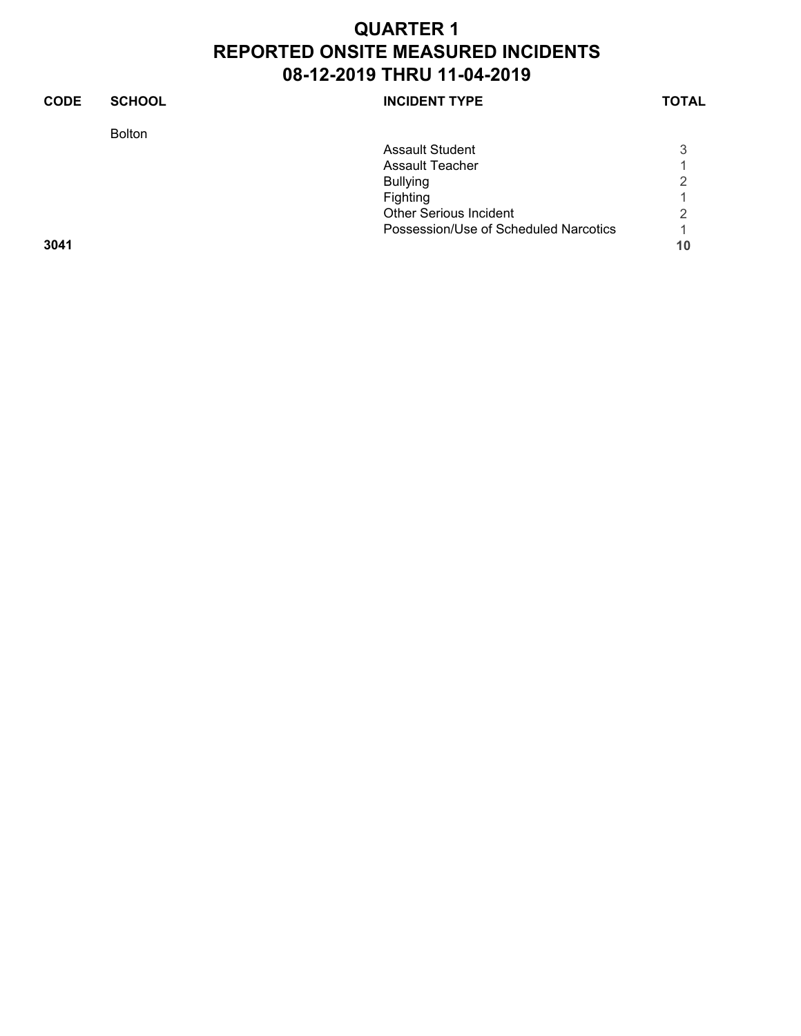# QUARTER 1
# REPORTED ONSITE MEASURED INCIDENTS
# 08-12-2019 THRU 11-04-2019

| CODE | SCHOOL | INCIDENT TYPE | TOTAL |
|---|---|---|---|
| | Bolton | | |
| | | Assault Student | 3 |
| | | Assault Teacher | 1 |
| | | Bullying | 2 |
| | | Fighting | 1 |
| | | Other Serious Incident | 2 |
| | | Possession/Use of Scheduled Narcotics | 1 |
| **3041** | | | **10** |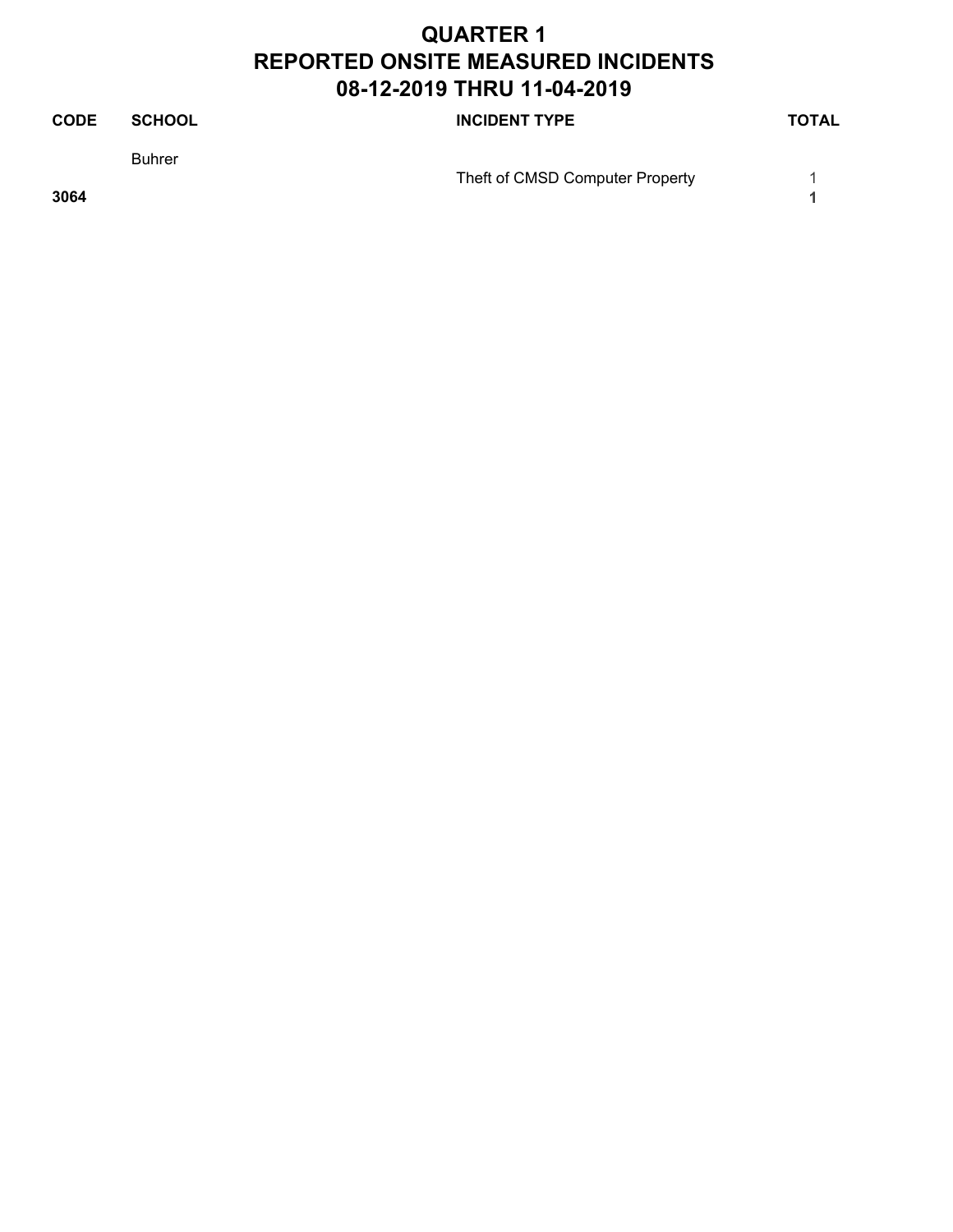# QUARTER 1
# REPORTED ONSITE MEASURED INCIDENTS
# 08-12-2019 THRU 11-04-2019

| CODE | SCHOOL | INCIDENT TYPE | TOTAL |
|---|---|---|---|
| | Buhrer | | |
| | | Theft of CMSD Computer Property | 1 |
| **3064** | | | **1** |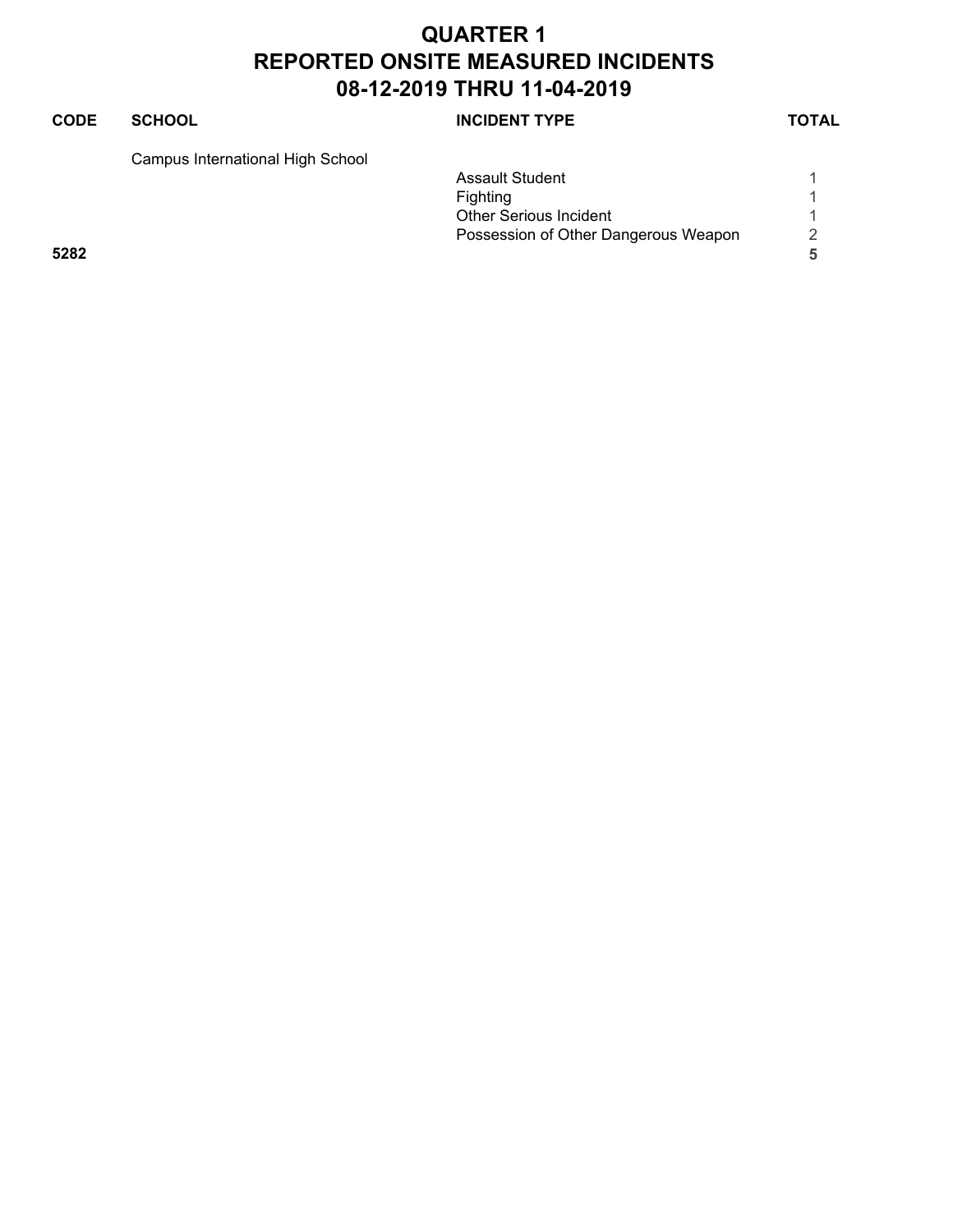# QUARTER 1
# REPORTED ONSITE MEASURED INCIDENTS
# 08-12-2019 THRU 11-04-2019

| CODE | SCHOOL | INCIDENT TYPE | TOTAL |
|---|---|---|---|
| | Campus International High School | | |
| | | Assault Student | 1 |
| | | Fighting | 1 |
| | | Other Serious Incident | 1 |
| | | Possession of Other Dangerous Weapon | 2 |
| **5282** | | | **5** |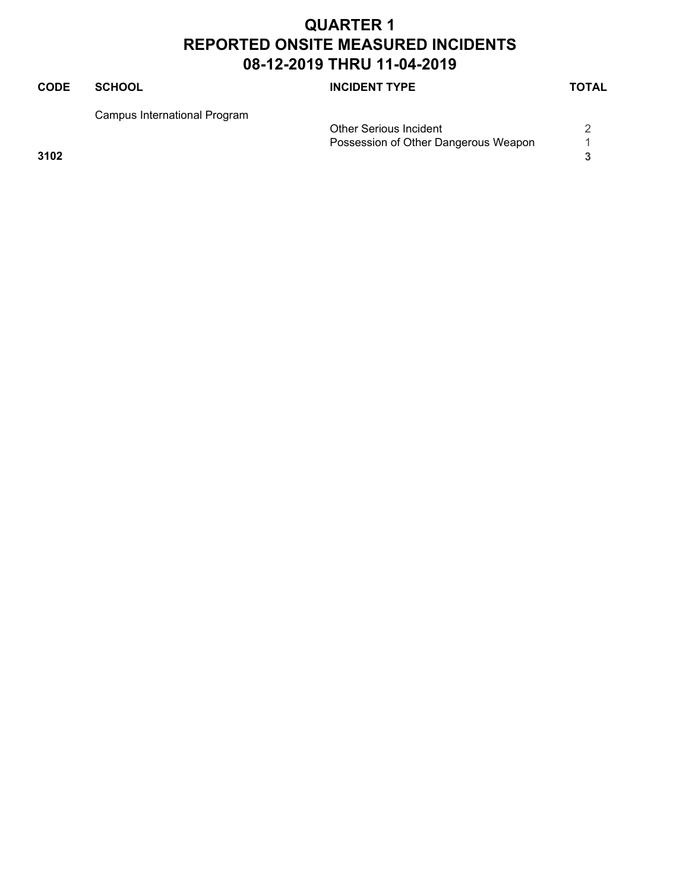# QUARTER 1
# REPORTED ONSITE MEASURED INCIDENTS
# 08-12-2019 THRU 11-04-2019

| CODE | SCHOOL | INCIDENT TYPE | TOTAL |
|---|---|---|---|
| | Campus International Program | | |
| | | Other Serious Incident | 2 |
| | | Possession of Other Dangerous Weapon | 1 |
| **3102** | | | **3** |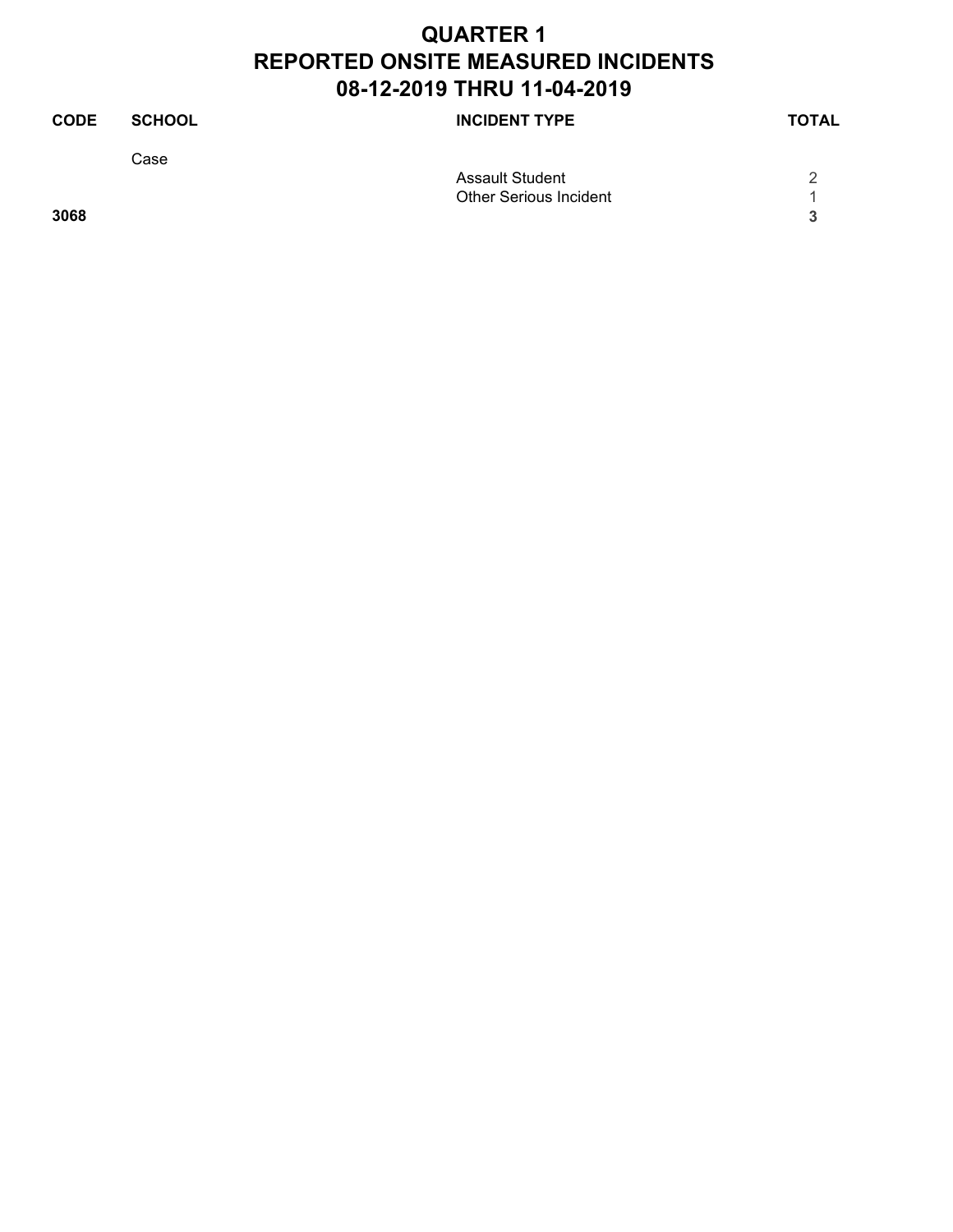# QUARTER 1
# REPORTED ONSITE MEASURED INCIDENTS
# 08-12-2019 THRU 11-04-2019

| CODE | SCHOOL | INCIDENT TYPE | TOTAL |
|---|---|---|---|
| | Case | | |
| | | Assault Student | 2 |
| | | Other Serious Incident | 1 |
| **3068** | | | **3** |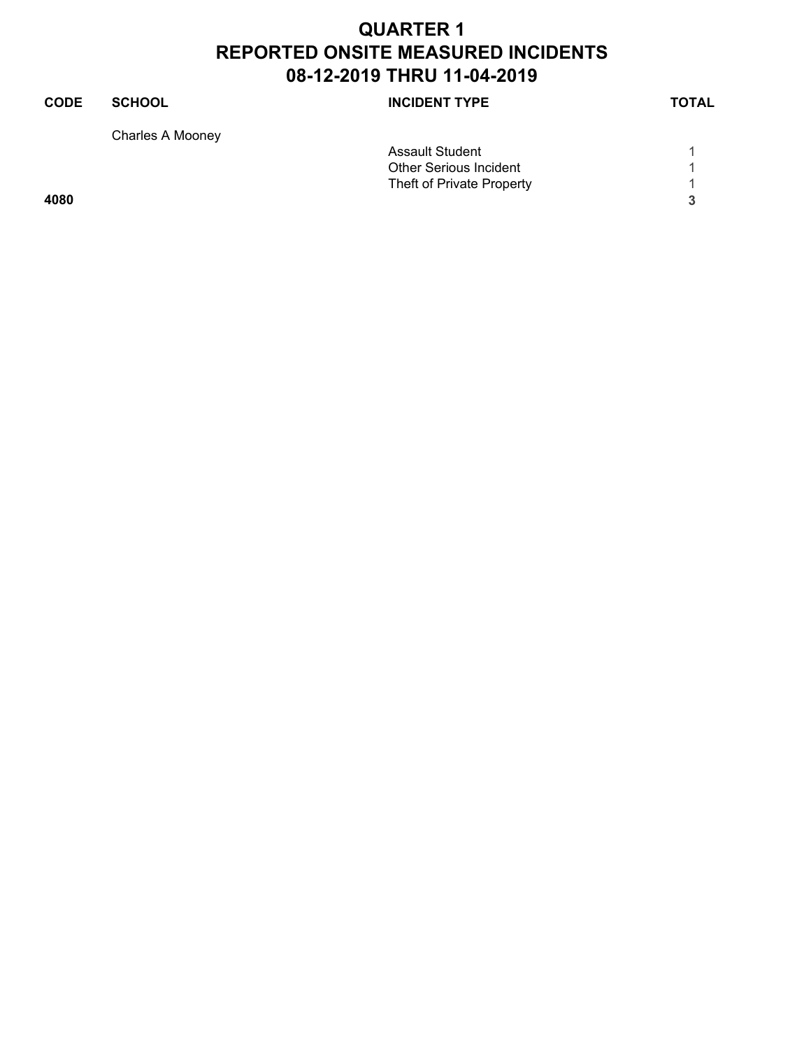# QUARTER 1
# REPORTED ONSITE MEASURED INCIDENTS
# 08-12-2019 THRU 11-04-2019

| CODE | SCHOOL | INCIDENT TYPE | TOTAL |
|---|---|---|---|
| | Charles A Mooney | | |
| | | Assault Student | 1 |
| | | Other Serious Incident | 1 |
| | | Theft of Private Property | 1 |
| **4080** | | | **3** |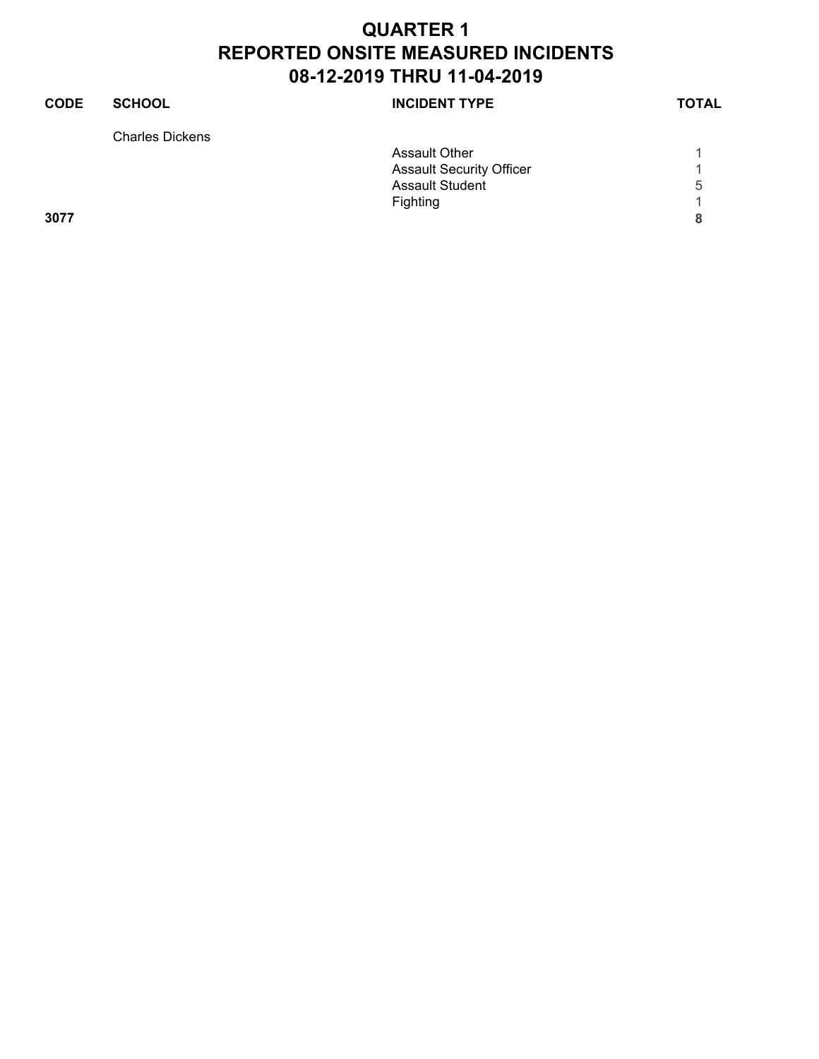# QUARTER 1
# REPORTED ONSITE MEASURED INCIDENTS
# 08-12-2019 THRU 11-04-2019

| CODE | SCHOOL | INCIDENT TYPE | TOTAL |
|---|---|---|---|
| | Charles Dickens | | |
| | | Assault Other | 1 |
| | | Assault Security Officer | 1 |
| | | Assault Student | 5 |
| | | Fighting | 1 |
| **3077** | | | **8** |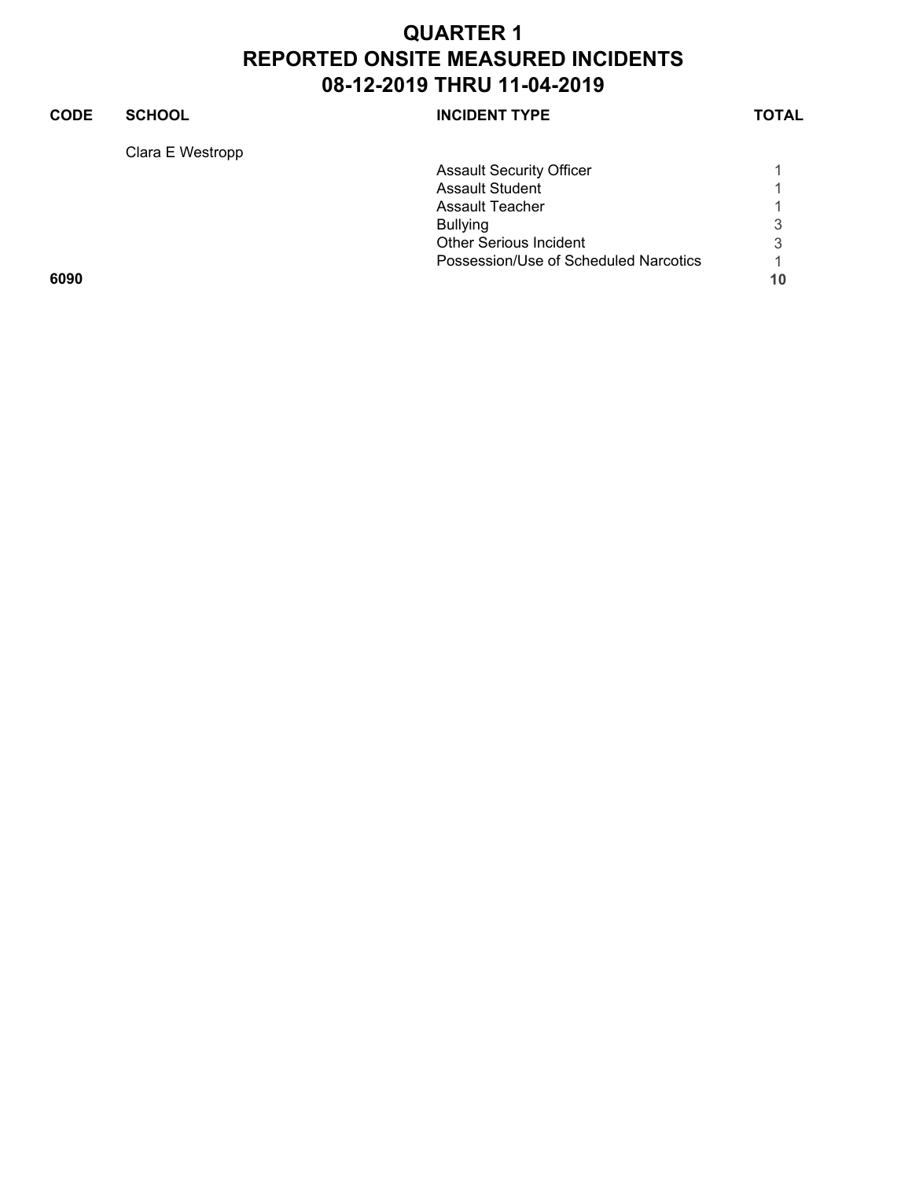# QUARTER 1
# REPORTED ONSITE MEASURED INCIDENTS
# 08-12-2019 THRU 11-04-2019

| CODE | SCHOOL | INCIDENT TYPE | TOTAL |
|---|---|---|---|
| | Clara E Westropp | | |
| | | Assault Security Officer | 1 |
| | | Assault Student | 1 |
| | | Assault Teacher | 1 |
| | | Bullying | 3 |
| | | Other Serious Incident | 3 |
| | | Possession/Use of Scheduled Narcotics | 1 |
| **6090** | | | **10** |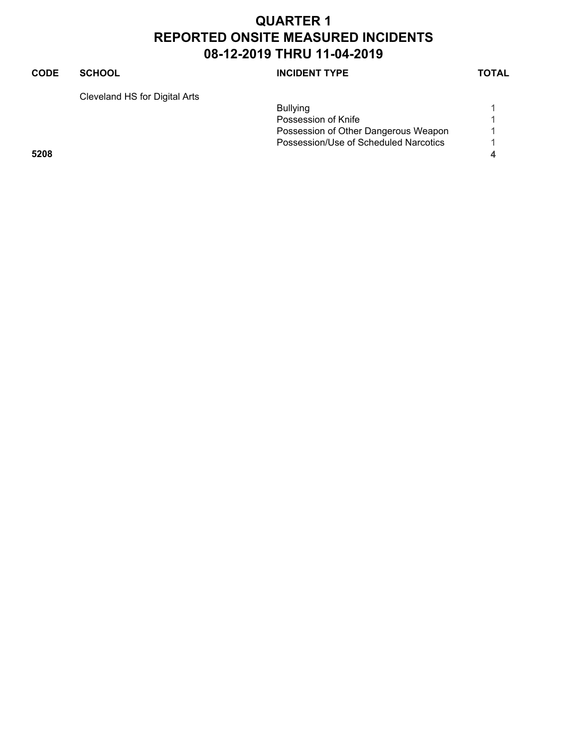# QUARTER 1
# REPORTED ONSITE MEASURED INCIDENTS
# 08-12-2019 THRU 11-04-2019

| CODE | SCHOOL | INCIDENT TYPE | TOTAL |
|---|---|---|---|
| | Cleveland HS for Digital Arts | | |
| | | Bullying | 1 |
| | | Possession of Knife | 1 |
| | | Possession of Other Dangerous Weapon | 1 |
| | | Possession/Use of Scheduled Narcotics | 1 |
| **5208** | | | **4** |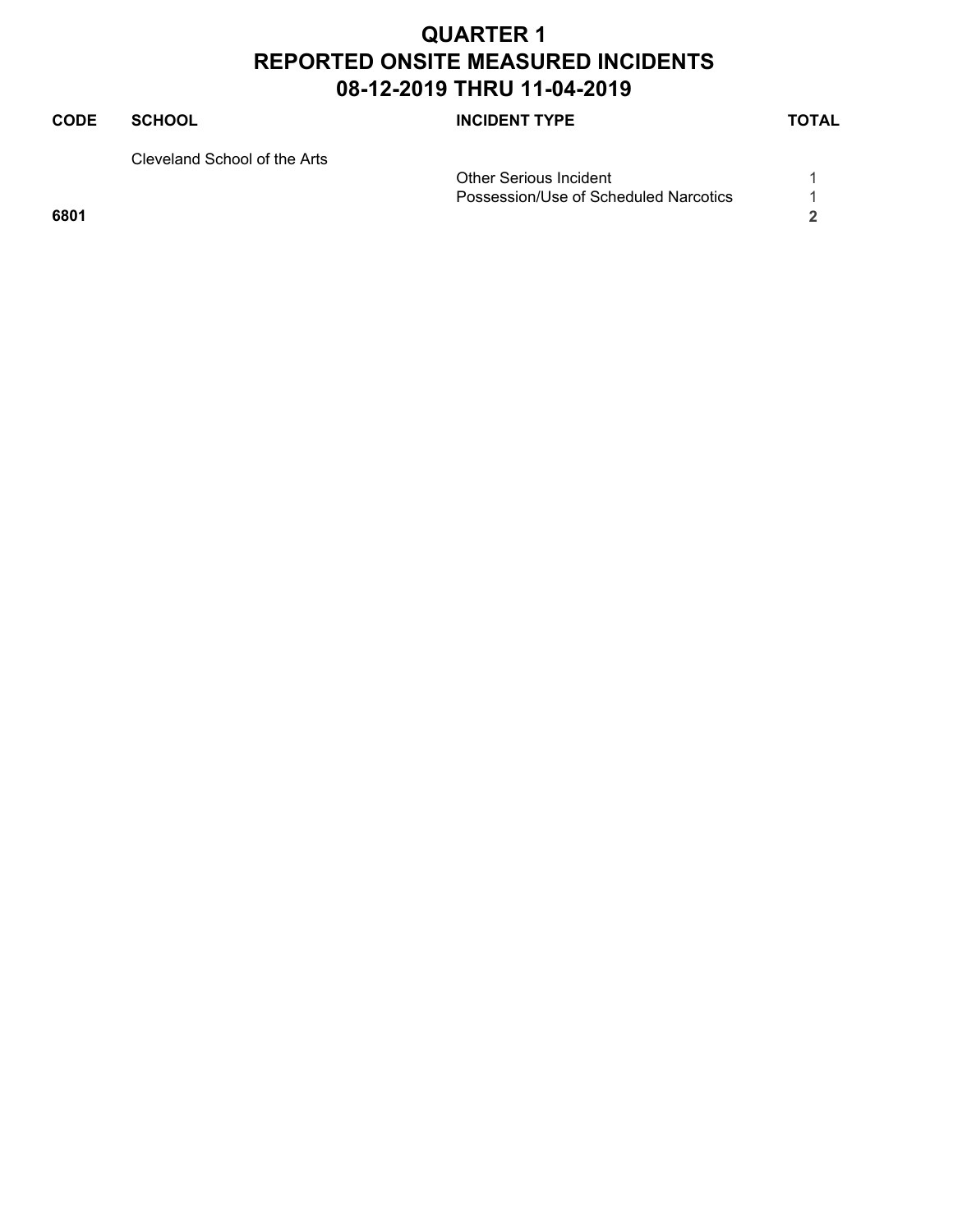# QUARTER 1
# REPORTED ONSITE MEASURED INCIDENTS
# 08-12-2019 THRU 11-04-2019

| CODE | SCHOOL | INCIDENT TYPE | TOTAL |
|---|---|---|---|
| | Cleveland School of the Arts | | |
| | | Other Serious Incident | 1 |
| | | Possession/Use of Scheduled Narcotics | 1 |
| **6801** | | | **2** |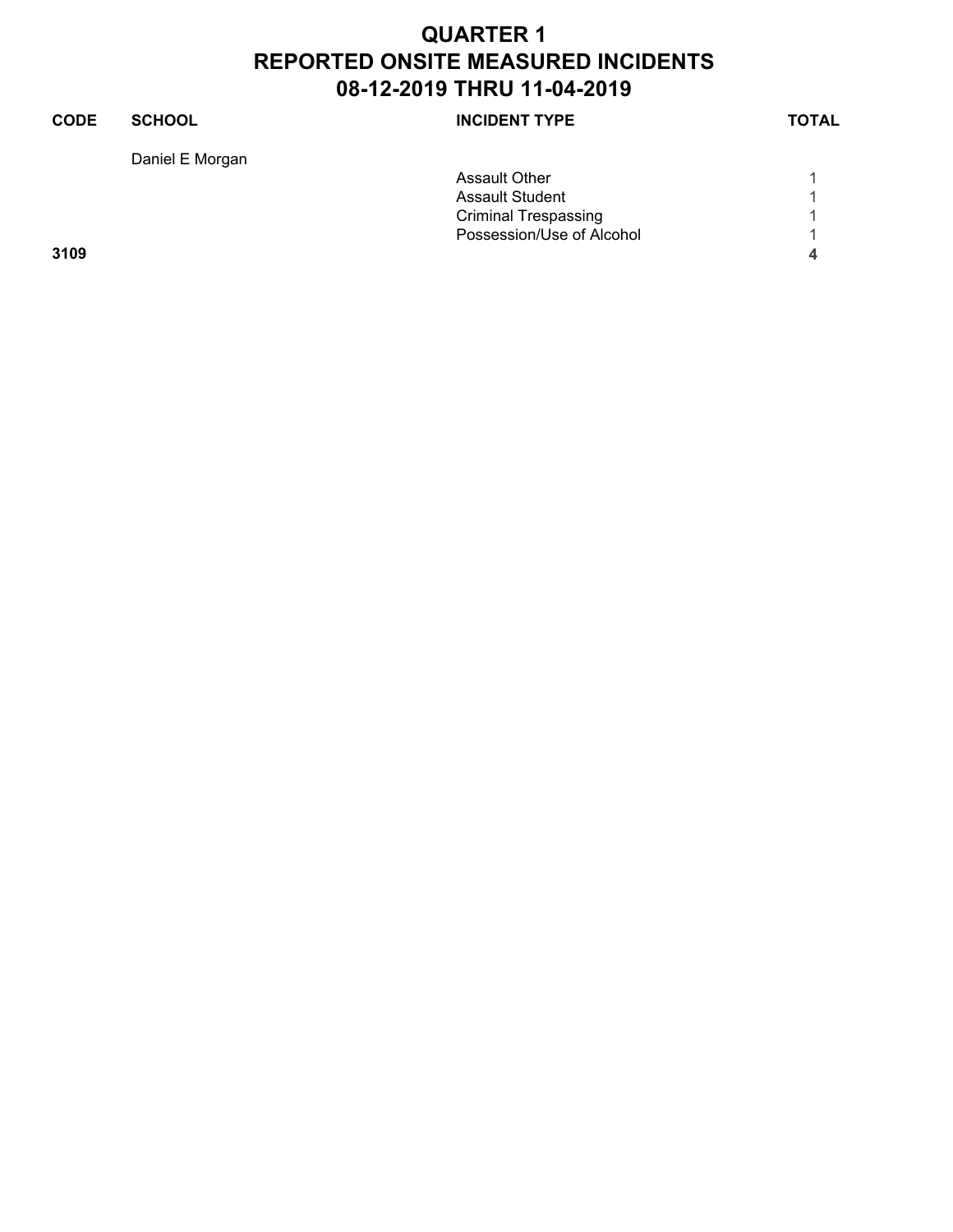# QUARTER 1
# REPORTED ONSITE MEASURED INCIDENTS
# 08-12-2019 THRU 11-04-2019

| CODE | SCHOOL | INCIDENT TYPE | TOTAL |
|---|---|---|---|
| | Daniel E Morgan | | |
| | | Assault Other | 1 |
| | | Assault Student | 1 |
| | | Criminal Trespassing | 1 |
| | | Possession/Use of Alcohol | 1 |
| **3109** | | | **4** |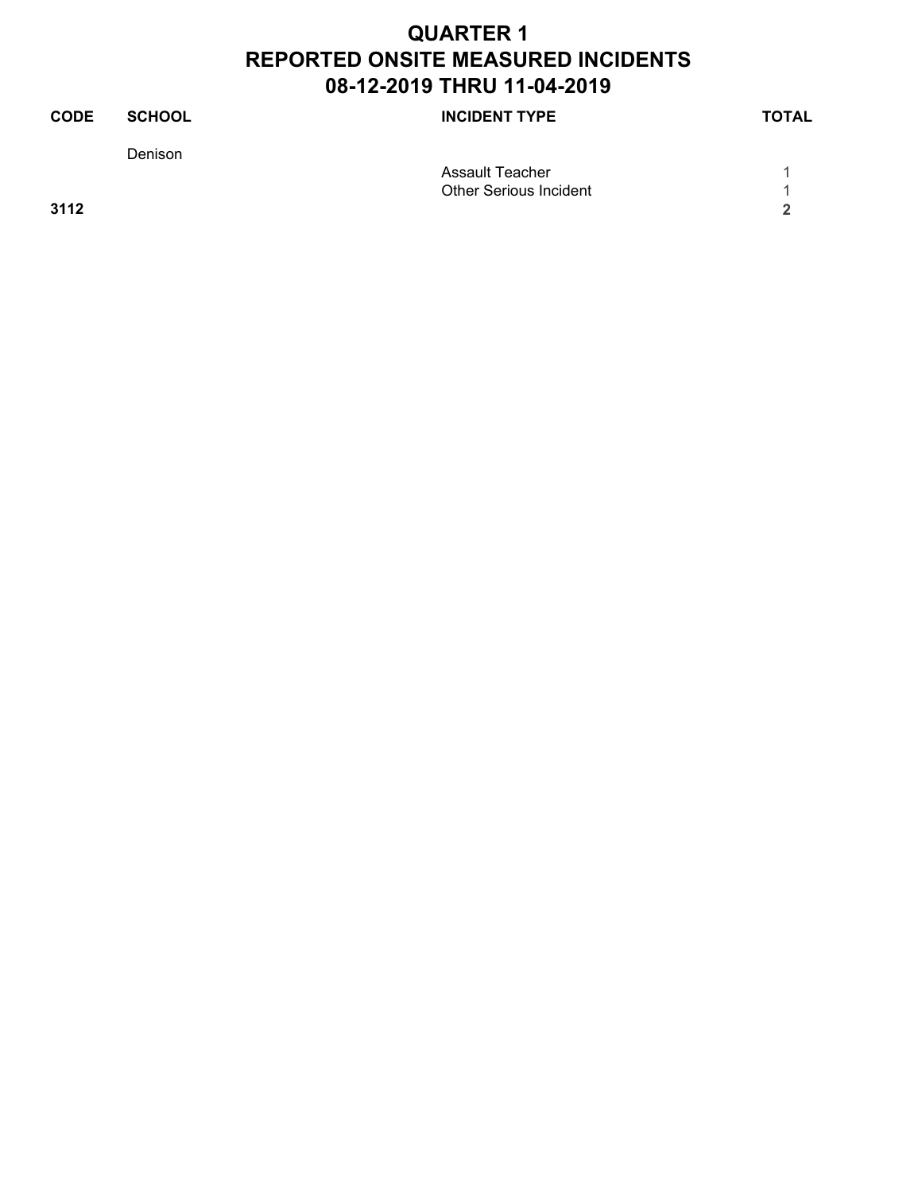# QUARTER 1
# REPORTED ONSITE MEASURED INCIDENTS
# 08-12-2019 THRU 11-04-2019

| CODE | SCHOOL | INCIDENT TYPE | TOTAL |
|---|---|---|---|
| | Denison | | |
| | | Assault Teacher | 1 |
| | | Other Serious Incident | 1 |
| **3112** | | | **2** |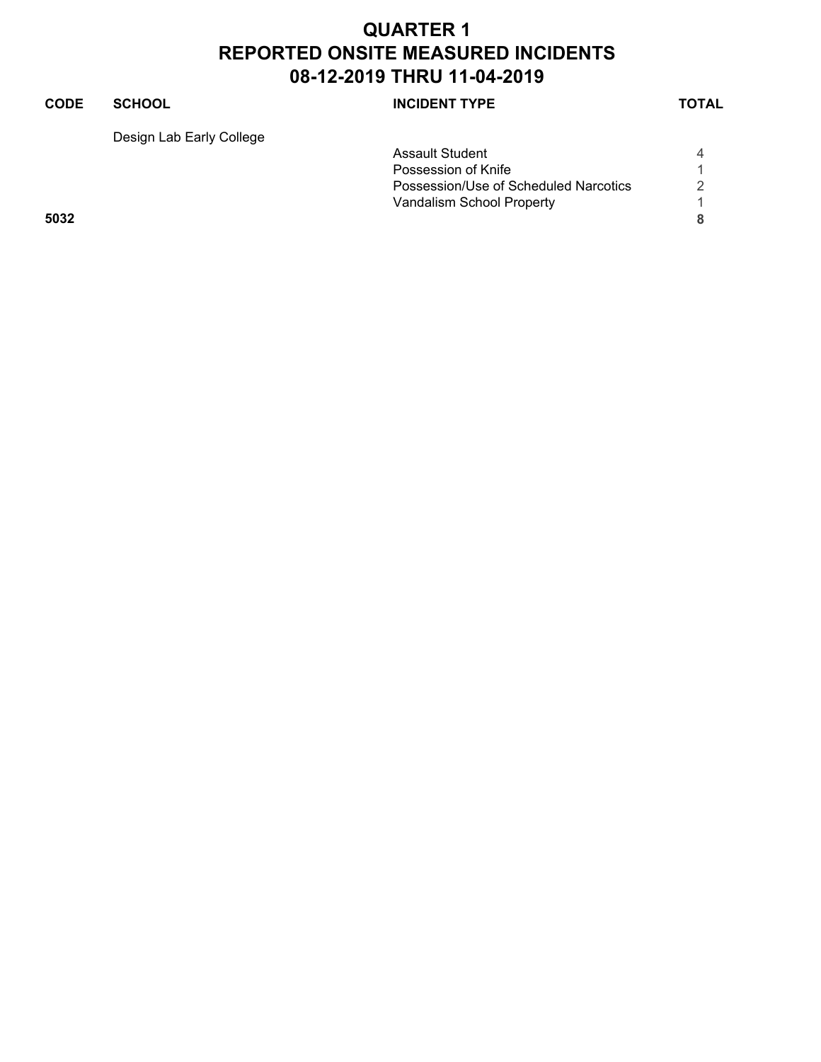# QUARTER 1
# REPORTED ONSITE MEASURED INCIDENTS
# 08-12-2019 THRU 11-04-2019

| CODE | SCHOOL | INCIDENT TYPE | TOTAL |
|---|---|---|---|
| | Design Lab Early College | | |
| | | Assault Student | 4 |
| | | Possession of Knife | 1 |
| | | Possession/Use of Scheduled Narcotics | 2 |
| | | Vandalism School Property | 1 |
| **5032** | | | **8** |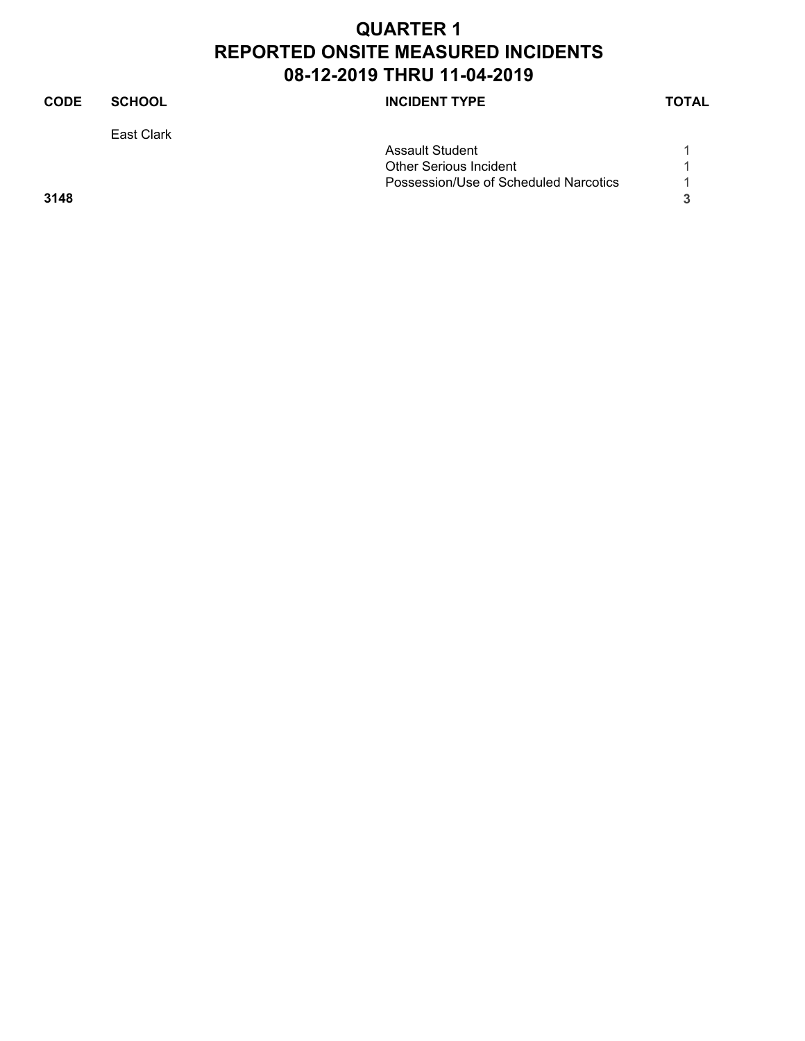# QUARTER 1
# REPORTED ONSITE MEASURED INCIDENTS
# 08-12-2019 THRU 11-04-2019

| CODE | SCHOOL | INCIDENT TYPE | TOTAL |
|---|---|---|---|
| | East Clark | | |
| | | Assault Student | 1 |
| | | Other Serious Incident | 1 |
| | | Possession/Use of Scheduled Narcotics | 1 |
| **3148** | | | **3** |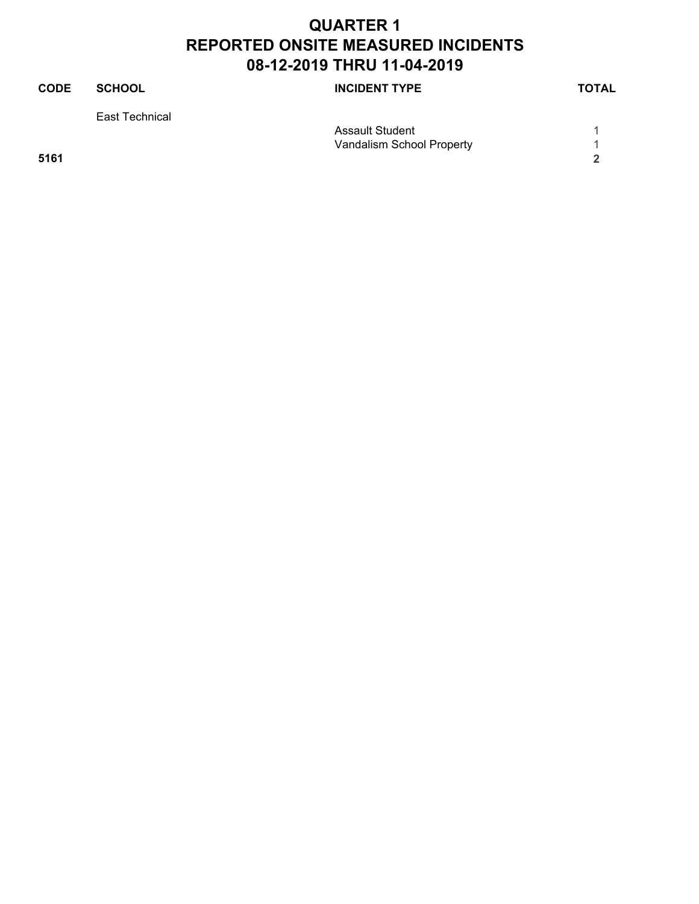# QUARTER 1
# REPORTED ONSITE MEASURED INCIDENTS
# 08-12-2019 THRU 11-04-2019

| CODE | SCHOOL | INCIDENT TYPE | TOTAL |
|---|---|---|---|
| | East Technical | | |
| | | Assault Student | 1 |
| | | Vandalism School Property | 1 |
| **5161** | | | **2** |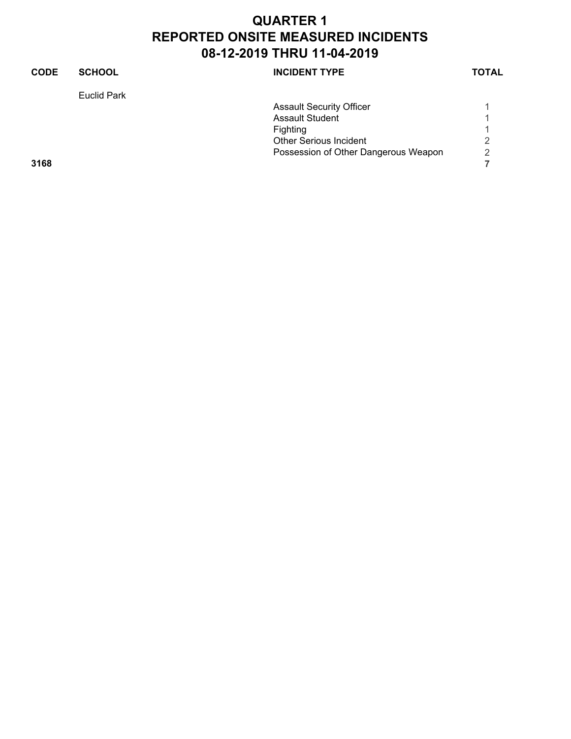# QUARTER 1
# REPORTED ONSITE MEASURED INCIDENTS
# 08-12-2019 THRU 11-04-2019

| CODE | SCHOOL | INCIDENT TYPE | TOTAL |
|---|---|---|---|
| | Euclid Park | | |
| | | Assault Security Officer | 1 |
| | | Assault Student | 1 |
| | | Fighting | 1 |
| | | Other Serious Incident | 2 |
| | | Possession of Other Dangerous Weapon | 2 |
| **3168** | | | **7** |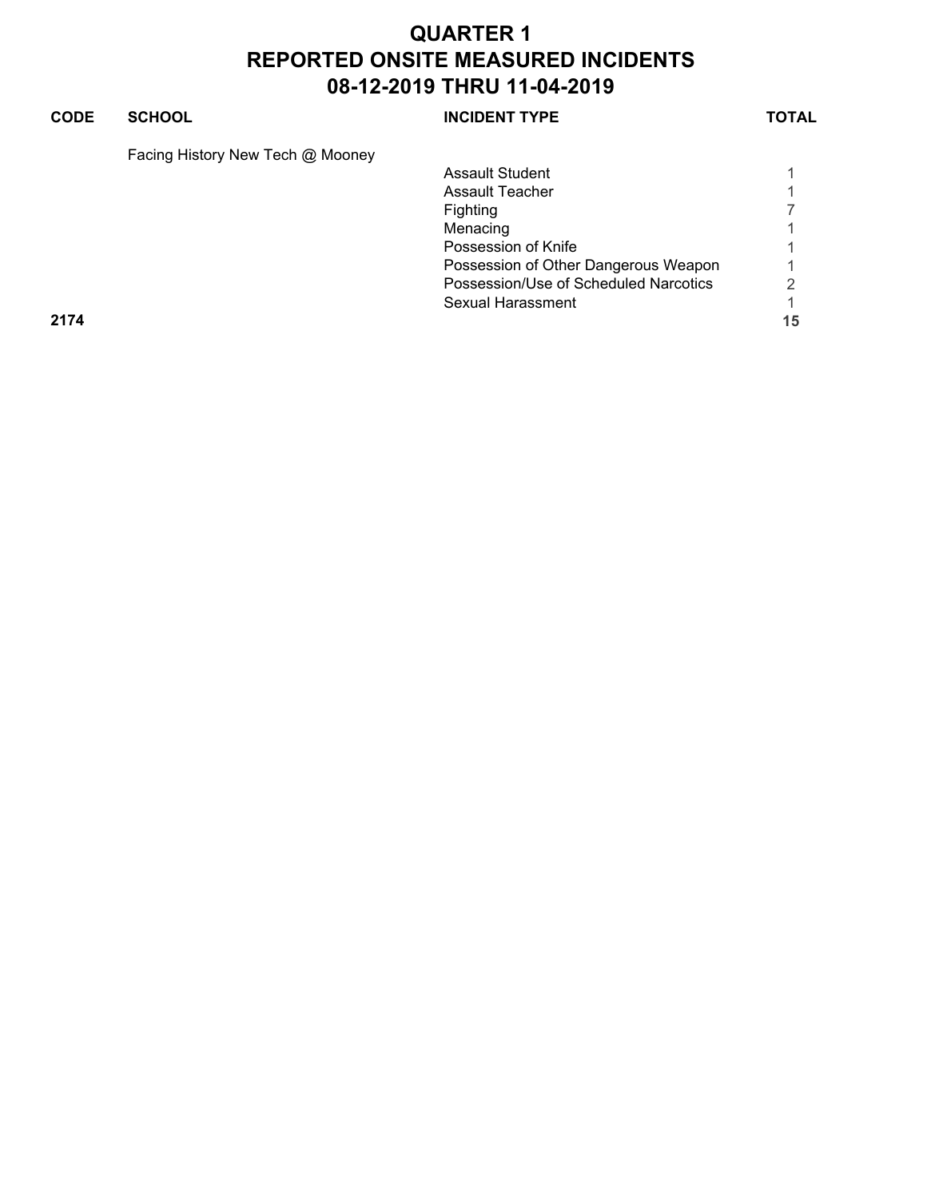# QUARTER 1
# REPORTED ONSITE MEASURED INCIDENTS
# 08-12-2019 THRU 11-04-2019

| CODE | SCHOOL | INCIDENT TYPE | TOTAL |
|---|---|---|---|
| | Facing History New Tech @ Mooney | | |
| | | Assault Student | 1 |
| | | Assault Teacher | 1 |
| | | Fighting | 7 |
| | | Menacing | 1 |
| | | Possession of Knife | 1 |
| | | Possession of Other Dangerous Weapon | 1 |
| | | Possession/Use of Scheduled Narcotics | 2 |
| | | Sexual Harassment | 1 |
| **2174** | | | **15** |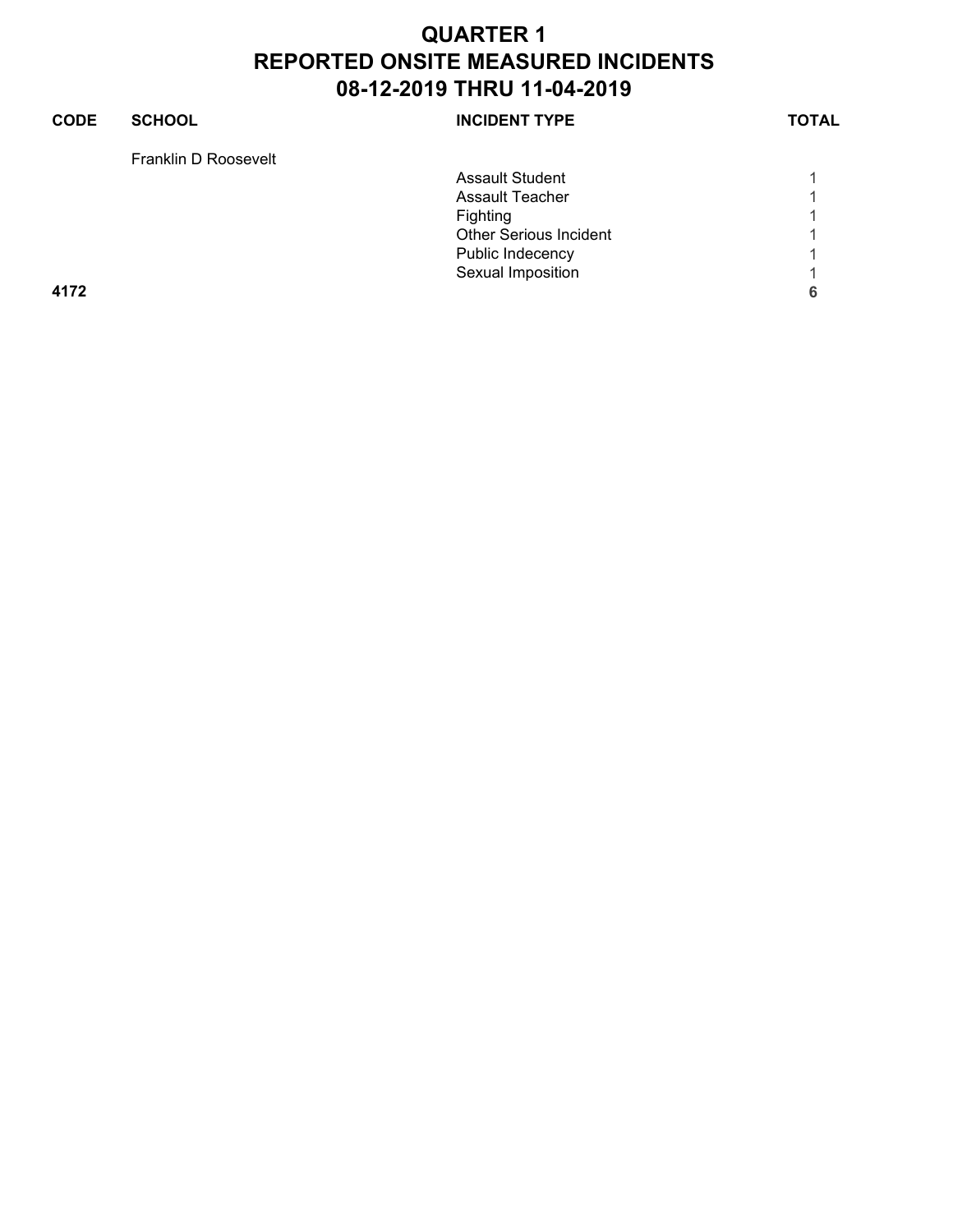# QUARTER 1
# REPORTED ONSITE MEASURED INCIDENTS
# 08-12-2019 THRU 11-04-2019

| CODE | SCHOOL | INCIDENT TYPE | TOTAL |
|---|---|---|---|
| | Franklin D Roosevelt | | |
| | | Assault Student | 1 |
| | | Assault Teacher | 1 |
| | | Fighting | 1 |
| | | Other Serious Incident | 1 |
| | | Public Indecency | 1 |
| | | Sexual Imposition | 1 |
| **4172** | | | **6** |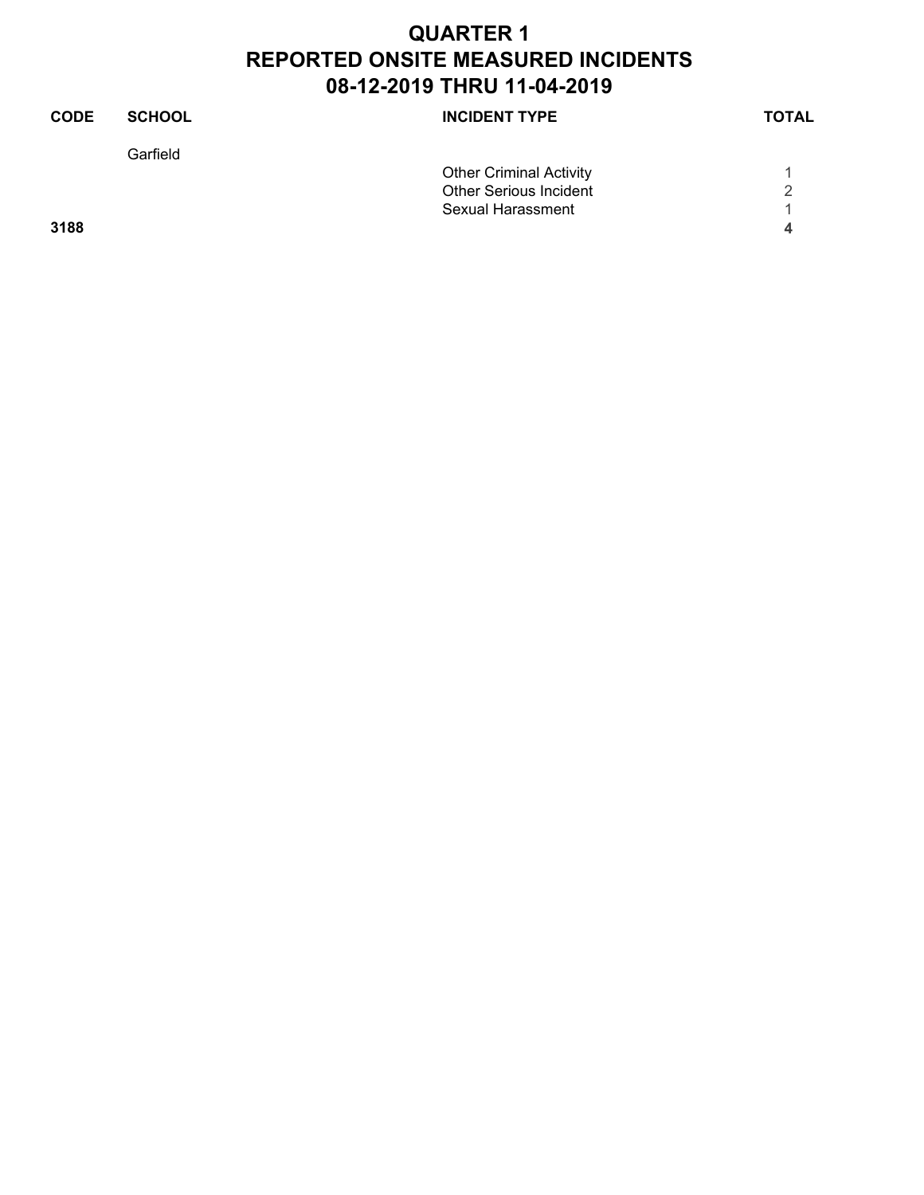# QUARTER 1
# REPORTED ONSITE MEASURED INCIDENTS
# 08-12-2019 THRU 11-04-2019

| CODE | SCHOOL | INCIDENT TYPE | TOTAL |
|---|---|---|---|
| | Garfield | | |
| | | Other Criminal Activity | 1 |
| | | Other Serious Incident | 2 |
| | | Sexual Harassment | 1 |
| **3188** | | | **4** |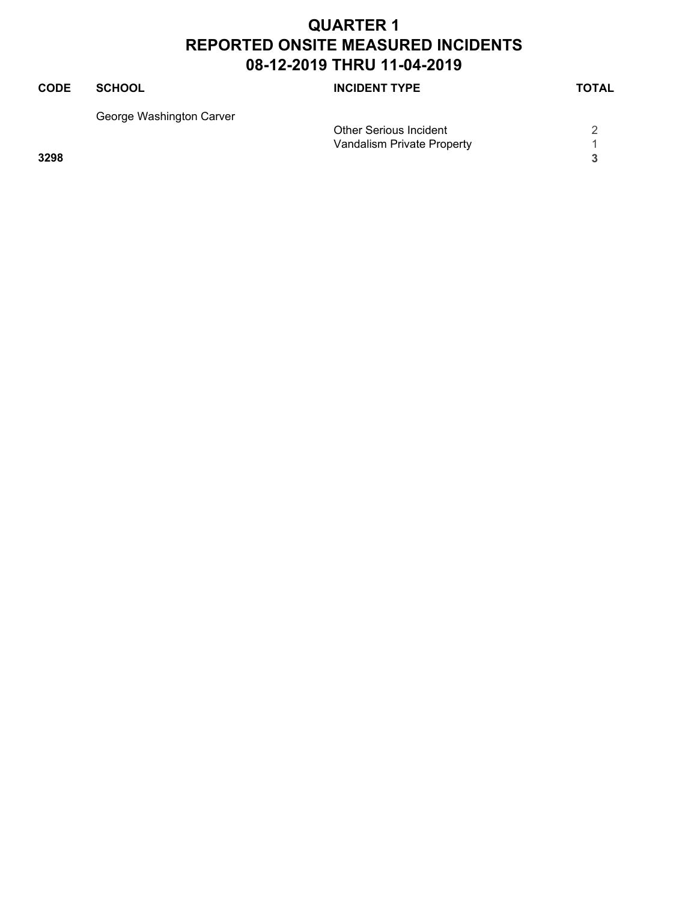# QUARTER 1
# REPORTED ONSITE MEASURED INCIDENTS
# 08-12-2019 THRU 11-04-2019

| CODE | SCHOOL | INCIDENT TYPE | TOTAL |
|---|---|---|---|
| | George Washington Carver | | |
| | | Other Serious Incident | 2 |
| | | Vandalism Private Property | 1 |
| **3298** | | | **3** |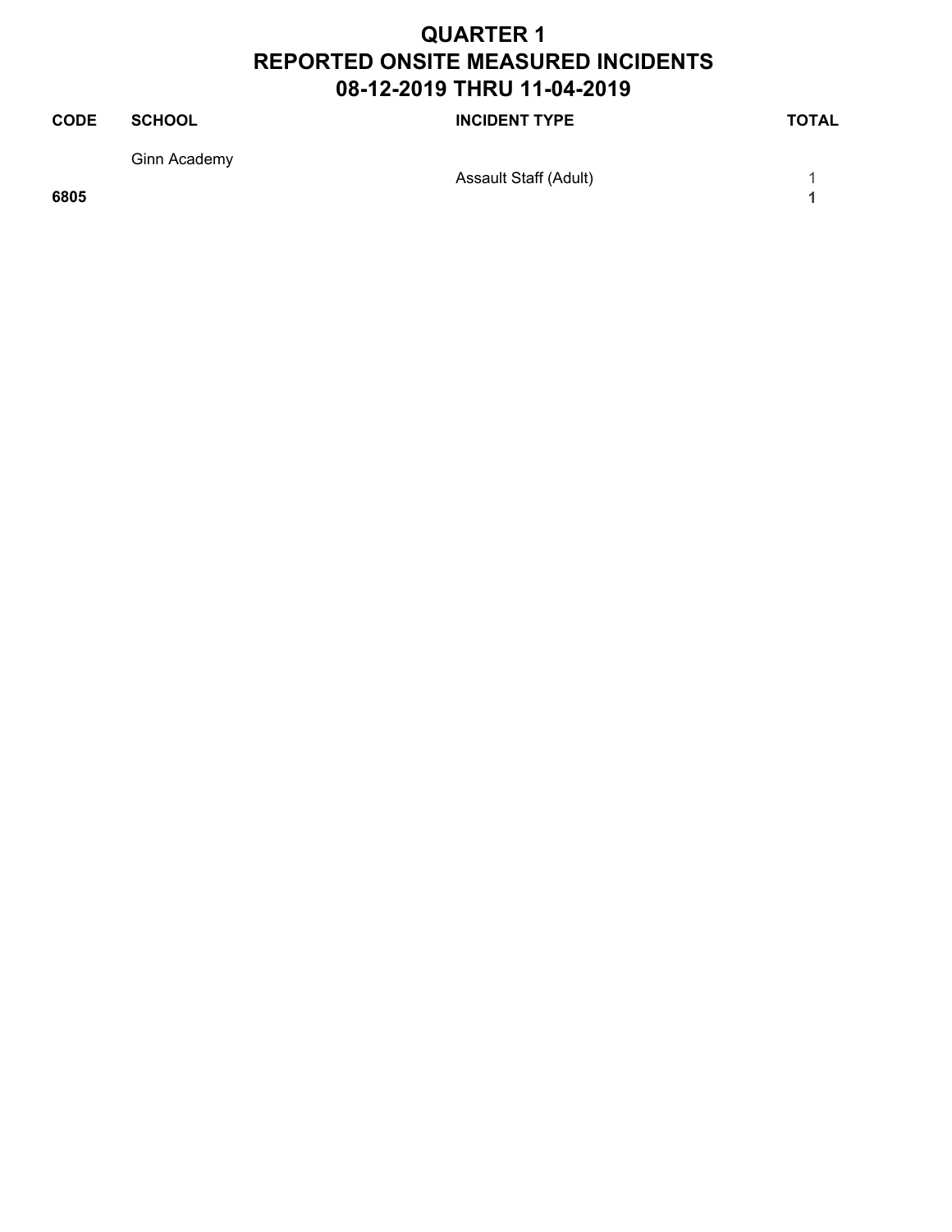# QUARTER 1
# REPORTED ONSITE MEASURED INCIDENTS
# 08-12-2019 THRU 11-04-2019

| CODE | SCHOOL | INCIDENT TYPE | TOTAL |
|---|---|---|---|
| | Ginn Academy | | |
| | | Assault Staff (Adult) | 1 |
| **6805** | | | **1** |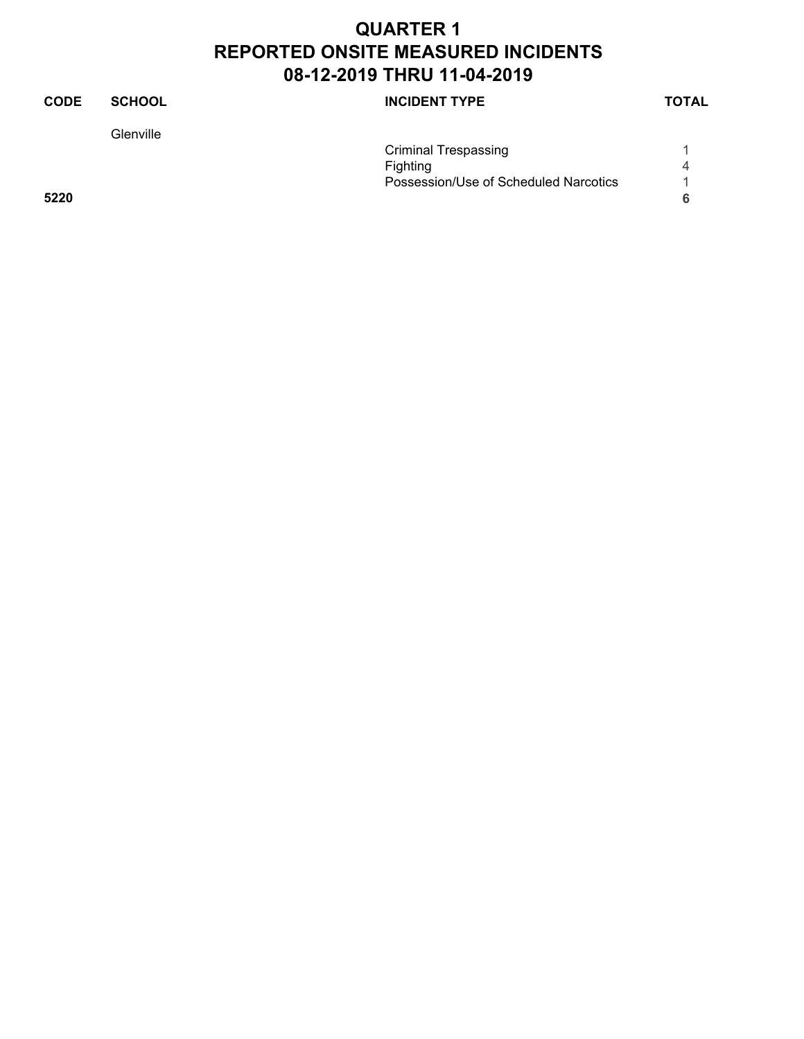# QUARTER 1
# REPORTED ONSITE MEASURED INCIDENTS
# 08-12-2019 THRU 11-04-2019

| CODE | SCHOOL | INCIDENT TYPE | TOTAL |
|---|---|---|---|
| | Glenville | | |
| | | Criminal Trespassing | 1 |
| | | Fighting | 4 |
| | | Possession/Use of Scheduled Narcotics | 1 |
| **5220** | | | **6** |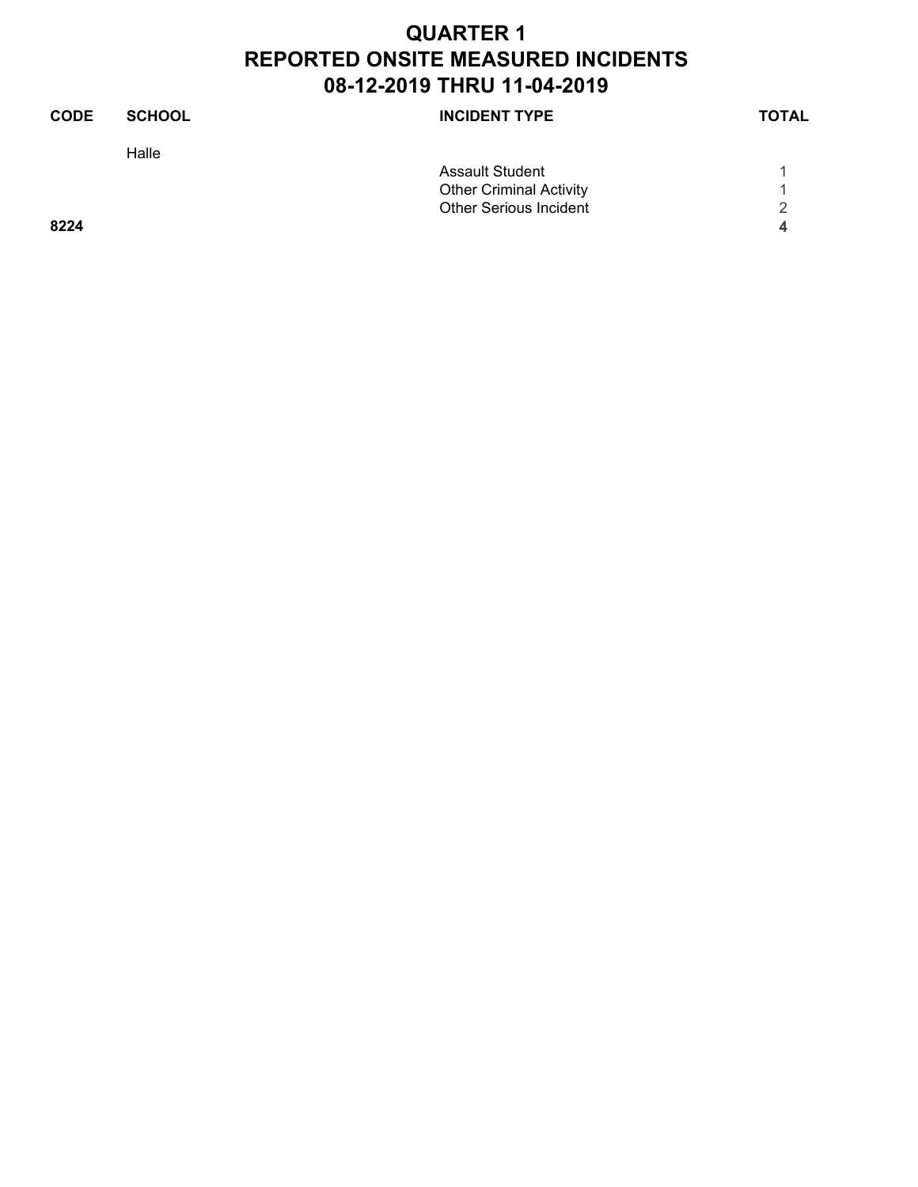# QUARTER 1
# REPORTED ONSITE MEASURED INCIDENTS
# 08-12-2019 THRU 11-04-2019

| CODE | SCHOOL | INCIDENT TYPE | TOTAL |
|---|---|---|---|
| | Halle | | |
| | | Assault Student | 1 |
| | | Other Criminal Activity | 1 |
| | | Other Serious Incident | 2 |
| **8224** | | | **4** |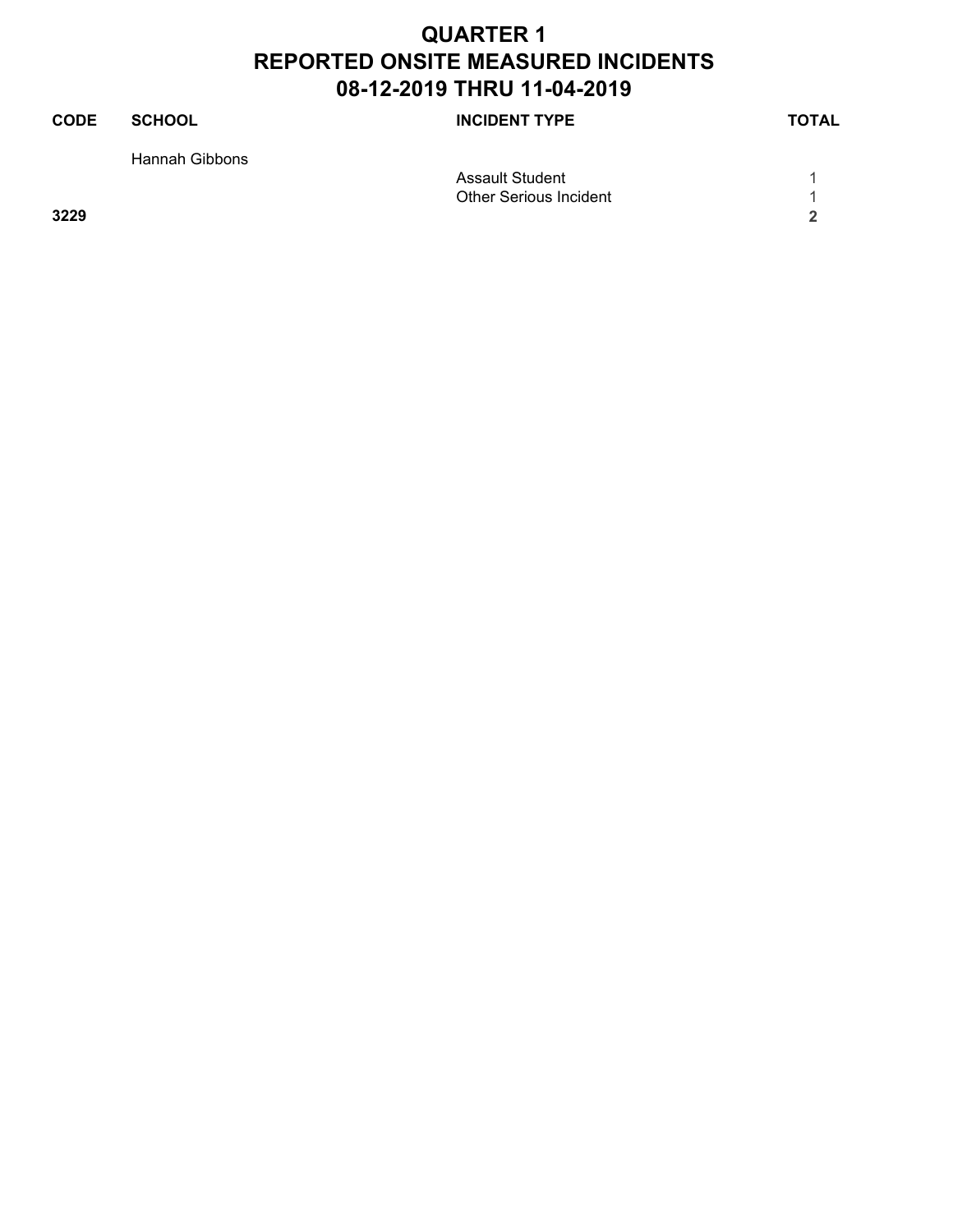# QUARTER 1
# REPORTED ONSITE MEASURED INCIDENTS
# 08-12-2019 THRU 11-04-2019

| CODE | SCHOOL | INCIDENT TYPE | TOTAL |
|---|---|---|---|
| | Hannah Gibbons | | |
| | | Assault Student | 1 |
| | | Other Serious Incident | 1 |
| **3229** | | | **2** |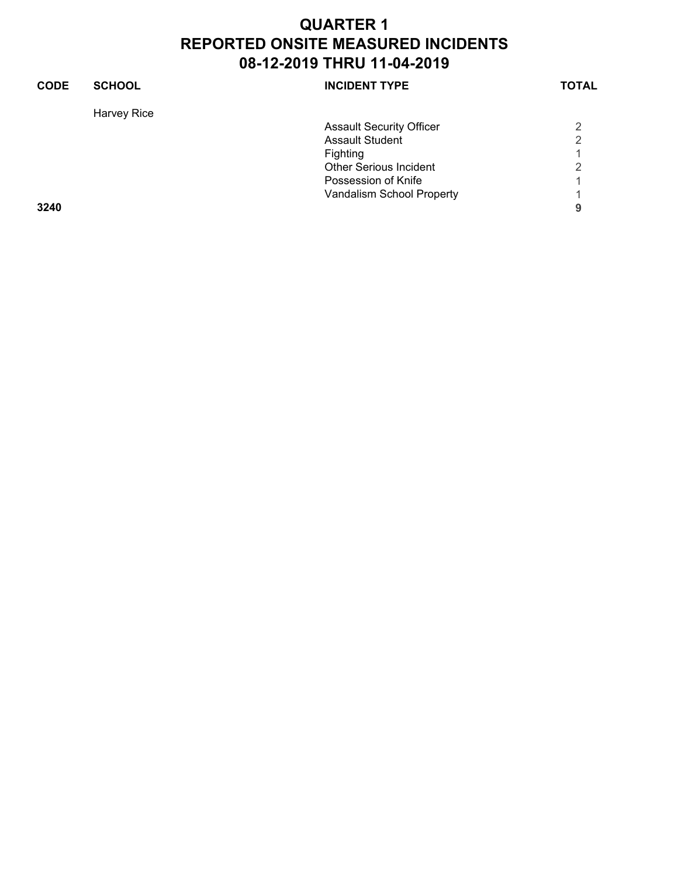# QUARTER 1
# REPORTED ONSITE MEASURED INCIDENTS
# 08-12-2019 THRU 11-04-2019

| CODE | SCHOOL | INCIDENT TYPE | TOTAL |
| --- | --- | --- | --- |
| | Harvey Rice | | |
| | | Assault Security Officer | 2 |
| | | Assault Student | 2 |
| | | Fighting | 1 |
| | | Other Serious Incident | 2 |
| | | Possession of Knife | 1 |
| | | Vandalism School Property | 1 |
| **3240** | | | **9** |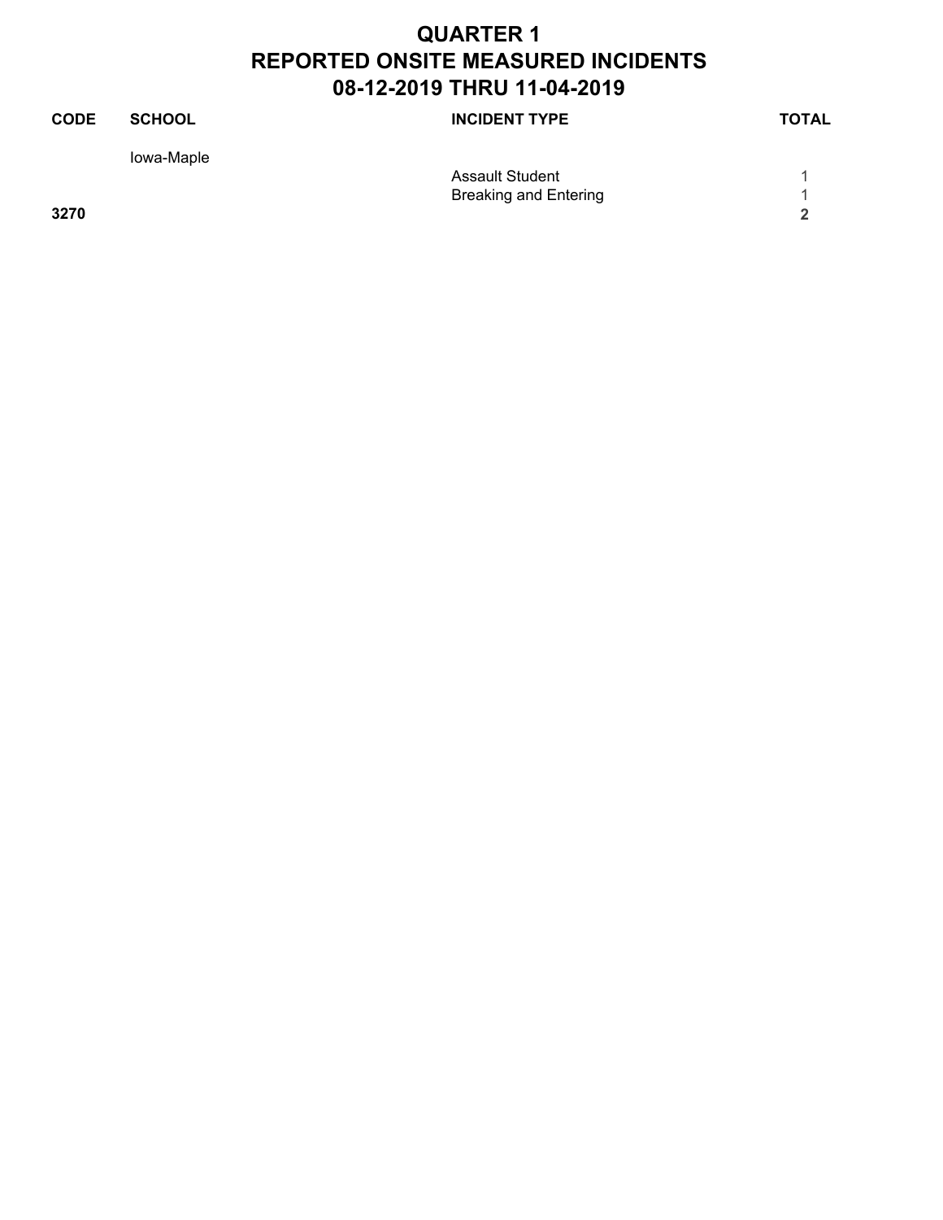# QUARTER 1
# REPORTED ONSITE MEASURED INCIDENTS
# 08-12-2019 THRU 11-04-2019

| CODE | SCHOOL | INCIDENT TYPE | TOTAL |
|---|---|---|---|
| | Iowa-Maple | | |
| | | Assault Student | 1 |
| | | Breaking and Entering | 1 |
| **3270** | | | **2** |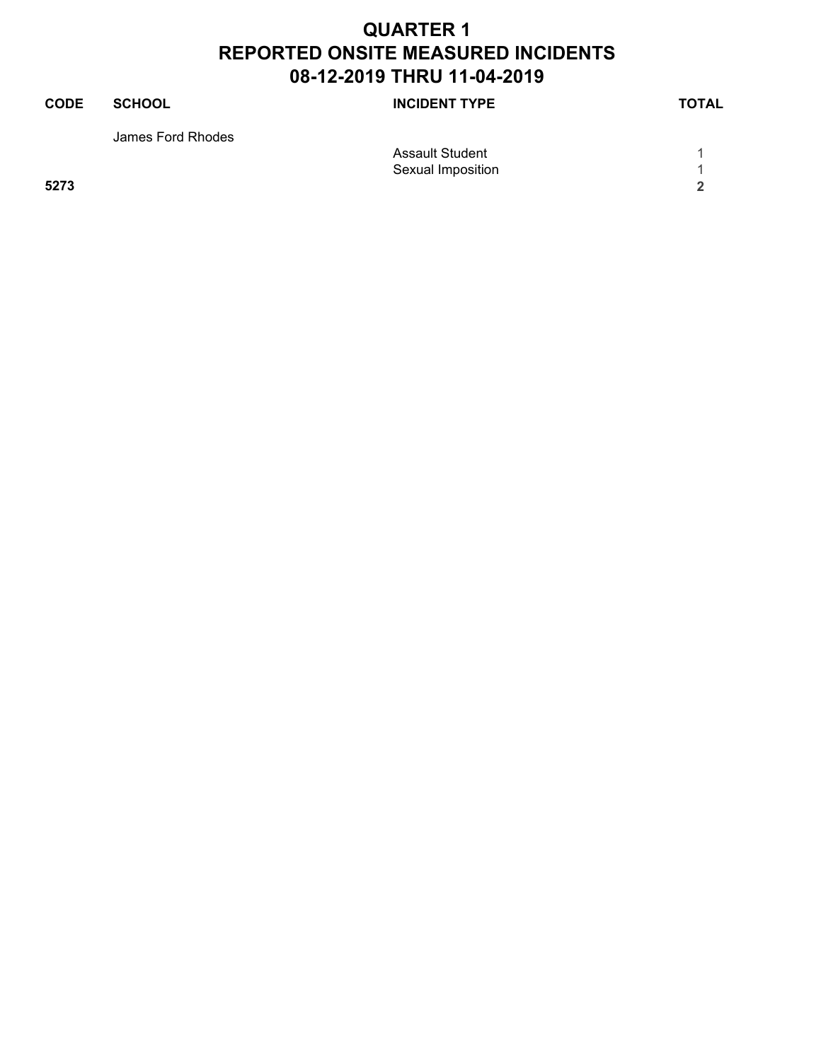# QUARTER 1
# REPORTED ONSITE MEASURED INCIDENTS
# 08-12-2019 THRU 11-04-2019

| CODE | SCHOOL | INCIDENT TYPE | TOTAL |
|---|---|---|---|
| | James Ford Rhodes | | |
| | | Assault Student | 1 |
| | | Sexual Imposition | 1 |
| **5273** | | | **2** |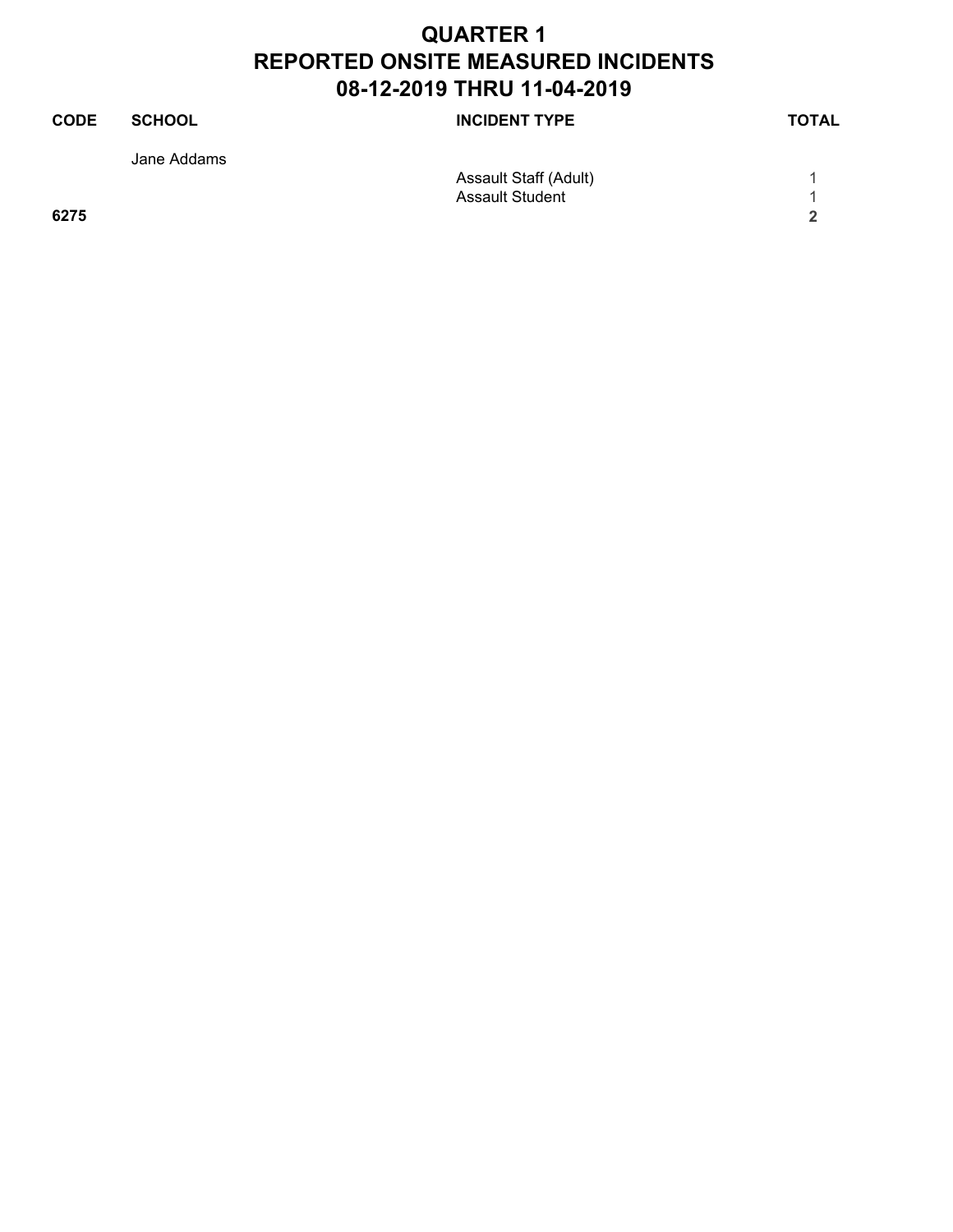# QUARTER 1
# REPORTED ONSITE MEASURED INCIDENTS
# 08-12-2019 THRU 11-04-2019

| CODE | SCHOOL | INCIDENT TYPE | TOTAL |
|---|---|---|---|
| | Jane Addams | | |
| | | Assault Staff (Adult) | 1 |
| | | Assault Student | 1 |
| **6275** | | | **2** |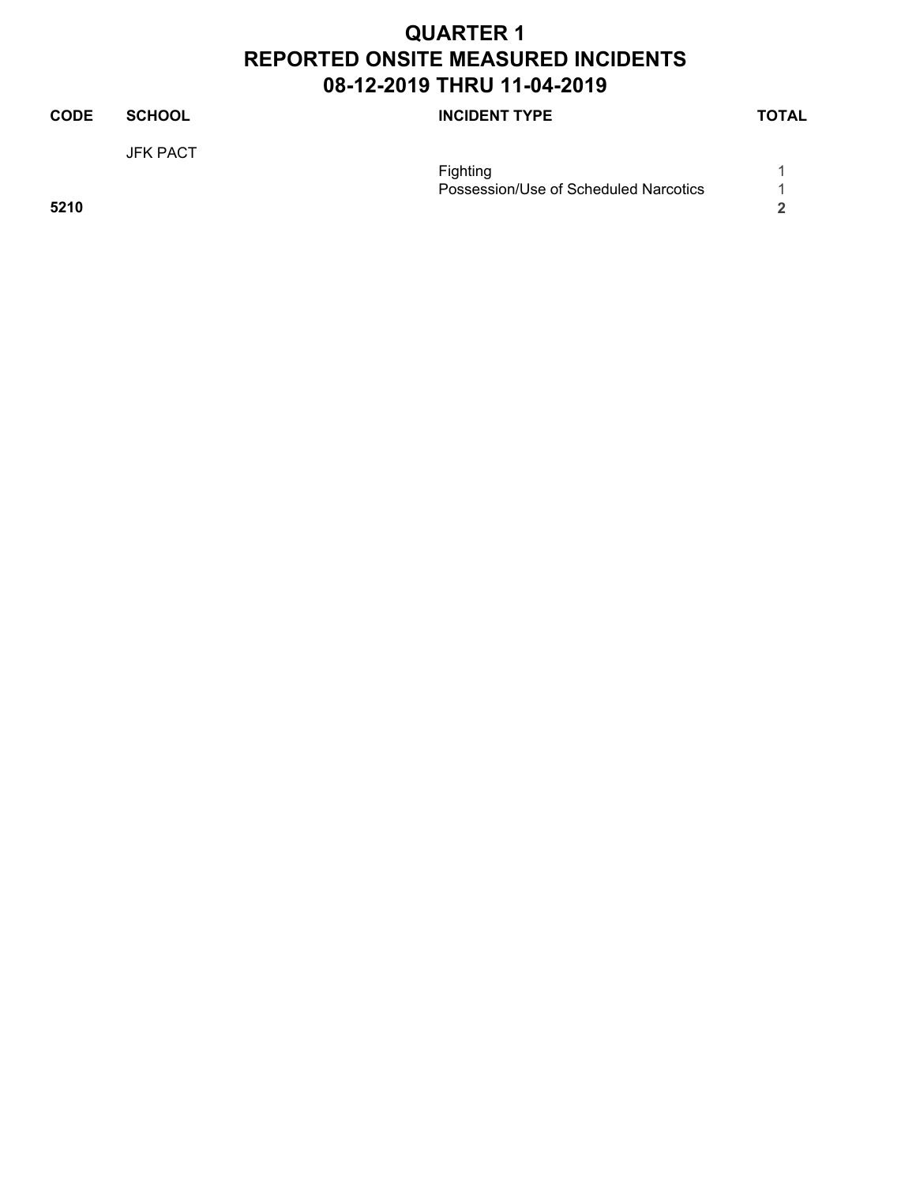# QUARTER 1
# REPORTED ONSITE MEASURED INCIDENTS
# 08-12-2019 THRU 11-04-2019

| CODE | SCHOOL | INCIDENT TYPE | TOTAL |
|---|---|---|---|
| | JFK PACT | | |
| | | Fighting | 1 |
| | | Possession/Use of Scheduled Narcotics | 1 |
| **5210** | | | **2** |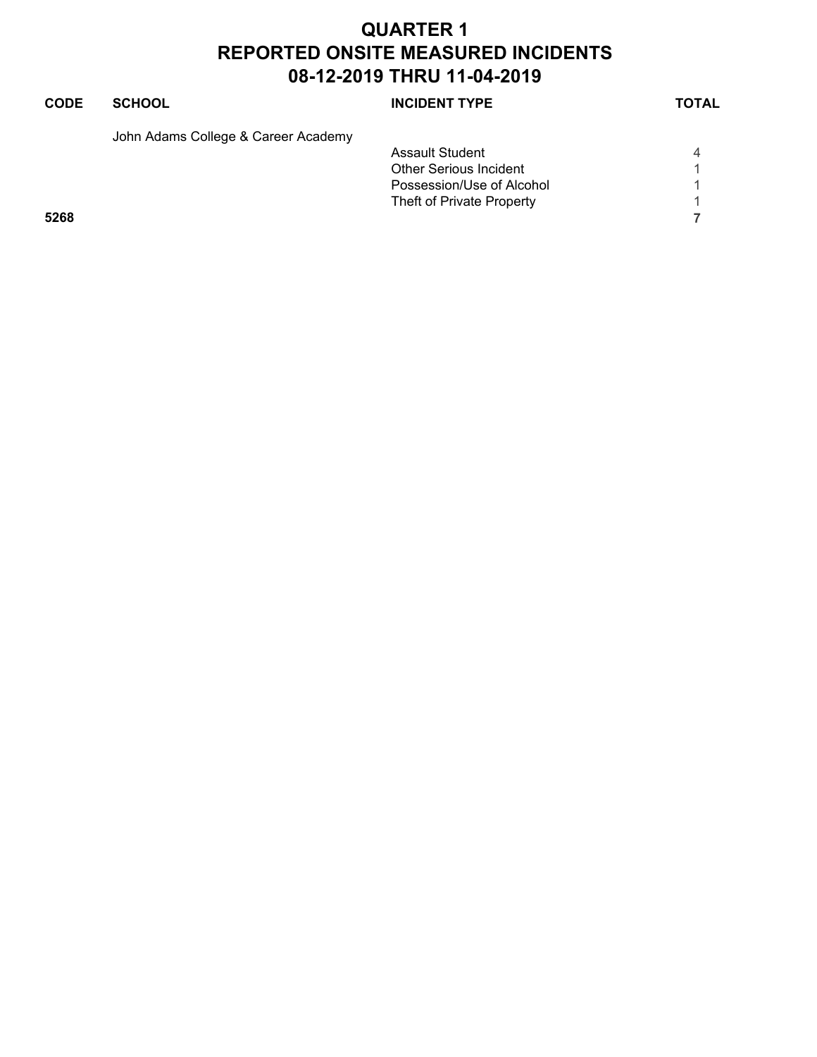# QUARTER 1
# REPORTED ONSITE MEASURED INCIDENTS
# 08-12-2019 THRU 11-04-2019

| CODE | SCHOOL | INCIDENT TYPE | TOTAL |
|---|---|---|---|
| | John Adams College & Career Academy | | |
| | | Assault Student | 4 |
| | | Other Serious Incident | 1 |
| | | Possession/Use of Alcohol | 1 |
| | | Theft of Private Property | 1 |
| **5268** | | | **7** |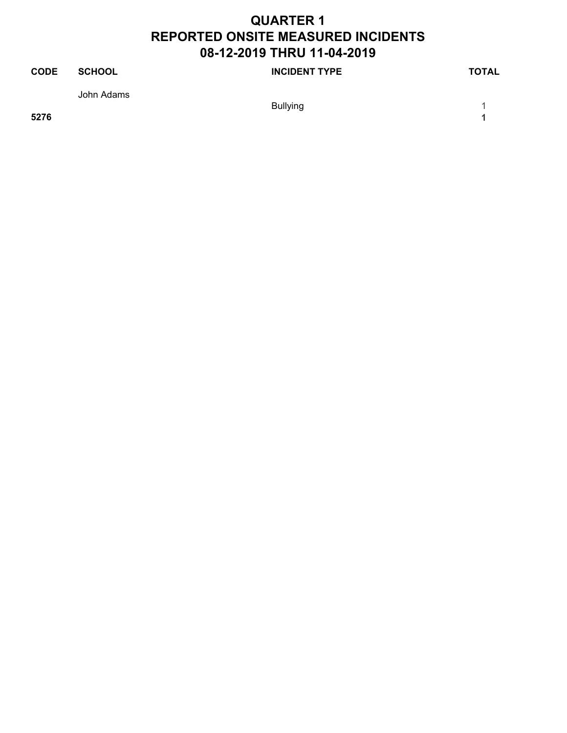# QUARTER 1
# REPORTED ONSITE MEASURED INCIDENTS
# 08-12-2019 THRU 11-04-2019

| CODE | SCHOOL | INCIDENT TYPE | TOTAL |
|---|---|---|---|
| | John Adams | | |
| | | Bullying | 1 |
| **5276** | | | **1** |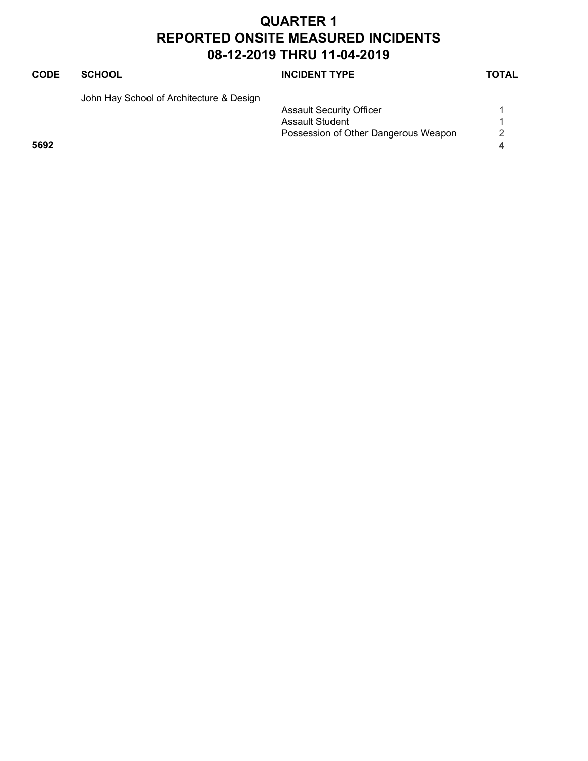# QUARTER 1
# REPORTED ONSITE MEASURED INCIDENTS
# 08-12-2019 THRU 11-04-2019

| CODE | SCHOOL | INCIDENT TYPE | TOTAL |
|---|---|---|---|
| | John Hay School of Architecture & Design | | |
| | | Assault Security Officer | 1 |
| | | Assault Student | 1 |
| | | Possession of Other Dangerous Weapon | 2 |
| **5692** | | | **4** |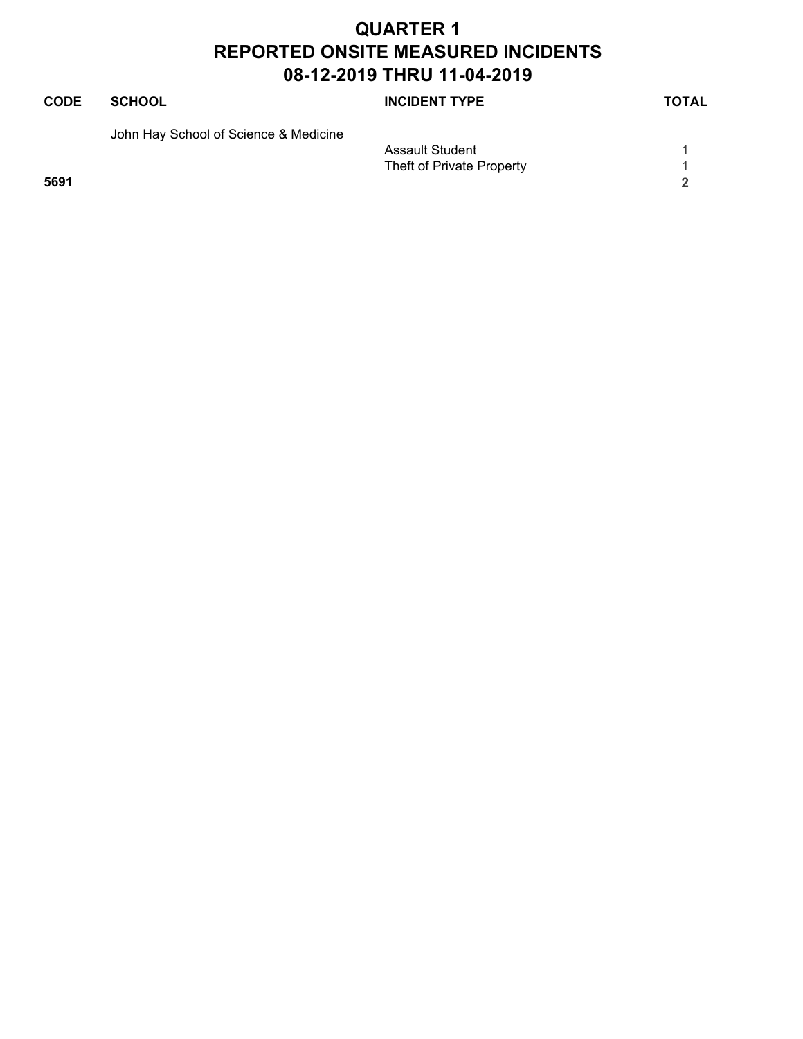# QUARTER 1
# REPORTED ONSITE MEASURED INCIDENTS
# 08-12-2019 THRU 11-04-2019

| CODE | SCHOOL | INCIDENT TYPE | TOTAL |
|---|---|---|---|
| | John Hay School of Science & Medicine | | |
| | | Assault Student | 1 |
| | | Theft of Private Property | 1 |
| **5691** | | | **2** |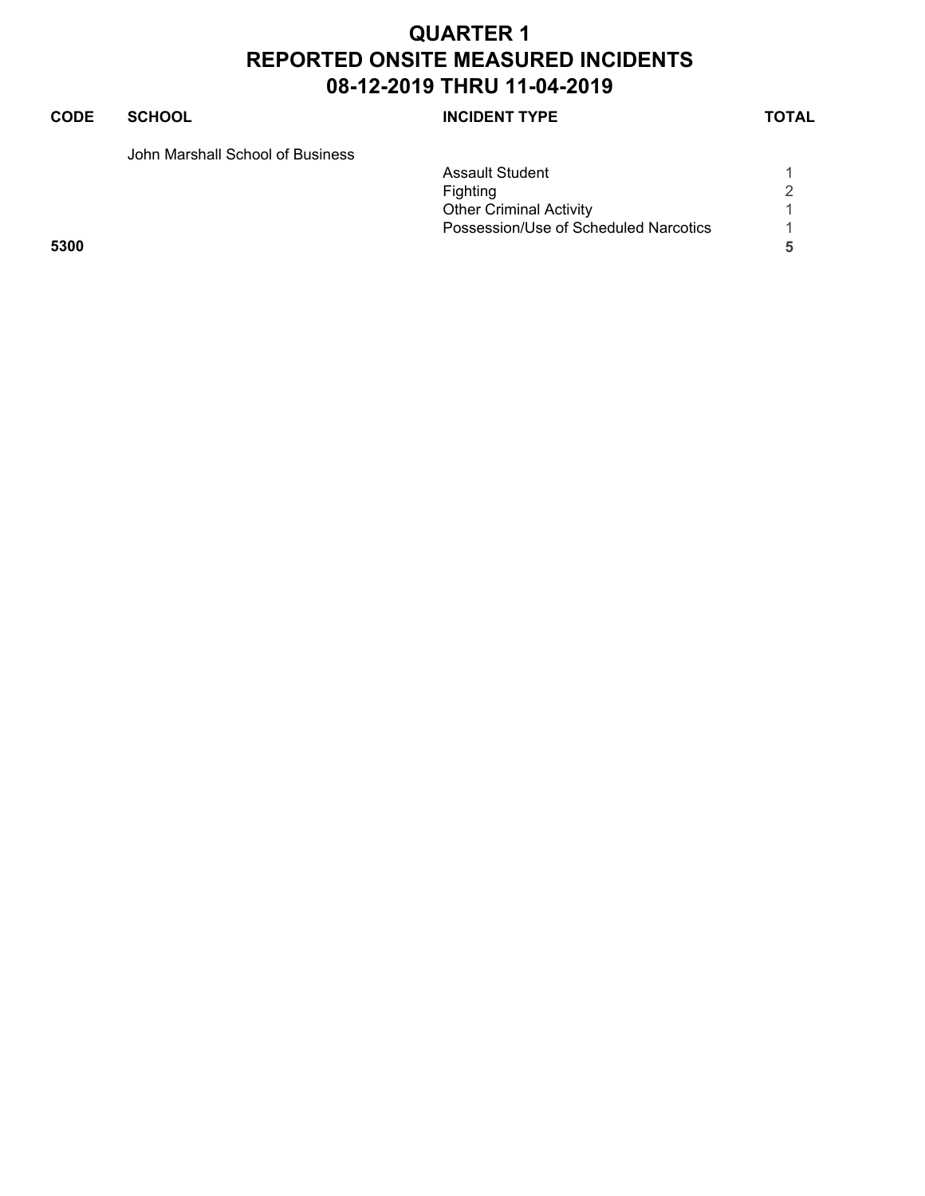# QUARTER 1
# REPORTED ONSITE MEASURED INCIDENTS
# 08-12-2019 THRU 11-04-2019

| CODE | SCHOOL | INCIDENT TYPE | TOTAL |
|---|---|---|---|
| | John Marshall School of Business | | |
| | | Assault Student | 1 |
| | | Fighting | 2 |
| | | Other Criminal Activity | 1 |
| | | Possession/Use of Scheduled Narcotics | 1 |
| **5300** | | | **5** |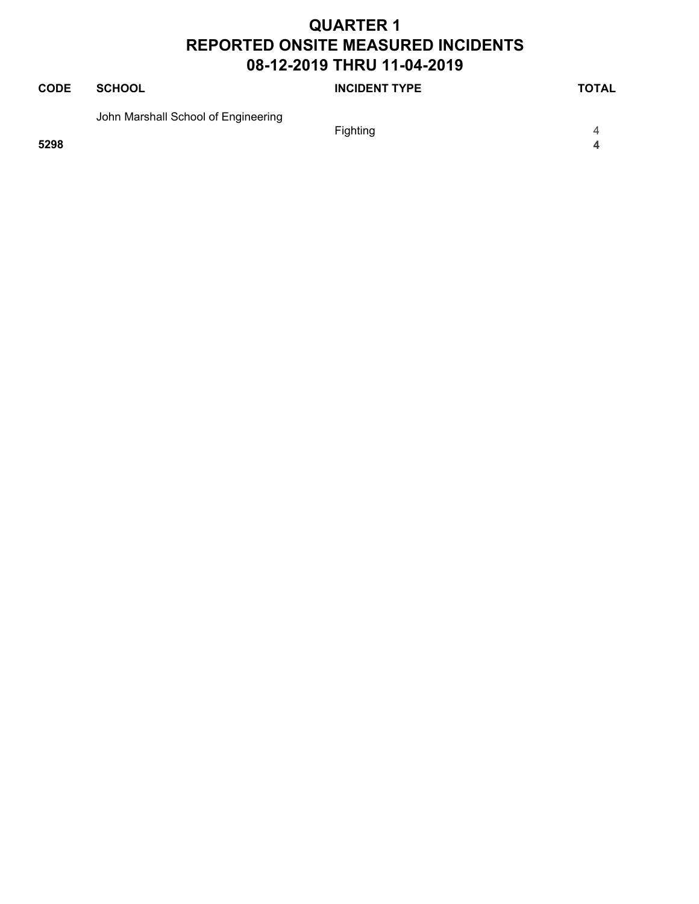# QUARTER 1
# REPORTED ONSITE MEASURED INCIDENTS
# 08-12-2019 THRU 11-04-2019

| CODE | SCHOOL | INCIDENT TYPE | TOTAL |
|---|---|---|---|
| | John Marshall School of Engineering | | |
| | | Fighting | 4 |
| **5298** | | | **4** |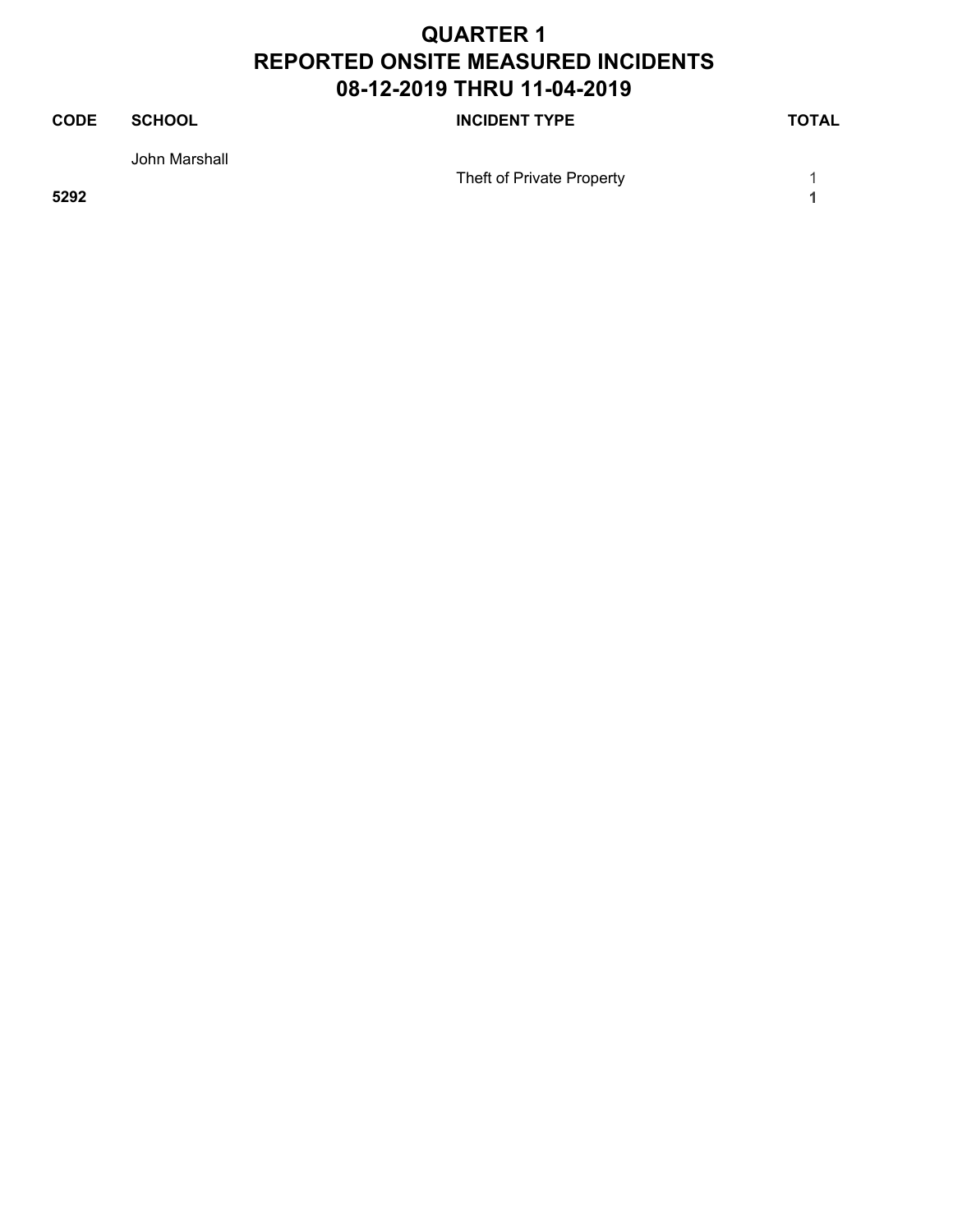# QUARTER 1
# REPORTED ONSITE MEASURED INCIDENTS
# 08-12-2019 THRU 11-04-2019

| CODE | SCHOOL | INCIDENT TYPE | TOTAL |
|---|---|---|---|
| | John Marshall | | |
| | | Theft of Private Property | 1 |
| **5292** | | | **1** |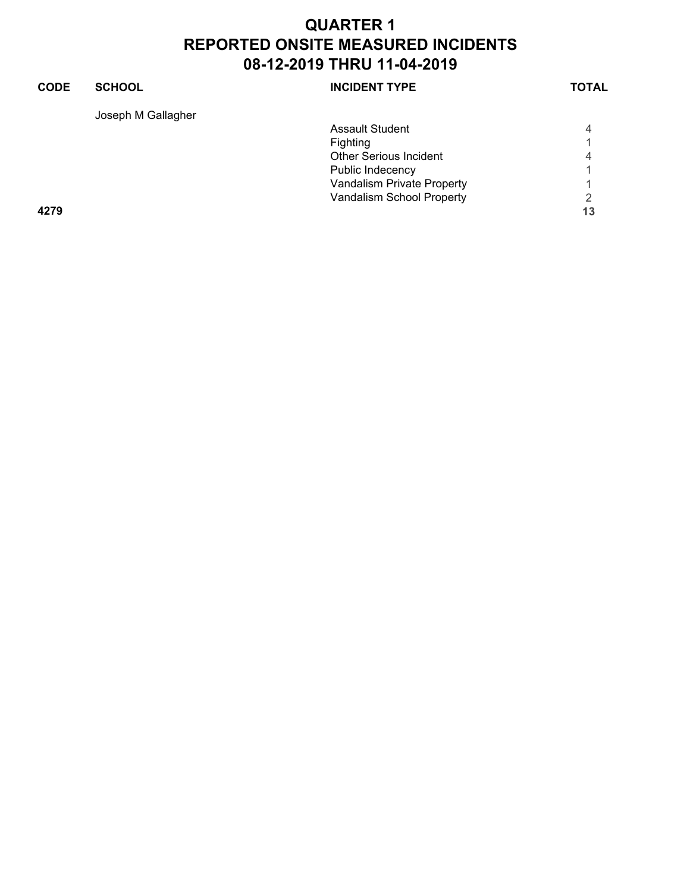# QUARTER 1
# REPORTED ONSITE MEASURED INCIDENTS
# 08-12-2019 THRU 11-04-2019

| CODE | SCHOOL | INCIDENT TYPE | TOTAL |
|---|---|---|---|
| | Joseph M Gallagher | | |
| | | Assault Student | 4 |
| | | Fighting | 1 |
| | | Other Serious Incident | 4 |
| | | Public Indecency | 1 |
| | | Vandalism Private Property | 1 |
| | | Vandalism School Property | 2 |
| **4279** | | | **13** |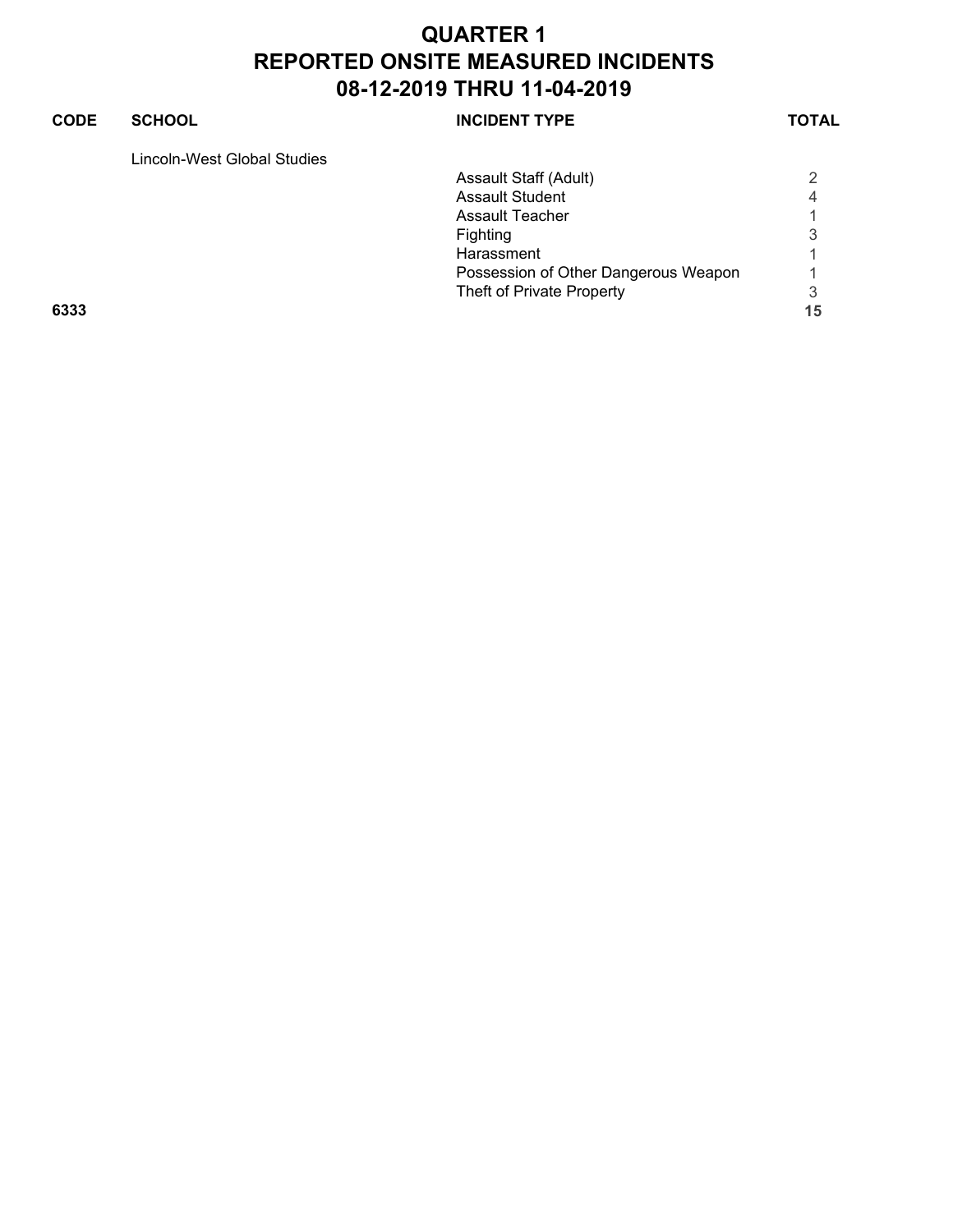# QUARTER 1
# REPORTED ONSITE MEASURED INCIDENTS
# 08-12-2019 THRU 11-04-2019

| CODE | SCHOOL | INCIDENT TYPE | TOTAL |
|---|---|---|---|
| | Lincoln-West Global Studies | | |
| | | Assault Staff (Adult) | 2 |
| | | Assault Student | 4 |
| | | Assault Teacher | 1 |
| | | Fighting | 3 |
| | | Harassment | 1 |
| | | Possession of Other Dangerous Weapon | 1 |
| | | Theft of Private Property | 3 |
| **6333** | | | **15** |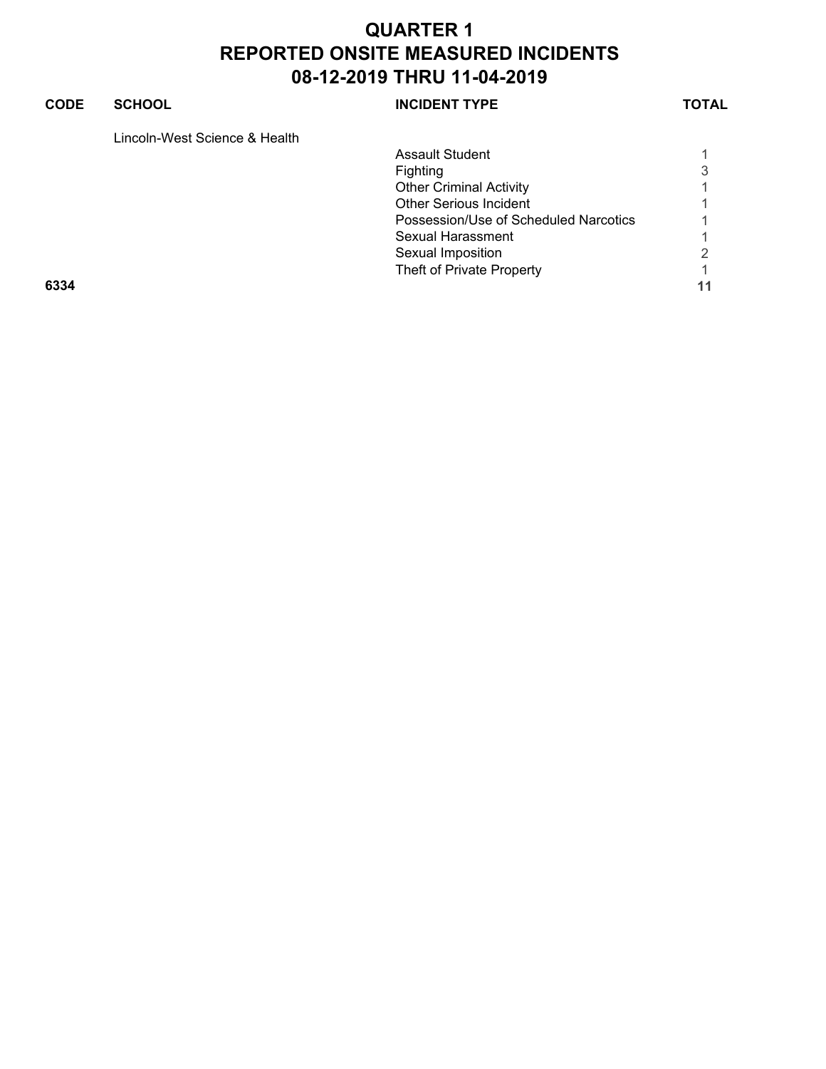# QUARTER 1
# REPORTED ONSITE MEASURED INCIDENTS
# 08-12-2019 THRU 11-04-2019

| CODE | SCHOOL | INCIDENT TYPE | TOTAL |
|---|---|---|---|
| | Lincoln-West Science & Health | | |
| | | Assault Student | 1 |
| | | Fighting | 3 |
| | | Other Criminal Activity | 1 |
| | | Other Serious Incident | 1 |
| | | Possession/Use of Scheduled Narcotics | 1 |
| | | Sexual Harassment | 1 |
| | | Sexual Imposition | 2 |
| | | Theft of Private Property | 1 |
| **6334** | | | **11** |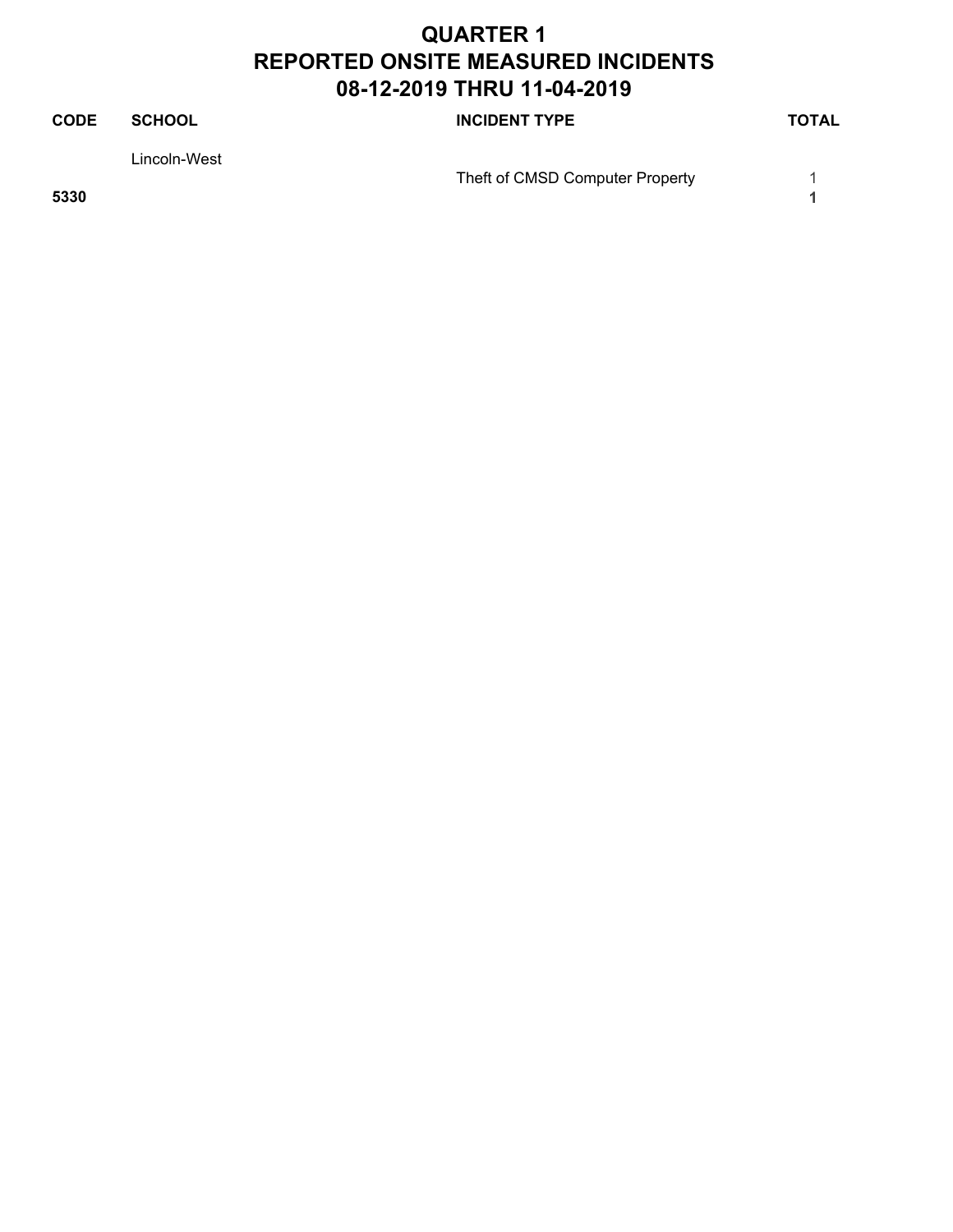# QUARTER 1
# REPORTED ONSITE MEASURED INCIDENTS
# 08-12-2019 THRU 11-04-2019

| CODE | SCHOOL | INCIDENT TYPE | TOTAL |
|---|---|---|---|
| | Lincoln-West | | |
| | | Theft of CMSD Computer Property | 1 |
| **5330** | | | **1** |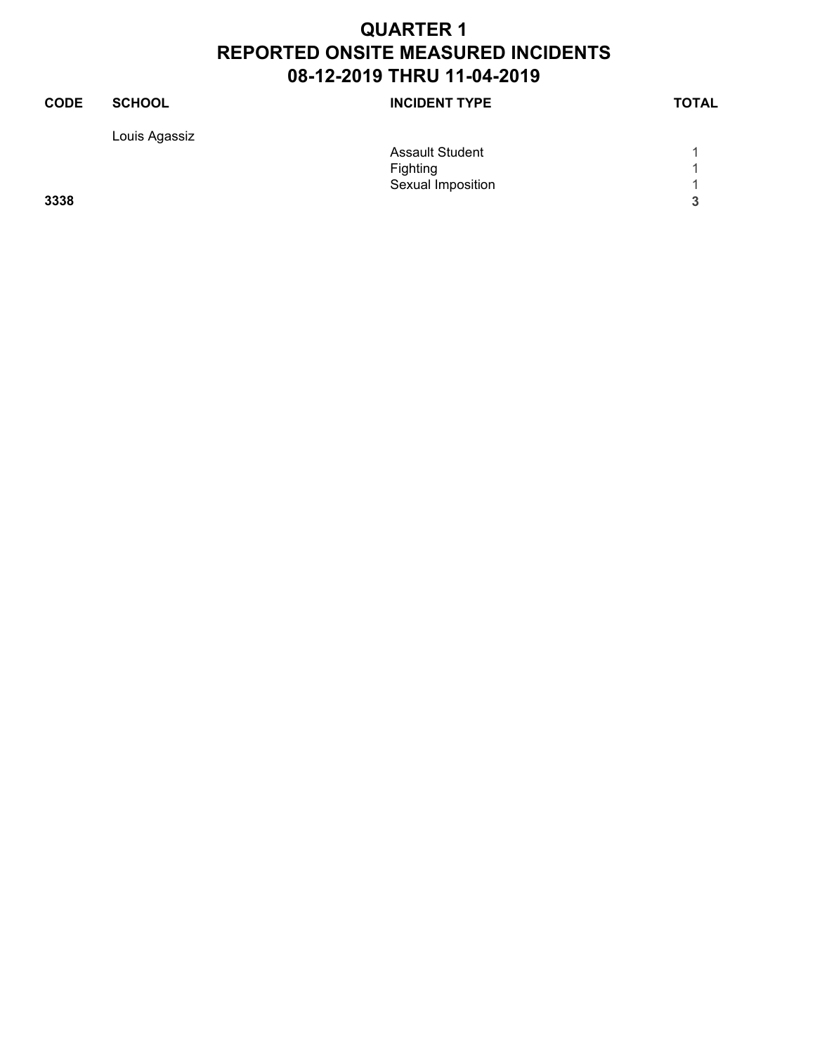# QUARTER 1
# REPORTED ONSITE MEASURED INCIDENTS
# 08-12-2019 THRU 11-04-2019

| CODE | SCHOOL | INCIDENT TYPE | TOTAL |
|---|---|---|---|
| | Louis Agassiz | | |
| | | Assault Student | 1 |
| | | Fighting | 1 |
| | | Sexual Imposition | 1 |
| **3338** | | | **3** |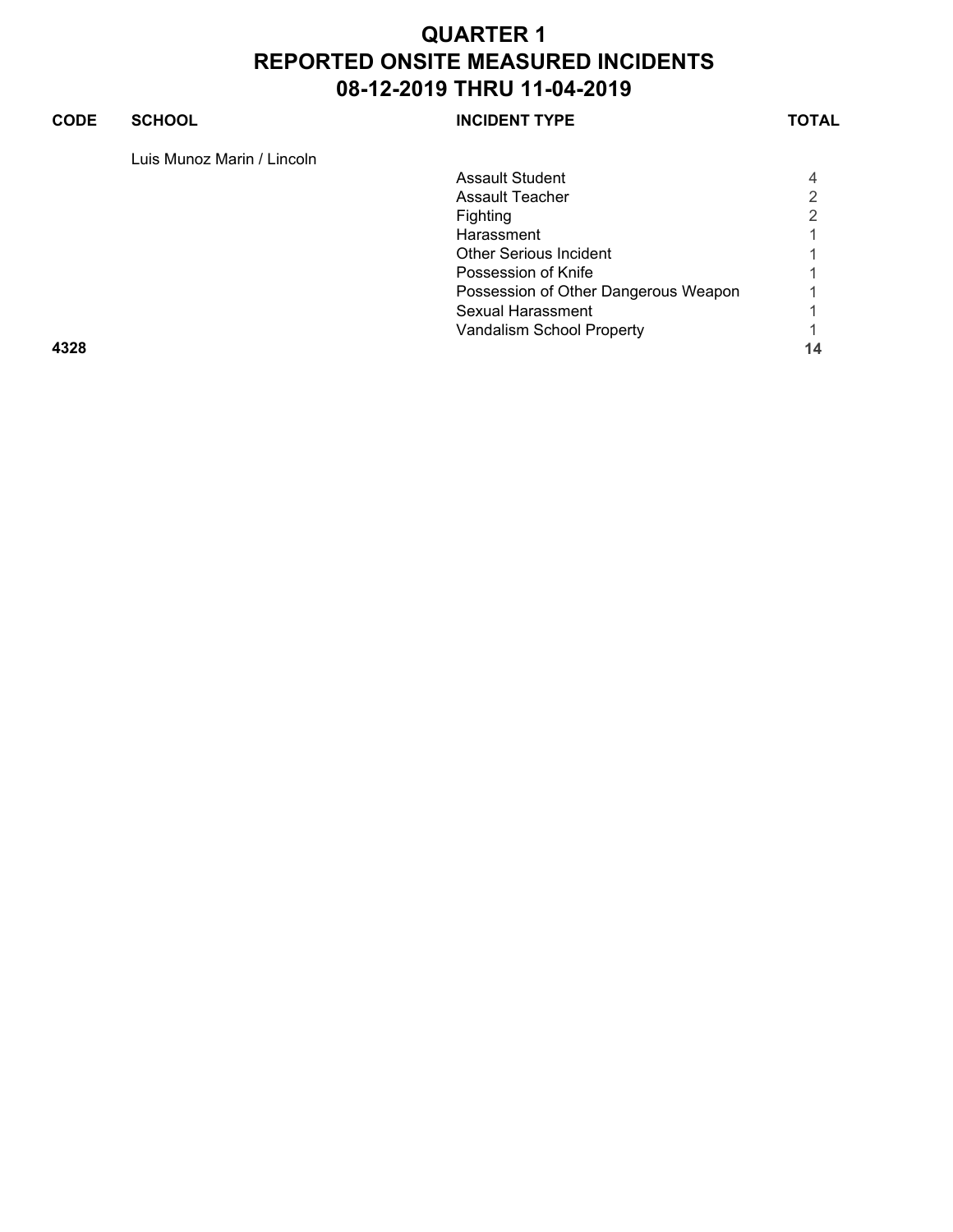# QUARTER 1
# REPORTED ONSITE MEASURED INCIDENTS
# 08-12-2019 THRU 11-04-2019

| CODE | SCHOOL | INCIDENT TYPE | TOTAL |
|---|---|---|---|
| | Luis Munoz Marin / Lincoln | | |
| | | Assault Student | 4 |
| | | Assault Teacher | 2 |
| | | Fighting | 2 |
| | | Harassment | 1 |
| | | Other Serious Incident | 1 |
| | | Possession of Knife | 1 |
| | | Possession of Other Dangerous Weapon | 1 |
| | | Sexual Harassment | 1 |
| | | Vandalism School Property | 1 |
| **4328** | | | **14** |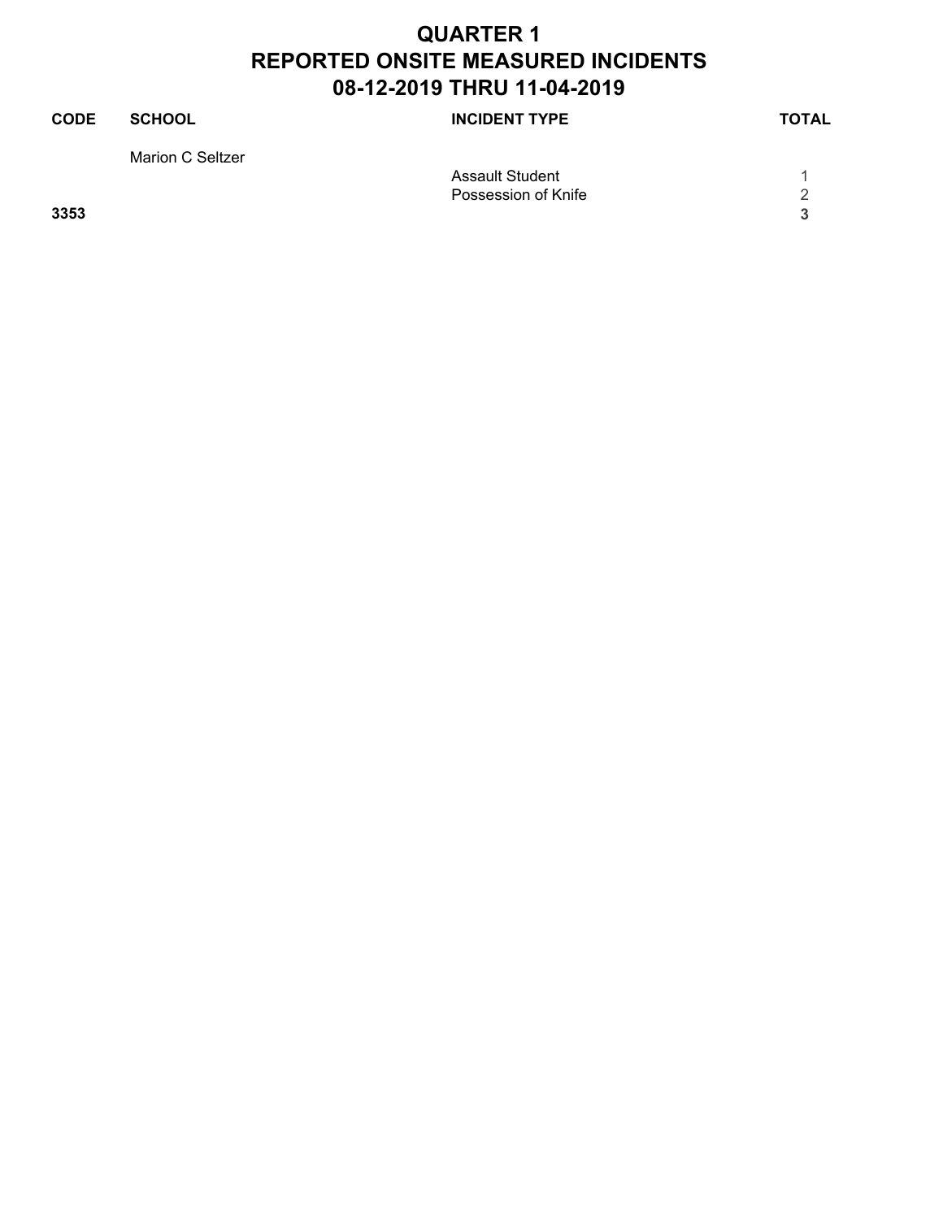# QUARTER 1
# REPORTED ONSITE MEASURED INCIDENTS
# 08-12-2019 THRU 11-04-2019

| CODE | SCHOOL | INCIDENT TYPE | TOTAL |
|---|---|---|---|
| | Marion C Seltzer | | |
| | | Assault Student | 1 |
| | | Possession of Knife | 2 |
| **3353** | | | **3** |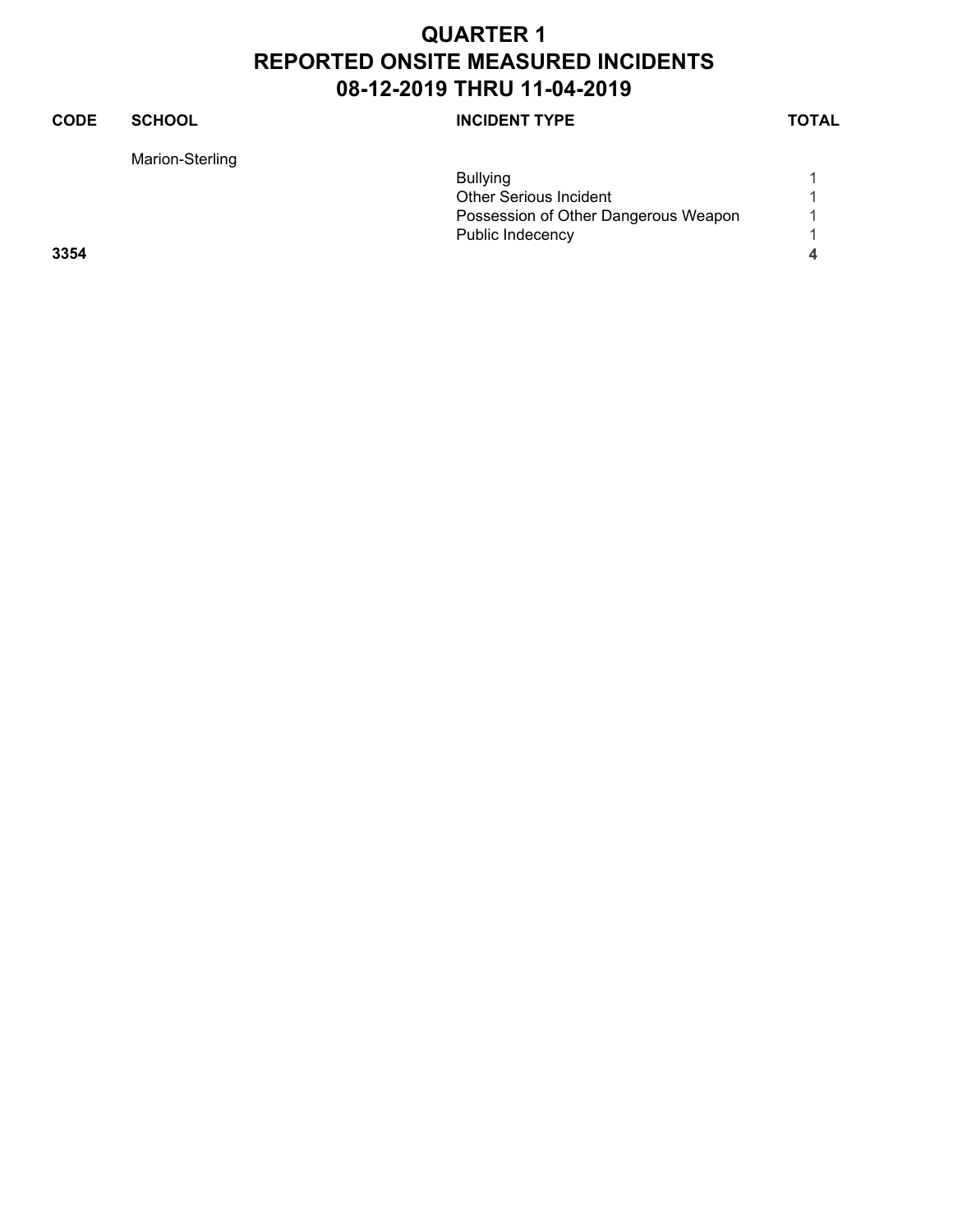# QUARTER 1
# REPORTED ONSITE MEASURED INCIDENTS
# 08-12-2019 THRU 11-04-2019

| CODE | SCHOOL | INCIDENT TYPE | TOTAL |
|---|---|---|---|
| | Marion-Sterling | | |
| | | Bullying | 1 |
| | | Other Serious Incident | 1 |
| | | Possession of Other Dangerous Weapon | 1 |
| | | Public Indecency | 1 |
| **3354** | | | **4** |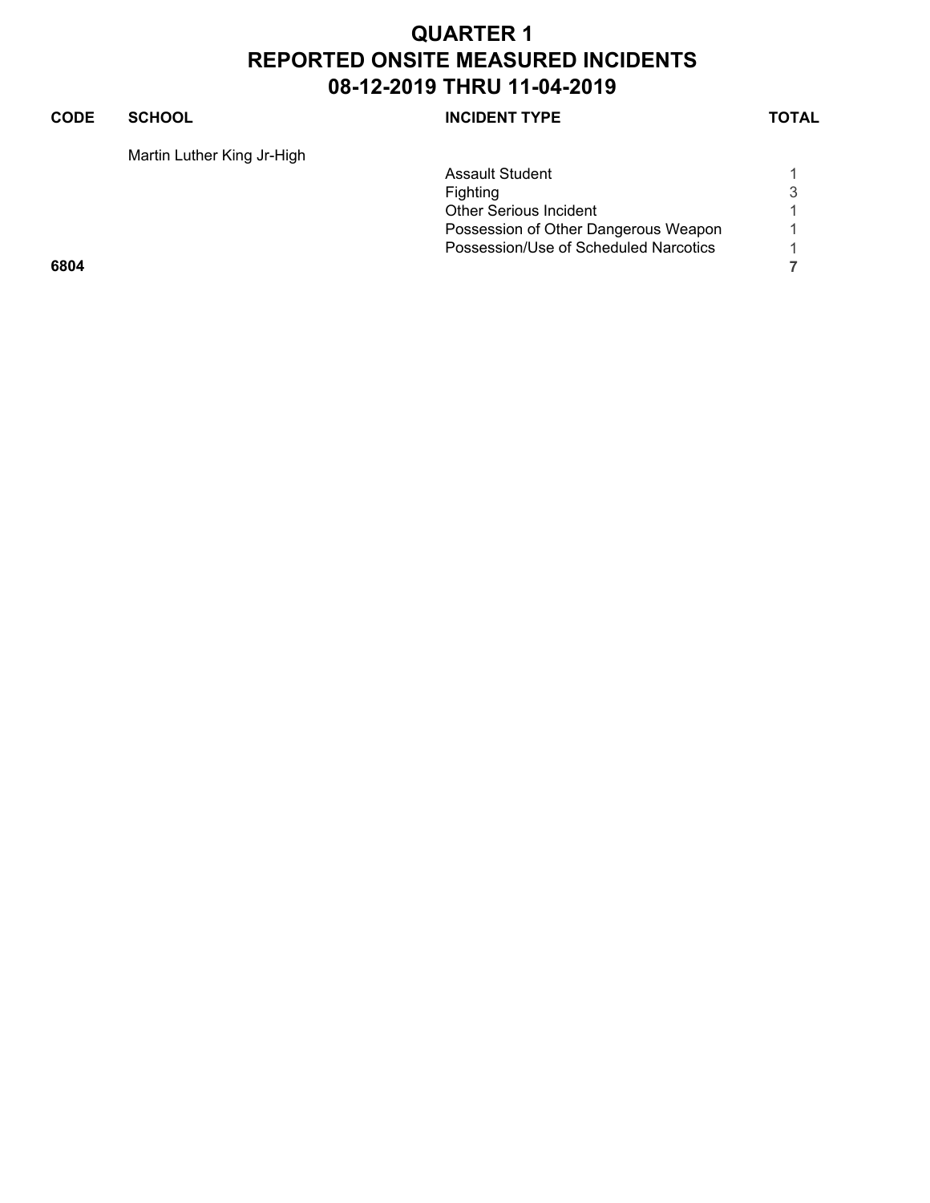# QUARTER 1
# REPORTED ONSITE MEASURED INCIDENTS
# 08-12-2019 THRU 11-04-2019

| CODE | SCHOOL | INCIDENT TYPE | TOTAL |
|---|---|---|---|
| | Martin Luther King Jr-High | | |
| | | Assault Student | 1 |
| | | Fighting | 3 |
| | | Other Serious Incident | 1 |
| | | Possession of Other Dangerous Weapon | 1 |
| | | Possession/Use of Scheduled Narcotics | 1 |
| **6804** | | | **7** |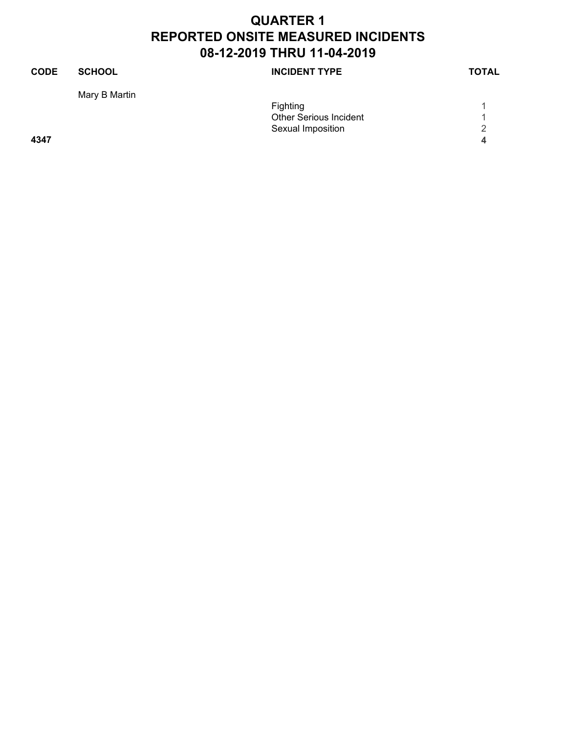# QUARTER 1
# REPORTED ONSITE MEASURED INCIDENTS
# 08-12-2019 THRU 11-04-2019

| CODE | SCHOOL | INCIDENT TYPE | TOTAL |
|---|---|---|---|
| | Mary B Martin | | |
| | | Fighting | 1 |
| | | Other Serious Incident | 1 |
| | | Sexual Imposition | 2 |
| **4347** | | | **4** |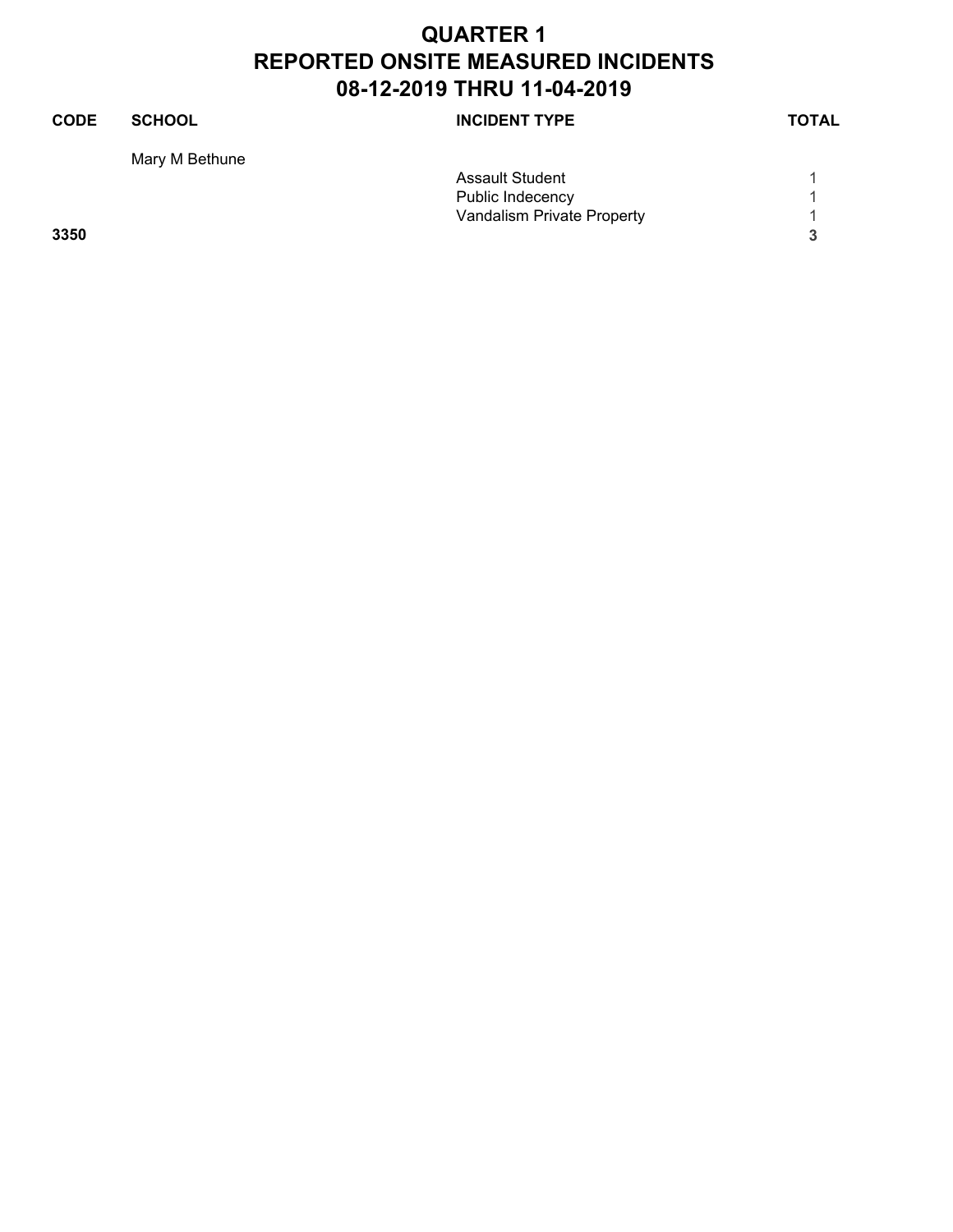# QUARTER 1
# REPORTED ONSITE MEASURED INCIDENTS
# 08-12-2019 THRU 11-04-2019

| CODE | SCHOOL | INCIDENT TYPE | TOTAL |
|---|---|---|---|
| | Mary M Bethune | | |
| | | Assault Student | 1 |
| | | Public Indecency | 1 |
| | | Vandalism Private Property | 1 |
| **3350** | | | **3** |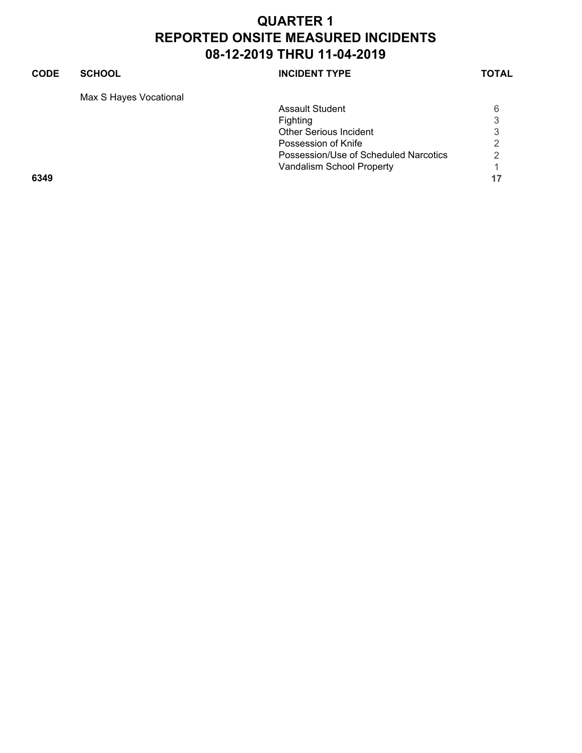# QUARTER 1
# REPORTED ONSITE MEASURED INCIDENTS
# 08-12-2019 THRU 11-04-2019

| CODE | SCHOOL | INCIDENT TYPE | TOTAL |
|---|---|---|---|
| | Max S Hayes Vocational | | |
| | | Assault Student | 6 |
| | | Fighting | 3 |
| | | Other Serious Incident | 3 |
| | | Possession of Knife | 2 |
| | | Possession/Use of Scheduled Narcotics | 2 |
| | | Vandalism School Property | 1 |
| **6349** | | | **17** |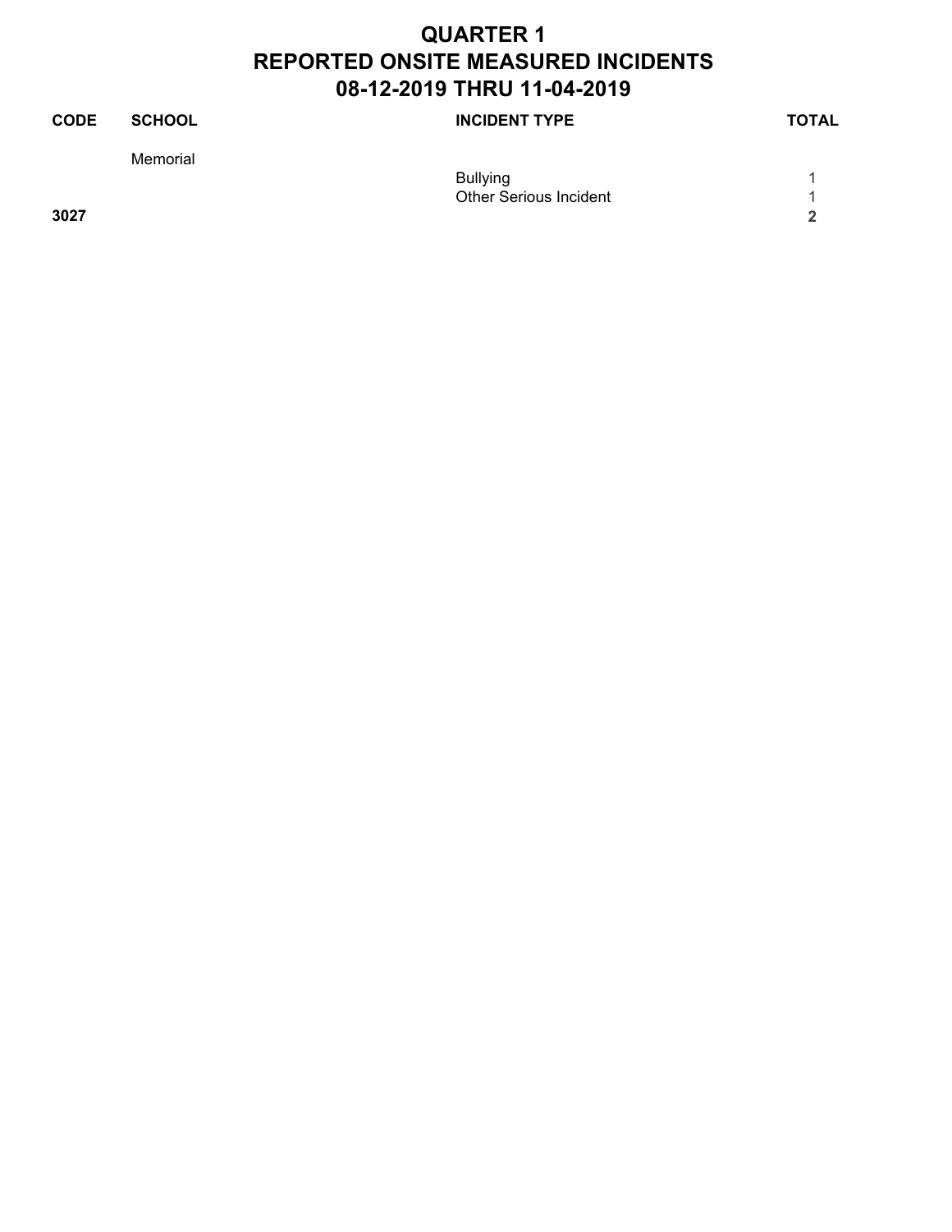# QUARTER 1
# REPORTED ONSITE MEASURED INCIDENTS
# 08-12-2019 THRU 11-04-2019

| CODE | SCHOOL | INCIDENT TYPE | TOTAL |
|---|---|---|---|
| | Memorial | | |
| | | Bullying | 1 |
| | | Other Serious Incident | 1 |
| **3027** | | | **2** |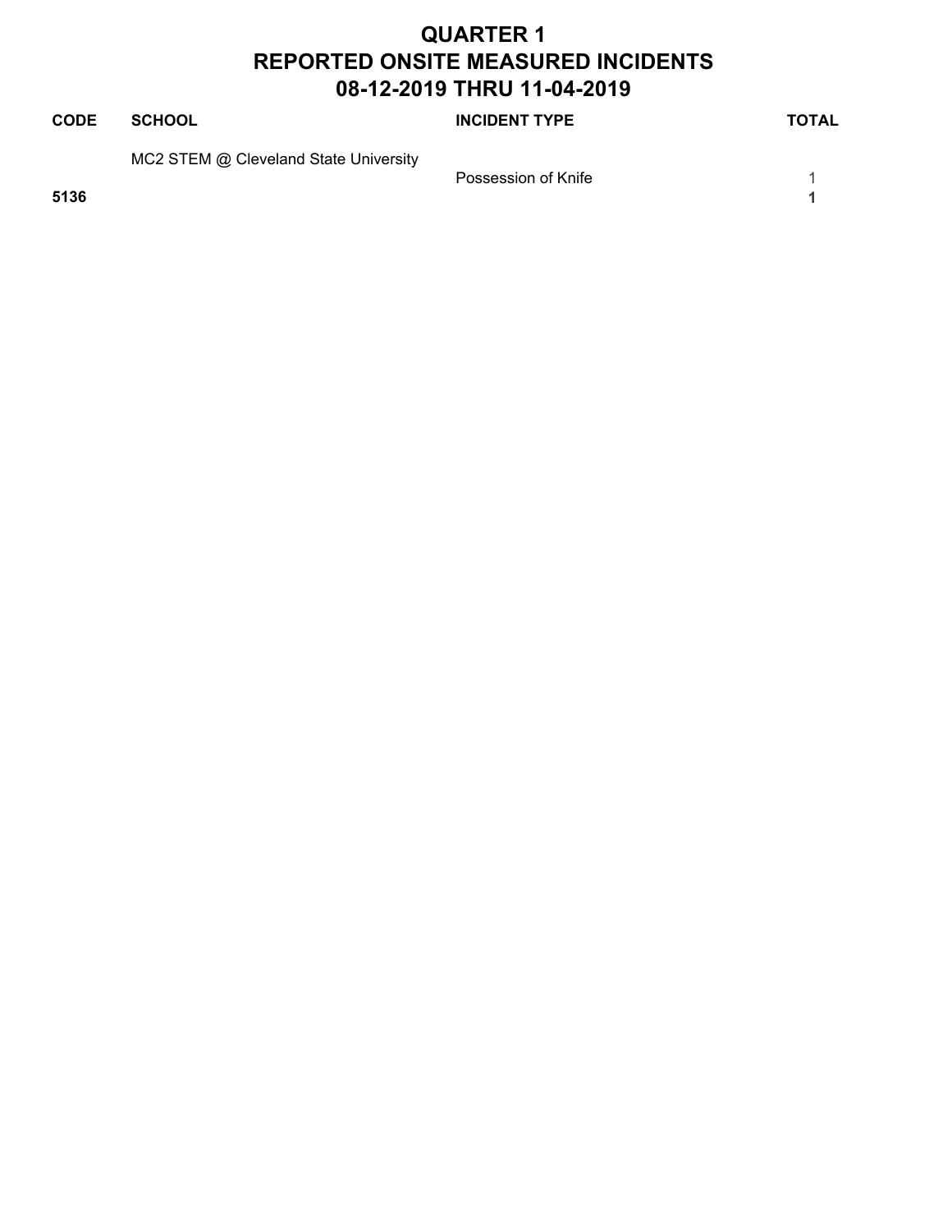# QUARTER 1
# REPORTED ONSITE MEASURED INCIDENTS
# 08-12-2019 THRU 11-04-2019

| CODE | SCHOOL | INCIDENT TYPE | TOTAL |
|---|---|---|---|
| | MC2 STEM @ Cleveland State University | | |
| | | Possession of Knife | 1 |
| **5136** | | | **1** |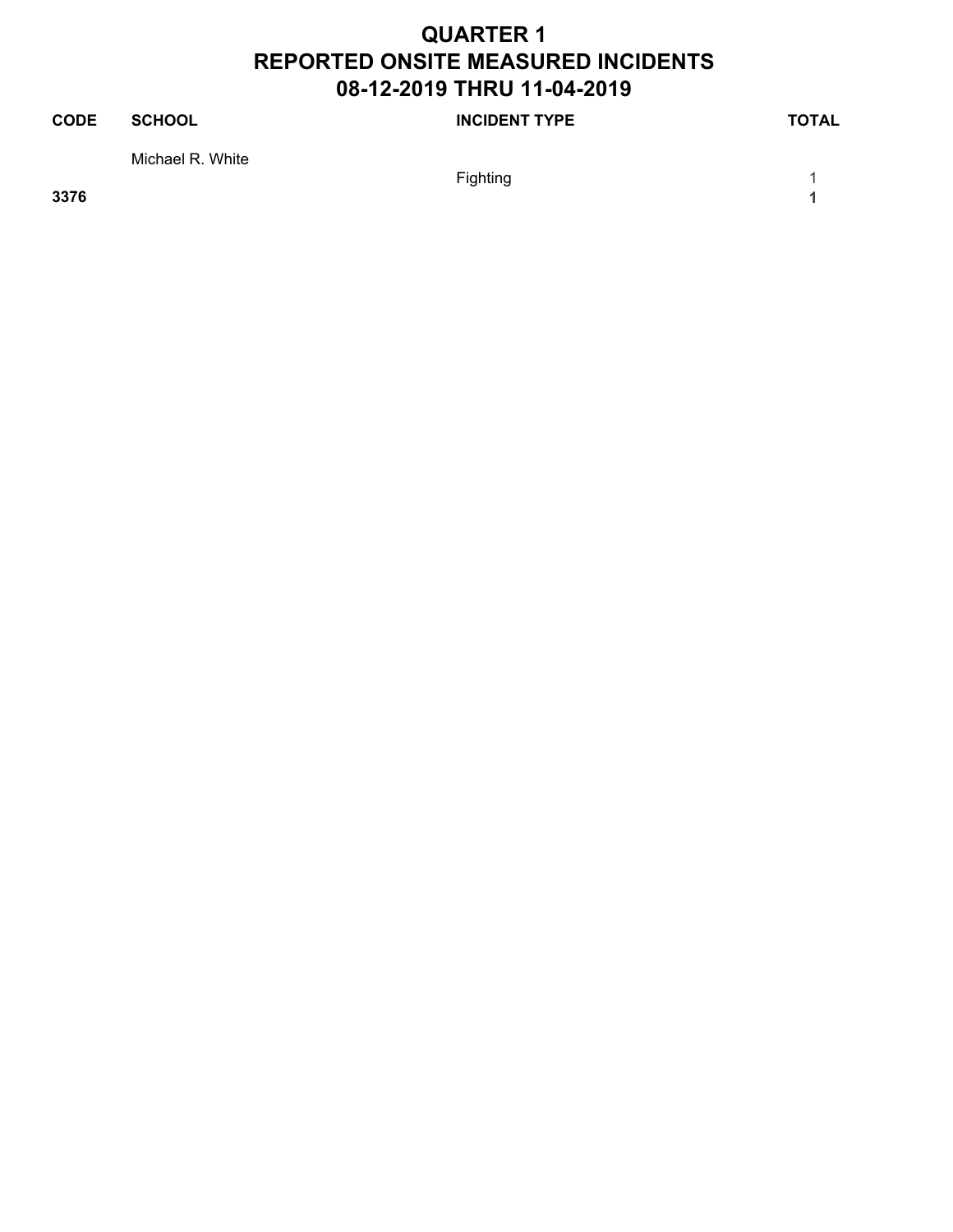# QUARTER 1
# REPORTED ONSITE MEASURED INCIDENTS
# 08-12-2019 THRU 11-04-2019

| CODE | SCHOOL | INCIDENT TYPE | TOTAL |
|---|---|---|---|
| | Michael R. White | | |
| | | Fighting | 1 |
| **3376** | | | **1** |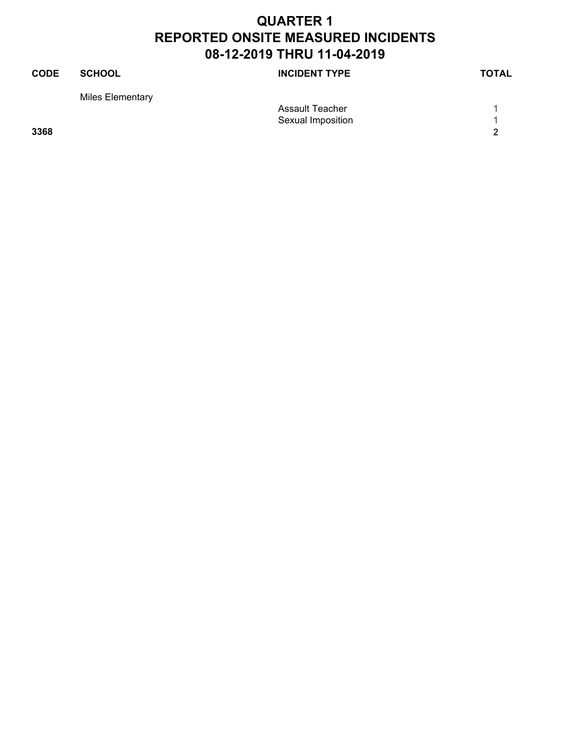# QUARTER 1
# REPORTED ONSITE MEASURED INCIDENTS
# 08-12-2019 THRU 11-04-2019

| CODE | SCHOOL | INCIDENT TYPE | TOTAL |
|---|---|---|---|
| | Miles Elementary | | |
| | | Assault Teacher | 1 |
| | | Sexual Imposition | 1 |
| **3368** | | | **2** |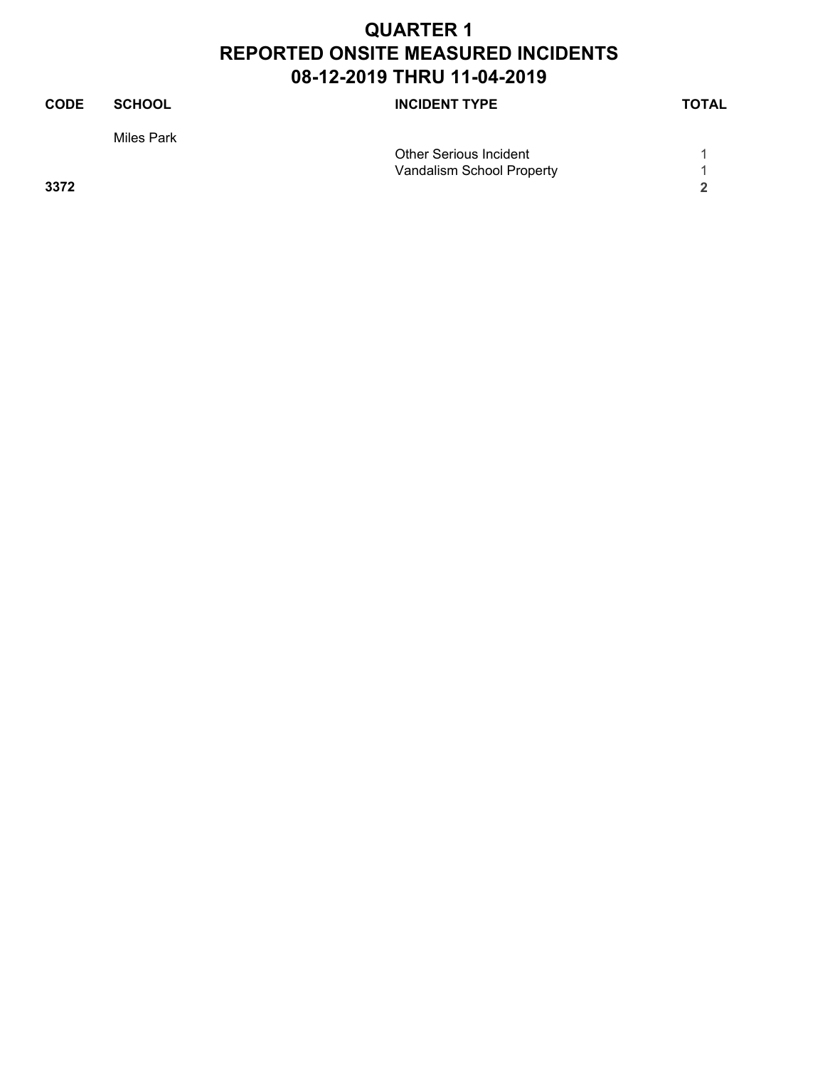# QUARTER 1
# REPORTED ONSITE MEASURED INCIDENTS
# 08-12-2019 THRU 11-04-2019

| CODE | SCHOOL | INCIDENT TYPE | TOTAL |
|---|---|---|---|
| | Miles Park | | |
| | | Other Serious Incident | 1 |
| | | Vandalism School Property | 1 |
| **3372** | | | **2** |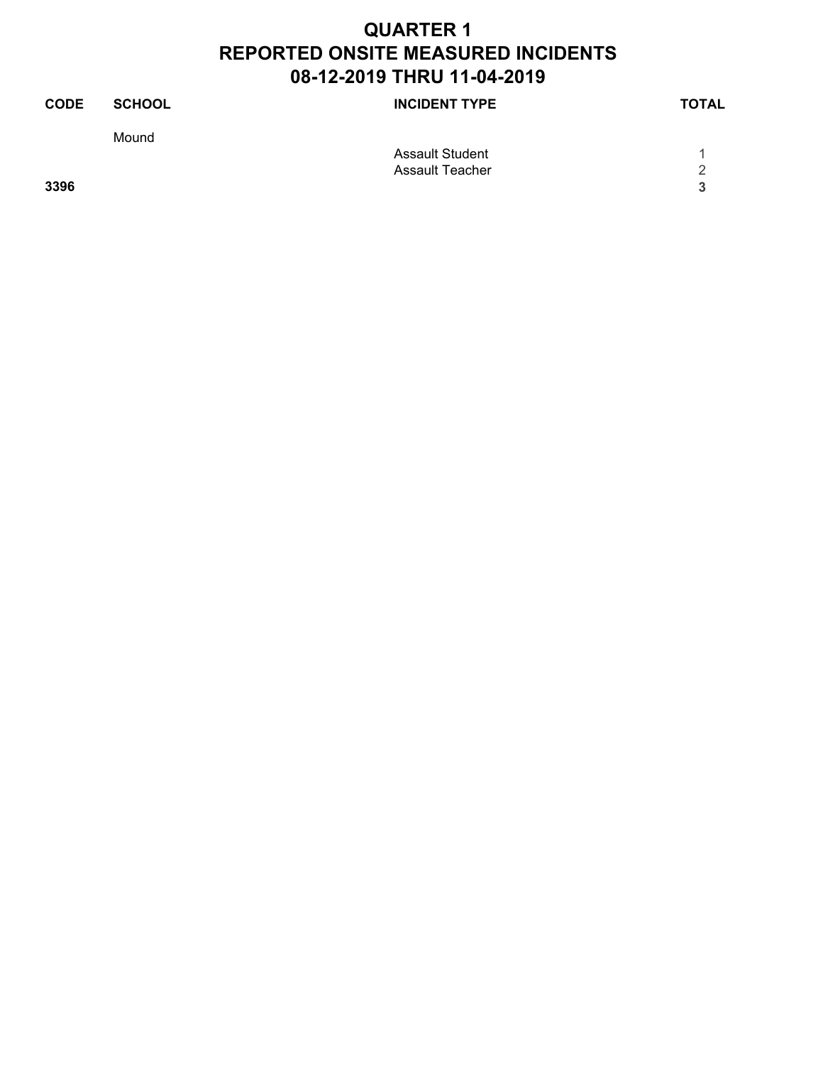# QUARTER 1
# REPORTED ONSITE MEASURED INCIDENTS
# 08-12-2019 THRU 11-04-2019

| CODE | SCHOOL | INCIDENT TYPE | TOTAL |
|---|---|---|---|
| | Mound | | |
| | | Assault Student | 1 |
| | | Assault Teacher | 2 |
| **3396** | | | **3** |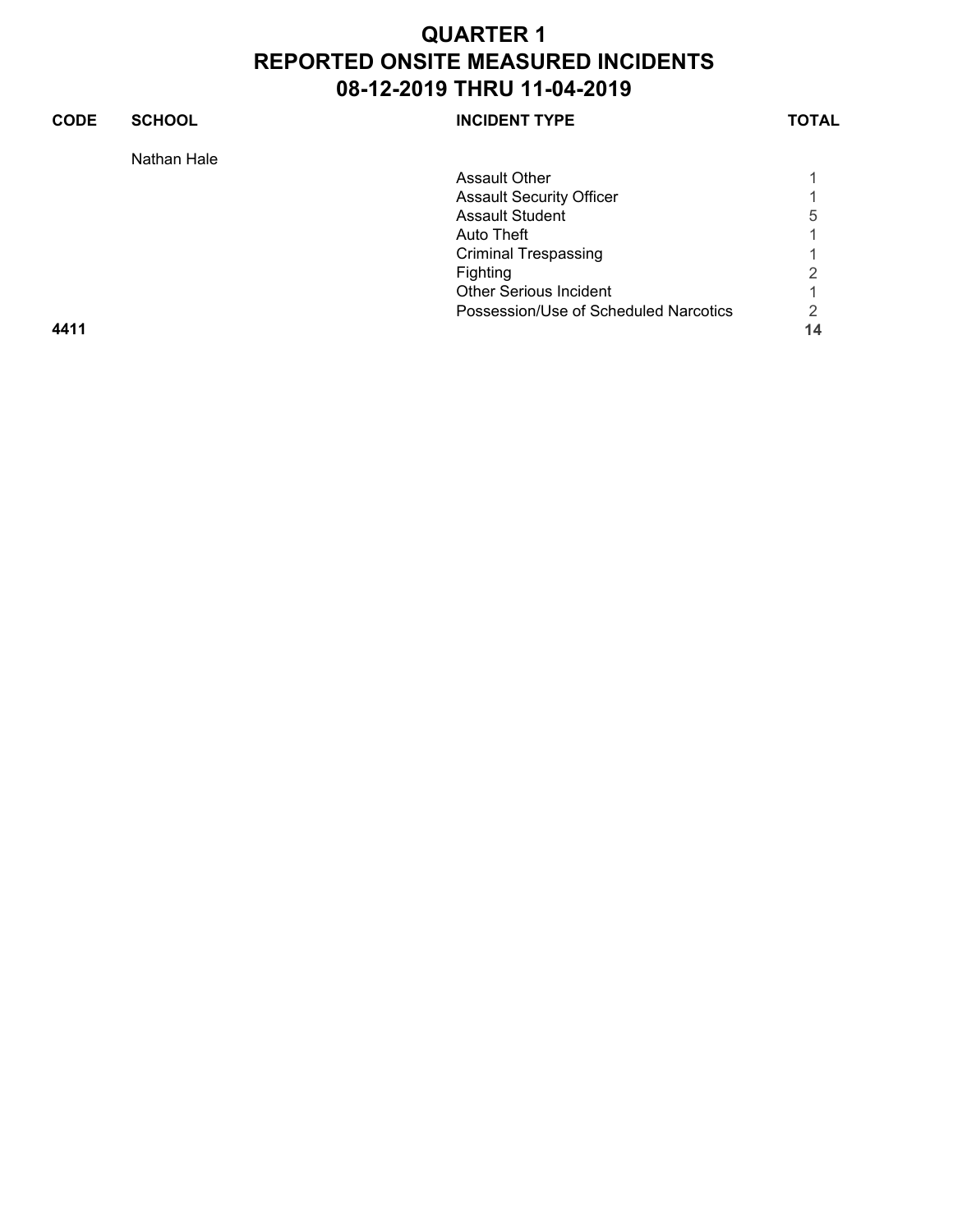# QUARTER 1
# REPORTED ONSITE MEASURED INCIDENTS
# 08-12-2019 THRU 11-04-2019

| CODE | SCHOOL | INCIDENT TYPE | TOTAL |
|---|---|---|---|
| | Nathan Hale | | |
| | | Assault Other | 1 |
| | | Assault Security Officer | 1 |
| | | Assault Student | 5 |
| | | Auto Theft | 1 |
| | | Criminal Trespassing | 1 |
| | | Fighting | 2 |
| | | Other Serious Incident | 1 |
| | | Possession/Use of Scheduled Narcotics | 2 |
| **4411** | | | **14** |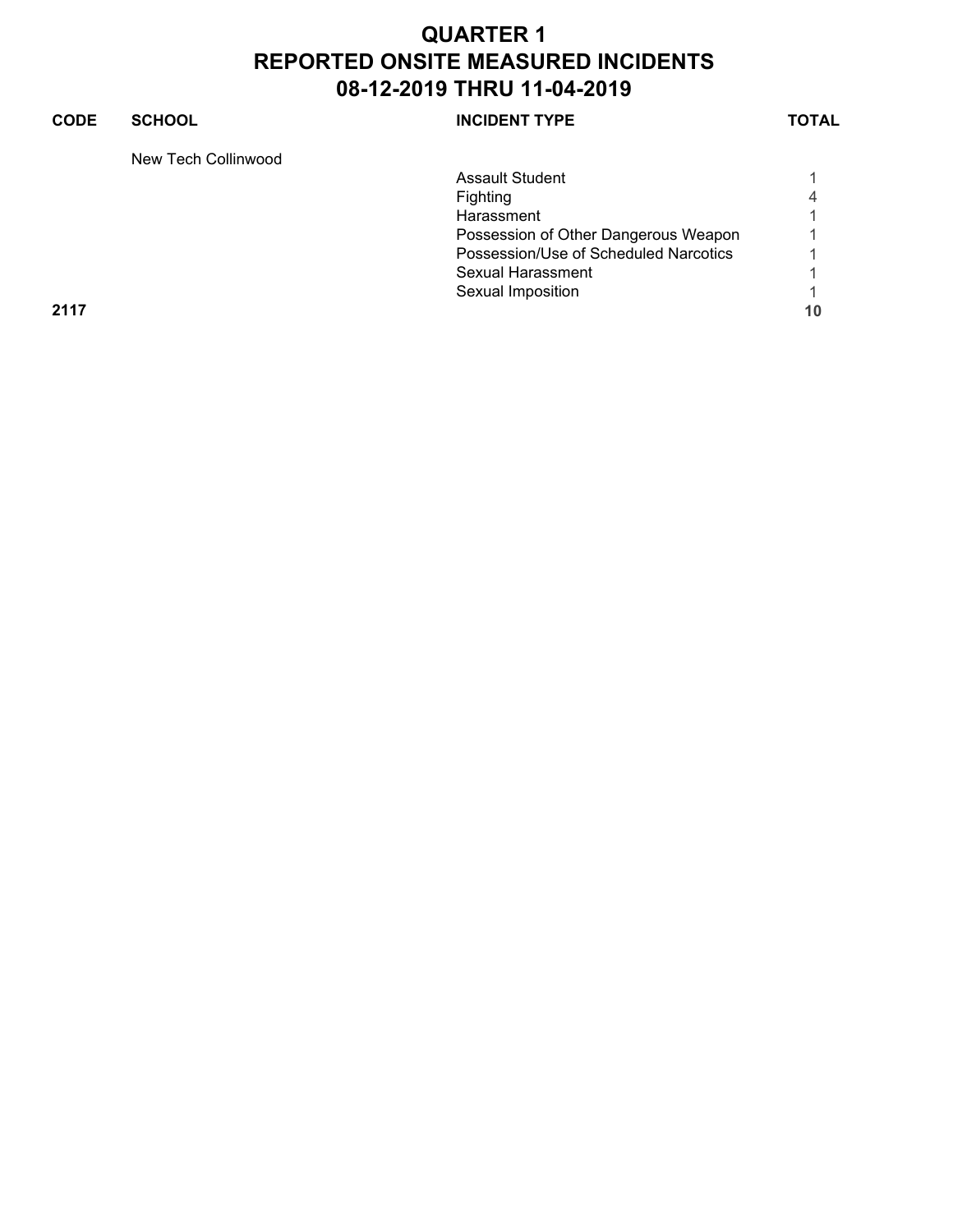# QUARTER 1
# REPORTED ONSITE MEASURED INCIDENTS
# 08-12-2019 THRU 11-04-2019

| CODE | SCHOOL | INCIDENT TYPE | TOTAL |
|---|---|---|---|
| | New Tech Collinwood | | |
| | | Assault Student | 1 |
| | | Fighting | 4 |
| | | Harassment | 1 |
| | | Possession of Other Dangerous Weapon | 1 |
| | | Possession/Use of Scheduled Narcotics | 1 |
| | | Sexual Harassment | 1 |
| | | Sexual Imposition | 1 |
| **2117** | | | **10** |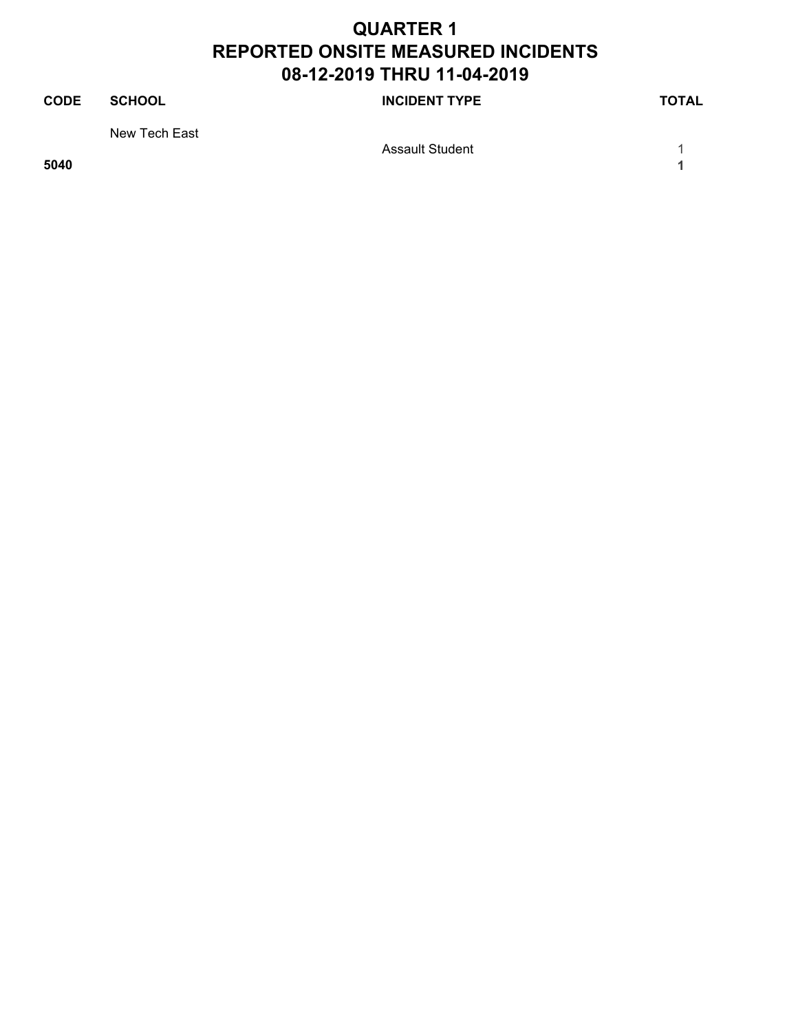# QUARTER 1
# REPORTED ONSITE MEASURED INCIDENTS
# 08-12-2019 THRU 11-04-2019

| CODE | SCHOOL | INCIDENT TYPE | TOTAL |
|---|---|---|---|
| | New Tech East | | |
| | | Assault Student | 1 |
| **5040** | | | **1** |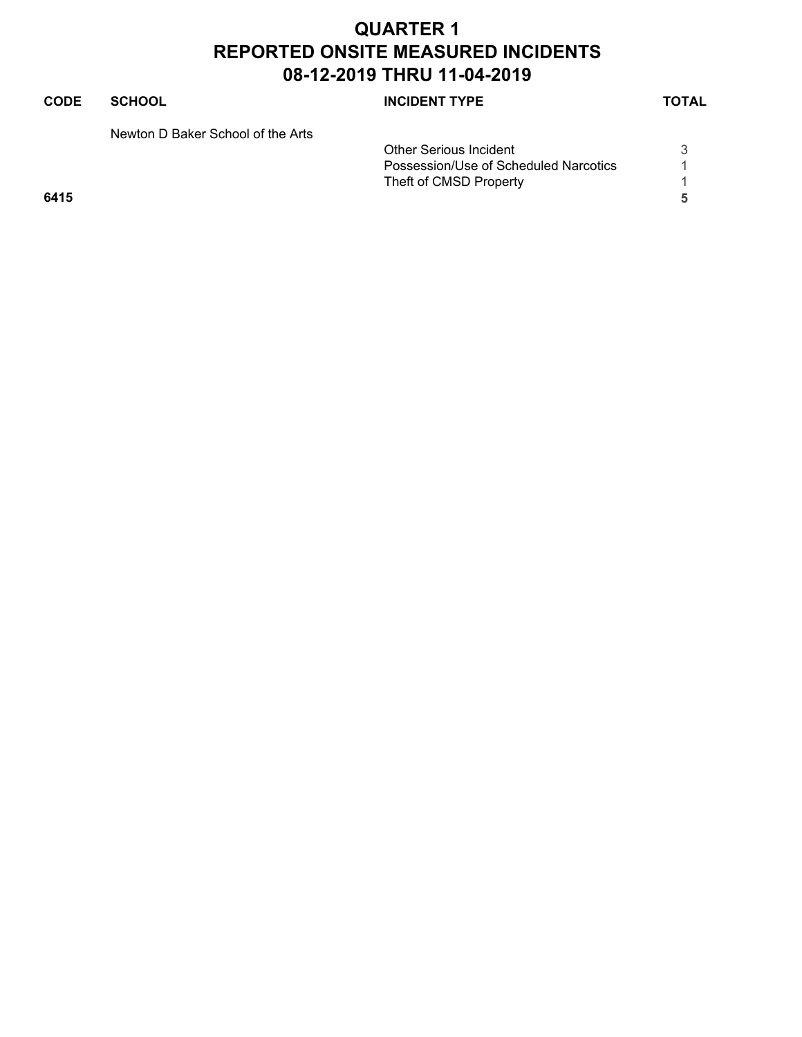# QUARTER 1
# REPORTED ONSITE MEASURED INCIDENTS
# 08-12-2019 THRU 11-04-2019

| CODE | SCHOOL | INCIDENT TYPE | TOTAL |
|---|---|---|---|
| | Newton D Baker School of the Arts | | |
| | | Other Serious Incident | 3 |
| | | Possession/Use of Scheduled Narcotics | 1 |
| | | Theft of CMSD Property | 1 |
| **6415** | | | **5** |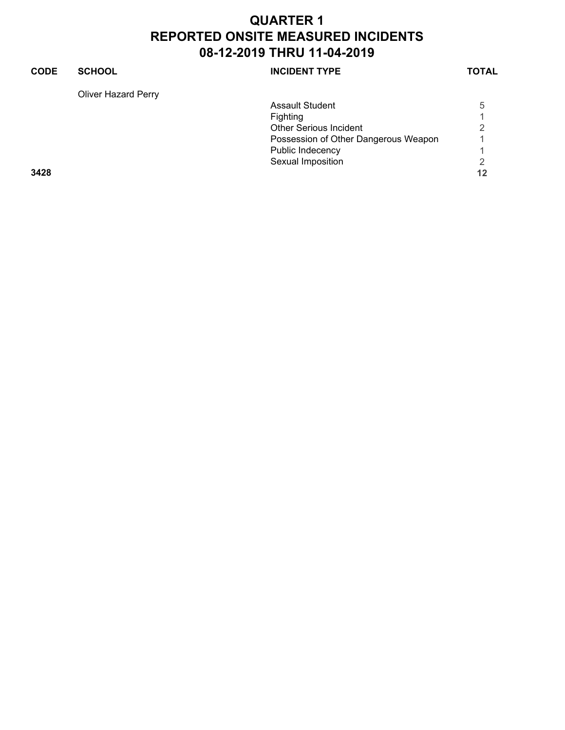# QUARTER 1
# REPORTED ONSITE MEASURED INCIDENTS
# 08-12-2019 THRU 11-04-2019

| CODE | SCHOOL | INCIDENT TYPE | TOTAL |
|---|---|---|---|
| | Oliver Hazard Perry | | |
| | | Assault Student | 5 |
| | | Fighting | 1 |
| | | Other Serious Incident | 2 |
| | | Possession of Other Dangerous Weapon | 1 |
| | | Public Indecency | 1 |
| | | Sexual Imposition | 2 |
| **3428** | | | **12** |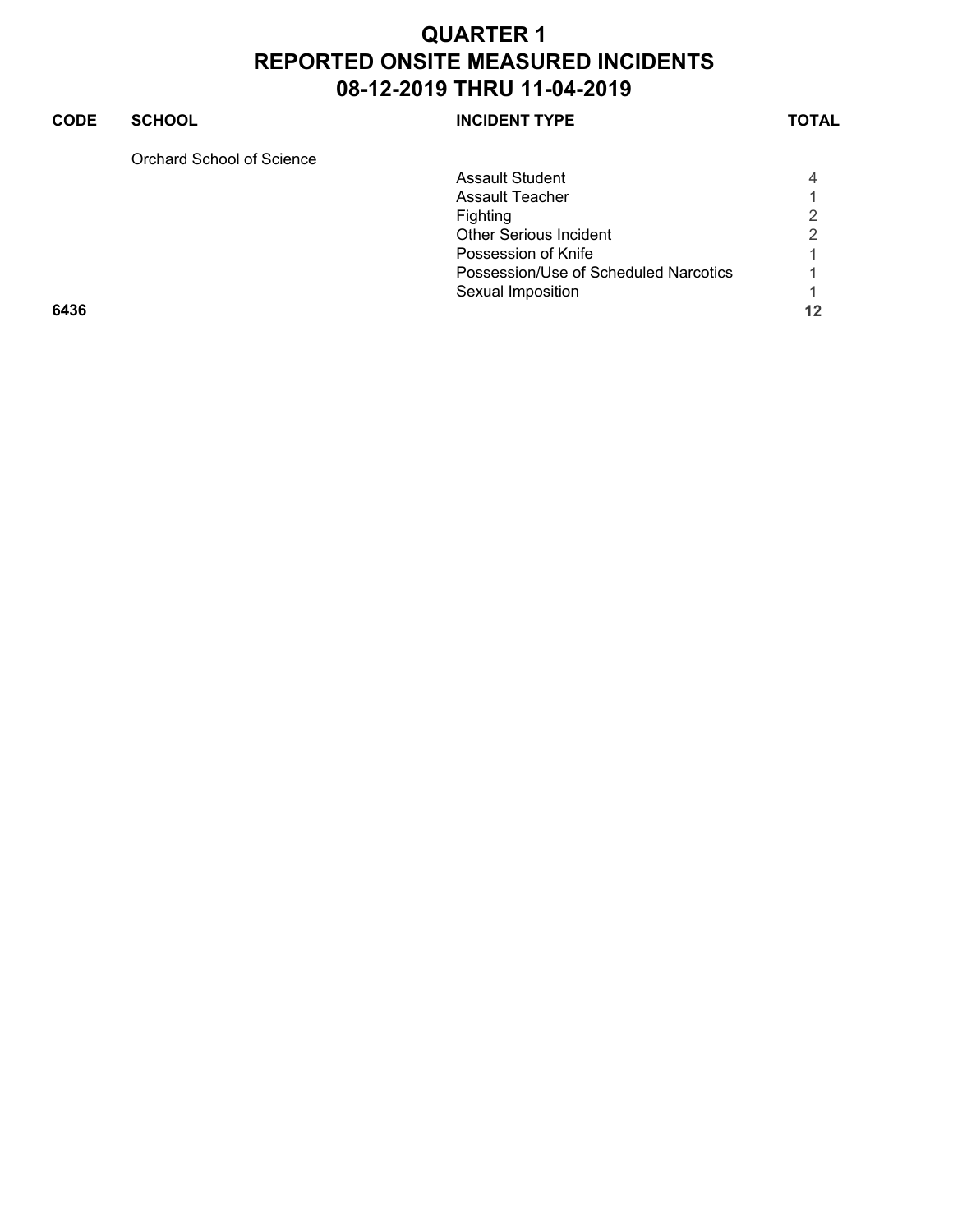# QUARTER 1
# REPORTED ONSITE MEASURED INCIDENTS
# 08-12-2019 THRU 11-04-2019

| CODE | SCHOOL | INCIDENT TYPE | TOTAL |
|---|---|---|---|
| | Orchard School of Science | | |
| | | Assault Student | 4 |
| | | Assault Teacher | 1 |
| | | Fighting | 2 |
| | | Other Serious Incident | 2 |
| | | Possession of Knife | 1 |
| | | Possession/Use of Scheduled Narcotics | 1 |
| | | Sexual Imposition | 1 |
| **6436** | | | **12** |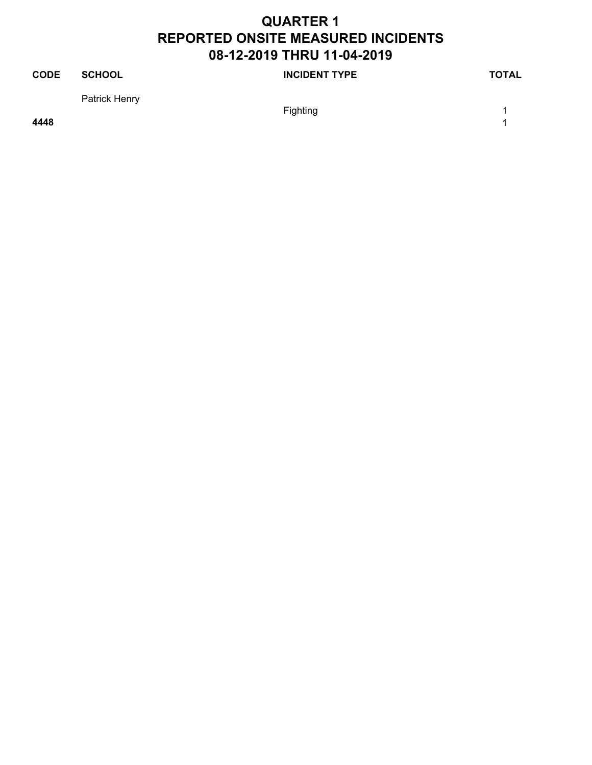# QUARTER 1
# REPORTED ONSITE MEASURED INCIDENTS
# 08-12-2019 THRU 11-04-2019

| CODE | SCHOOL | INCIDENT TYPE | TOTAL |
|---|---|---|---|
| | Patrick Henry | | |
| | | Fighting | 1 |
| **4448** | | | **1** |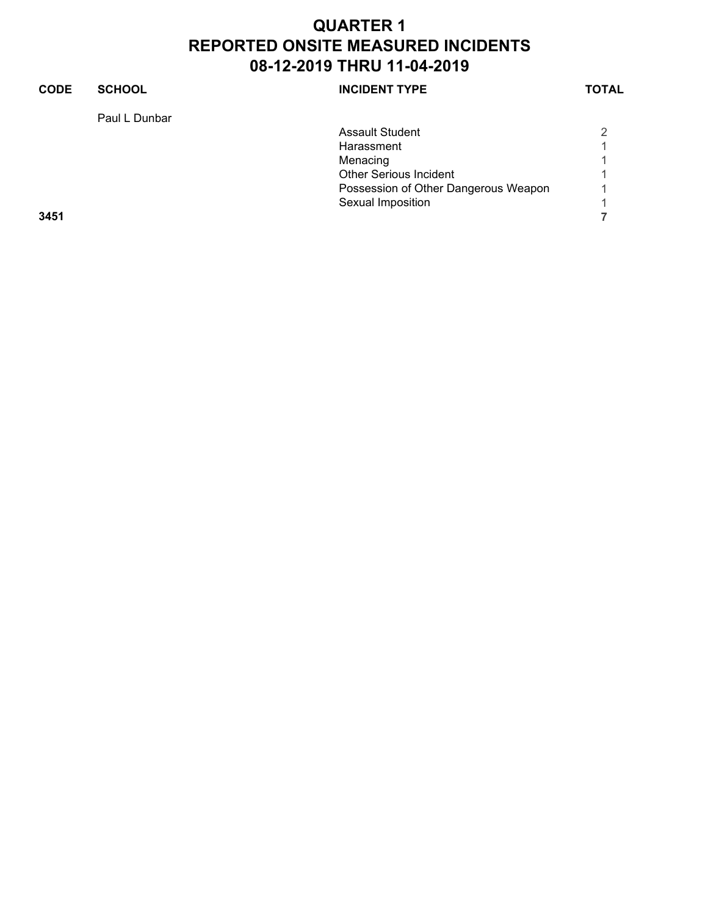# QUARTER 1
# REPORTED ONSITE MEASURED INCIDENTS
# 08-12-2019 THRU 11-04-2019

| CODE | SCHOOL | INCIDENT TYPE | TOTAL |
|---|---|---|---|
| | Paul L Dunbar | | |
| | | Assault Student | 2 |
| | | Harassment | 1 |
| | | Menacing | 1 |
| | | Other Serious Incident | 1 |
| | | Possession of Other Dangerous Weapon | 1 |
| | | Sexual Imposition | 1 |
| **3451** | | | **7** |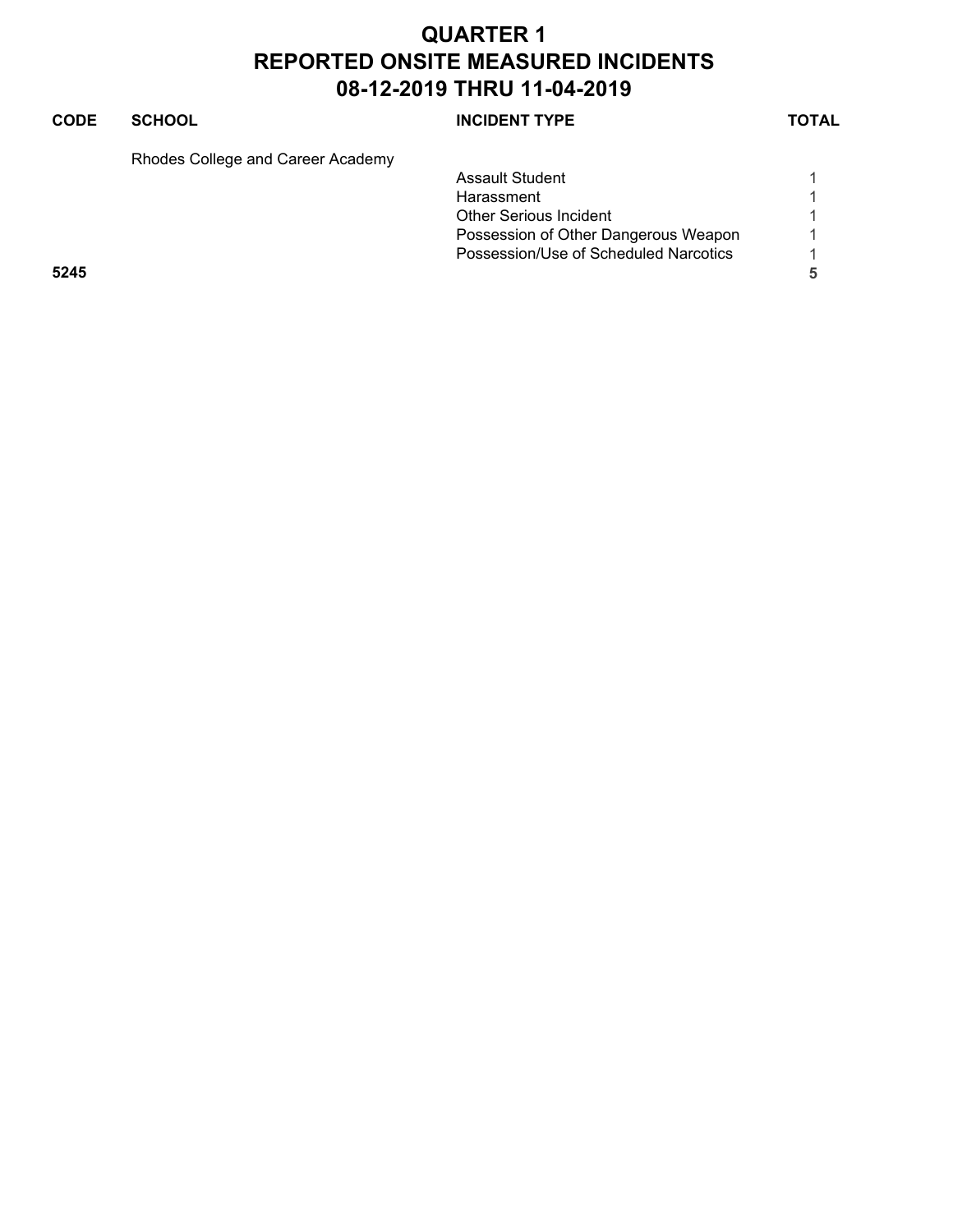# QUARTER 1
# REPORTED ONSITE MEASURED INCIDENTS
# 08-12-2019 THRU 11-04-2019

| CODE | SCHOOL | INCIDENT TYPE | TOTAL |
|---|---|---|---|
| | Rhodes College and Career Academy | | |
| | | Assault Student | 1 |
| | | Harassment | 1 |
| | | Other Serious Incident | 1 |
| | | Possession of Other Dangerous Weapon | 1 |
| | | Possession/Use of Scheduled Narcotics | 1 |
| **5245** | | | **5** |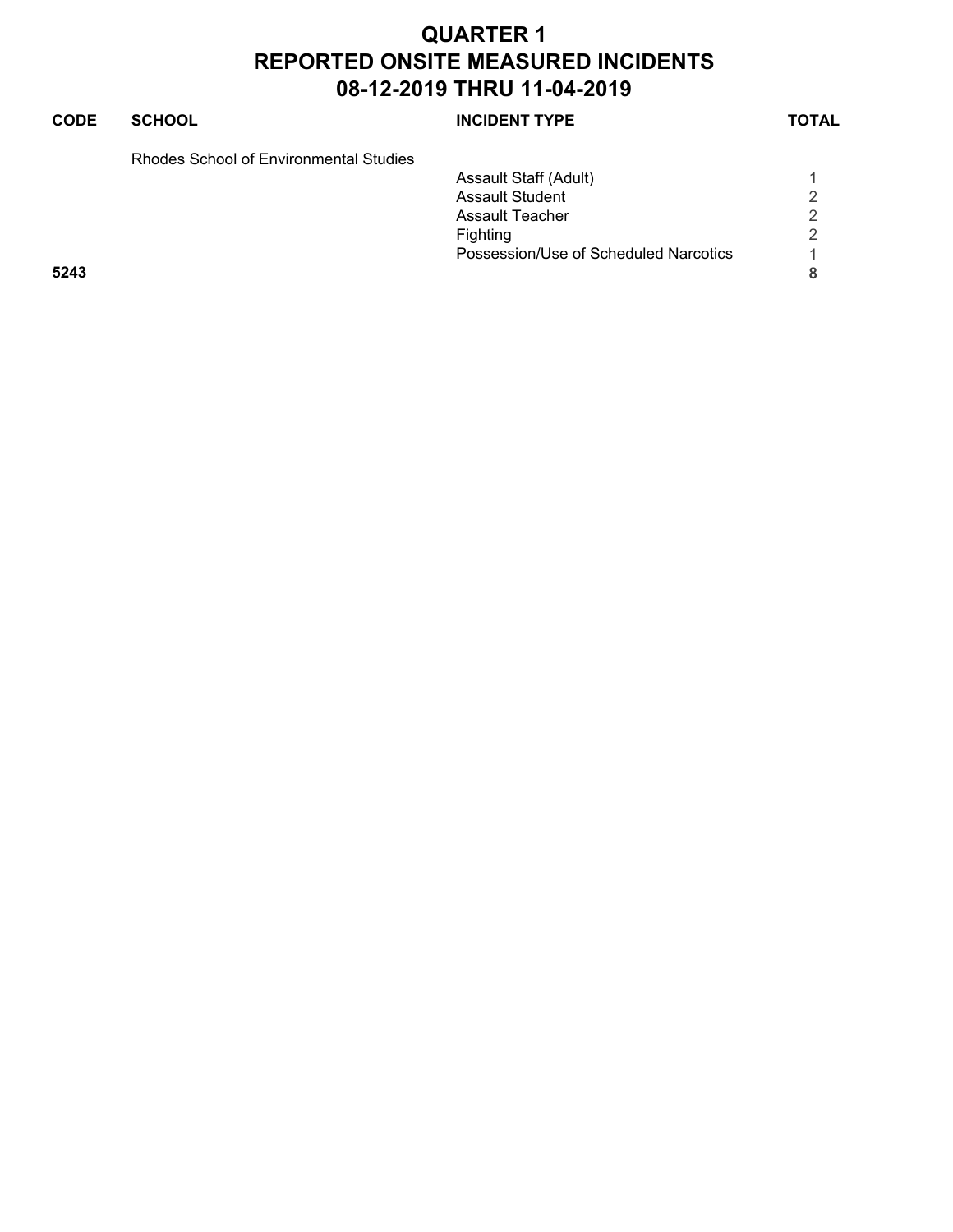# QUARTER 1
# REPORTED ONSITE MEASURED INCIDENTS
# 08-12-2019 THRU 11-04-2019

| CODE | SCHOOL | INCIDENT TYPE | TOTAL |
|---|---|---|---|
| | Rhodes School of Environmental Studies | | |
| | | Assault Staff (Adult) | 1 |
| | | Assault Student | 2 |
| | | Assault Teacher | 2 |
| | | Fighting | 2 |
| | | Possession/Use of Scheduled Narcotics | 1 |
| **5243** | | | **8** |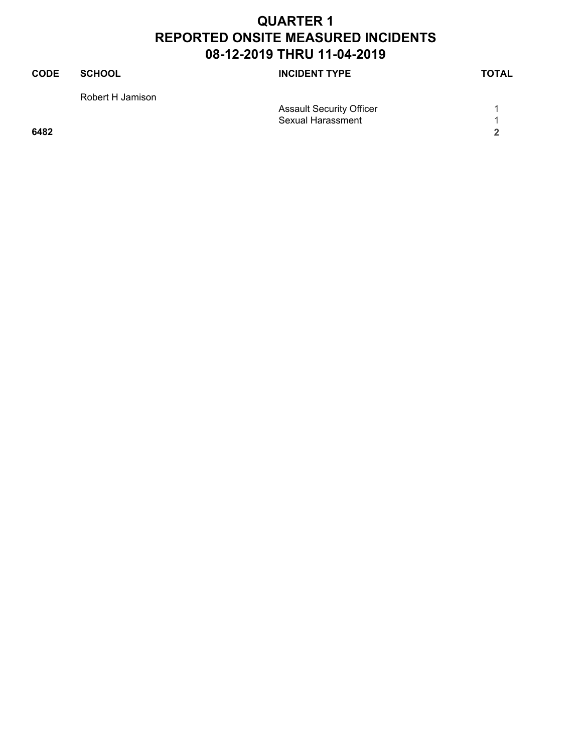# QUARTER 1
# REPORTED ONSITE MEASURED INCIDENTS
# 08-12-2019 THRU 11-04-2019

| CODE | SCHOOL | INCIDENT TYPE | TOTAL |
|---|---|---|---|
| | Robert H Jamison | | |
| | | Assault Security Officer | 1 |
| | | Sexual Harassment | 1 |
| **6482** | | | **2** |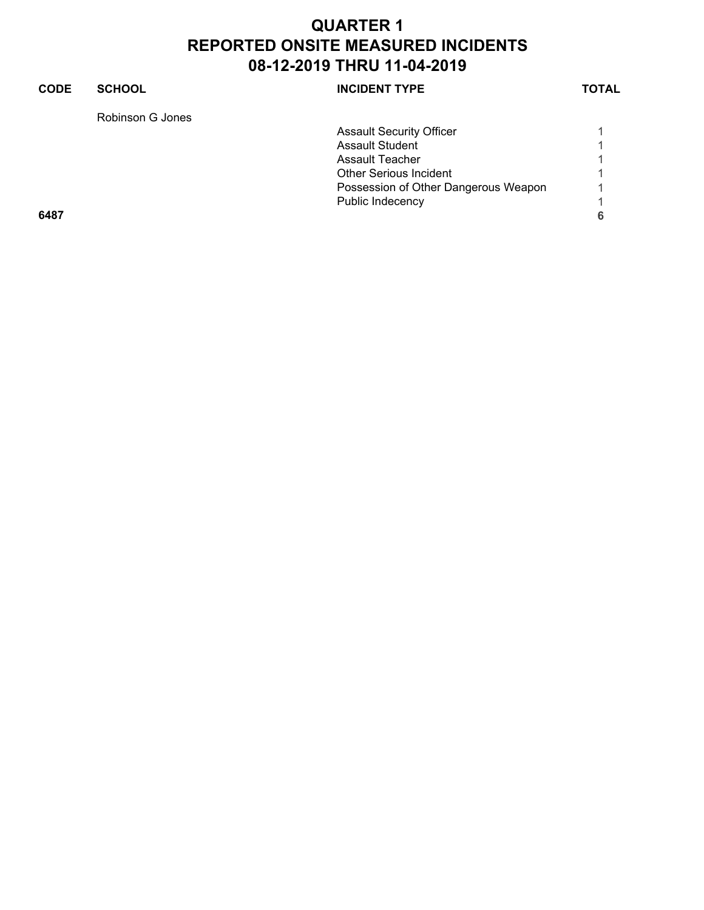# QUARTER 1
# REPORTED ONSITE MEASURED INCIDENTS
# 08-12-2019 THRU 11-04-2019

| CODE | SCHOOL | INCIDENT TYPE | TOTAL |
|---|---|---|---|
| | Robinson G Jones | | |
| | | Assault Security Officer | 1 |
| | | Assault Student | 1 |
| | | Assault Teacher | 1 |
| | | Other Serious Incident | 1 |
| | | Possession of Other Dangerous Weapon | 1 |
| | | Public Indecency | 1 |
| **6487** | | | **6** |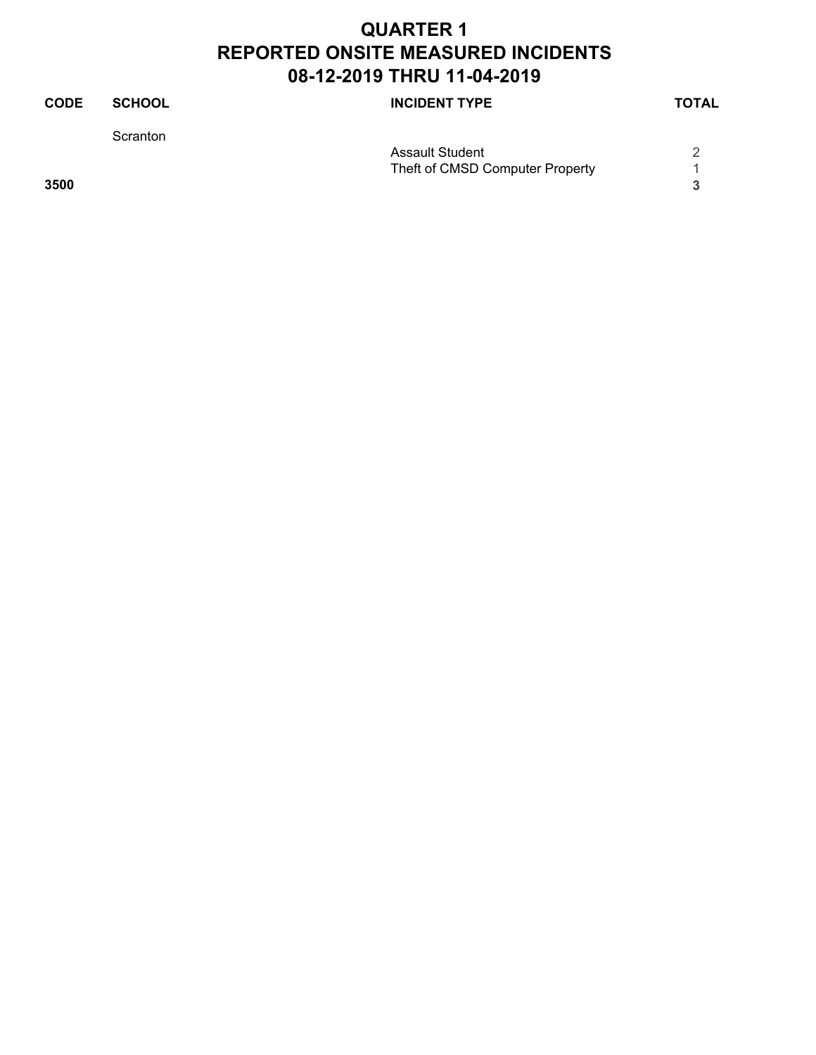# QUARTER 1
# REPORTED ONSITE MEASURED INCIDENTS
# 08-12-2019 THRU 11-04-2019

| CODE | SCHOOL | INCIDENT TYPE | TOTAL |
|---|---|---|---|
| | Scranton | | |
| | | Assault Student | 2 |
| | | Theft of CMSD Computer Property | 1 |
| **3500** | | | **3** |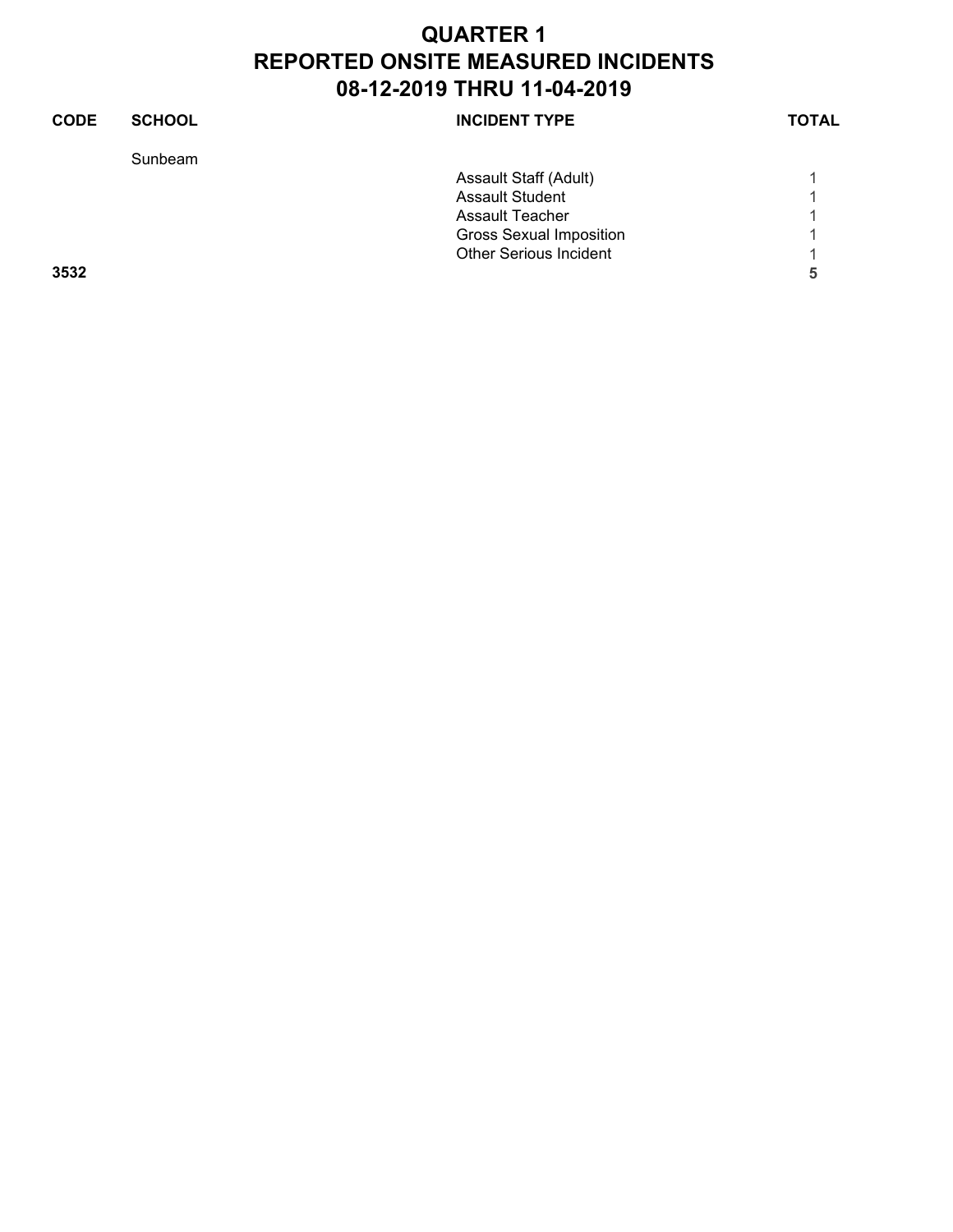# QUARTER 1
# REPORTED ONSITE MEASURED INCIDENTS
# 08-12-2019 THRU 11-04-2019

| CODE | SCHOOL | INCIDENT TYPE | TOTAL |
|---|---|---|---|
| | Sunbeam | | |
| | | Assault Staff (Adult) | 1 |
| | | Assault Student | 1 |
| | | Assault Teacher | 1 |
| | | Gross Sexual Imposition | 1 |
| | | Other Serious Incident | 1 |
| **3532** | | | **5** |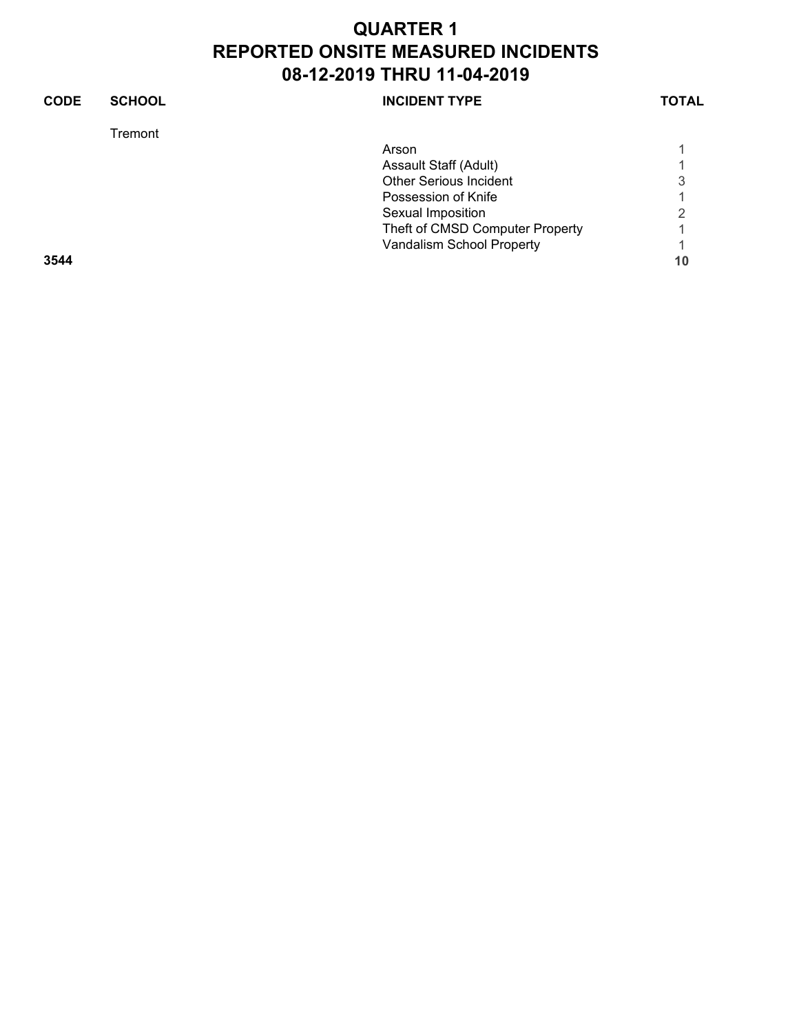# QUARTER 1
# REPORTED ONSITE MEASURED INCIDENTS
# 08-12-2019 THRU 11-04-2019

| CODE | SCHOOL | INCIDENT TYPE | TOTAL |
|---|---|---|---|
| | Tremont | | |
| | | Arson | 1 |
| | | Assault Staff (Adult) | 1 |
| | | Other Serious Incident | 3 |
| | | Possession of Knife | 1 |
| | | Sexual Imposition | 2 |
| | | Theft of CMSD Computer Property | 1 |
| | | Vandalism School Property | 1 |
| **3544** | | | **10** |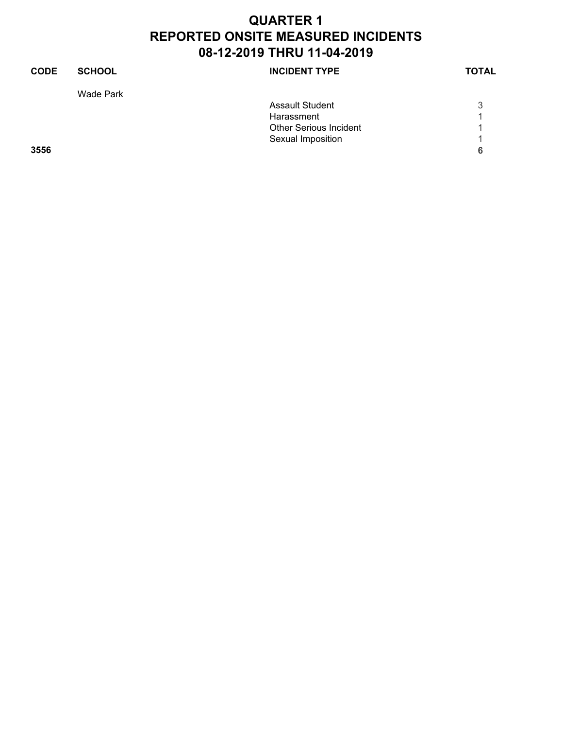# QUARTER 1
# REPORTED ONSITE MEASURED INCIDENTS
# 08-12-2019 THRU 11-04-2019

| CODE | SCHOOL | INCIDENT TYPE | TOTAL |
|---|---|---|---|
| | Wade Park | | |
| | | Assault Student | 3 |
| | | Harassment | 1 |
| | | Other Serious Incident | 1 |
| | | Sexual Imposition | 1 |
| **3556** | | | **6** |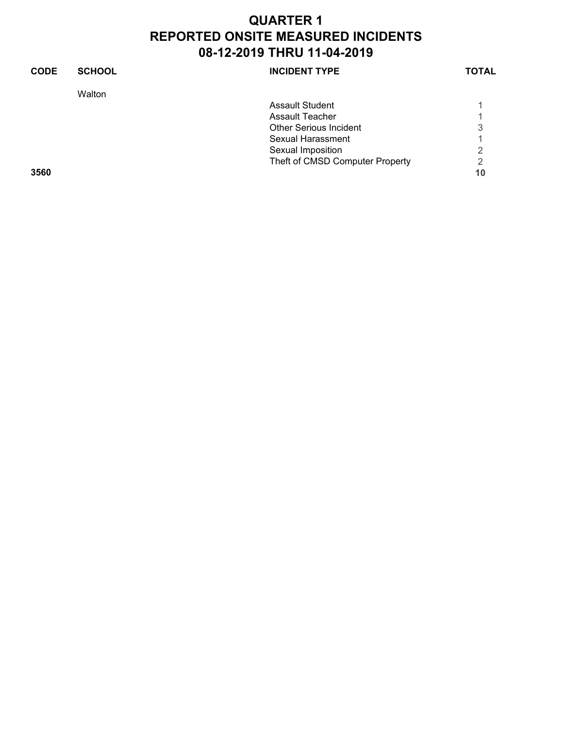# QUARTER 1
# REPORTED ONSITE MEASURED INCIDENTS
# 08-12-2019 THRU 11-04-2019

| CODE | SCHOOL | INCIDENT TYPE | TOTAL |
|---|---|---|---|
| | Walton | | |
| | | Assault Student | 1 |
| | | Assault Teacher | 1 |
| | | Other Serious Incident | 3 |
| | | Sexual Harassment | 1 |
| | | Sexual Imposition | 2 |
| | | Theft of CMSD Computer Property | 2 |
| **3560** | | | **10** |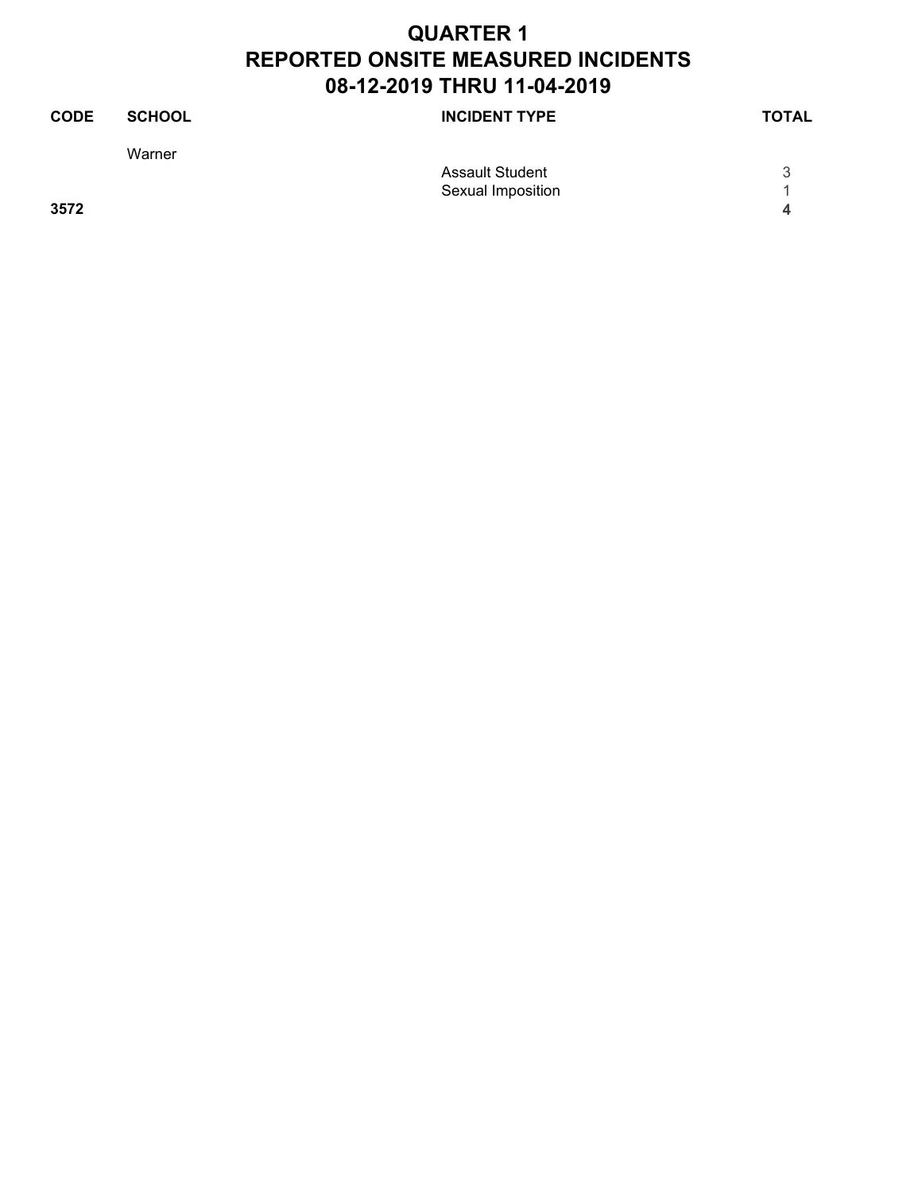# QUARTER 1
# REPORTED ONSITE MEASURED INCIDENTS
# 08-12-2019 THRU 11-04-2019

| CODE | SCHOOL | INCIDENT TYPE | TOTAL |
|---|---|---|---|
| | Warner | | |
| | | Assault Student | 3 |
| | | Sexual Imposition | 1 |
| **3572** | | | **4** |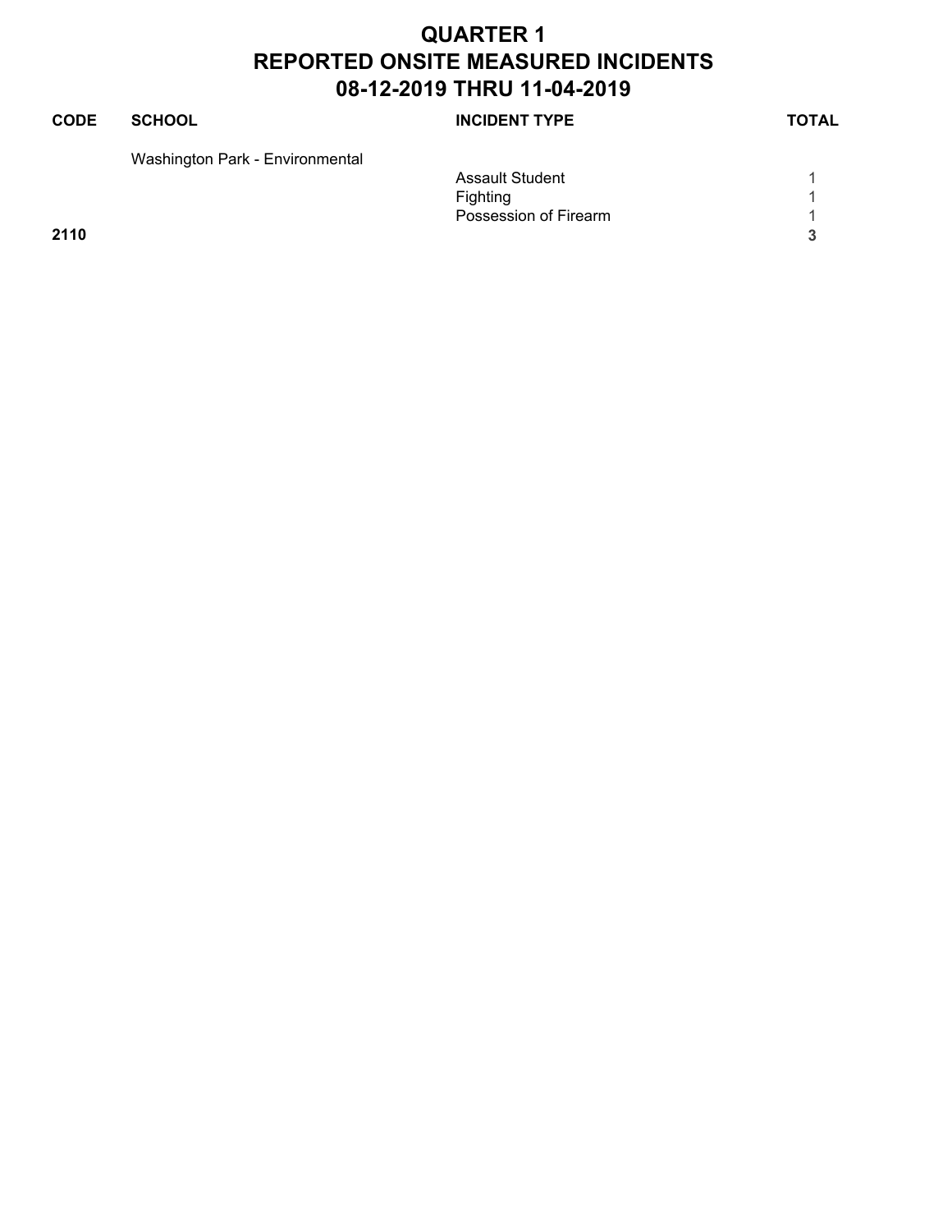# QUARTER 1
# REPORTED ONSITE MEASURED INCIDENTS
# 08-12-2019 THRU 11-04-2019

| CODE | SCHOOL | INCIDENT TYPE | TOTAL |
|---|---|---|---|
| | Washington Park - Environmental | | |
| | | Assault Student | 1 |
| | | Fighting | 1 |
| | | Possession of Firearm | 1 |
| **2110** | | | **3** |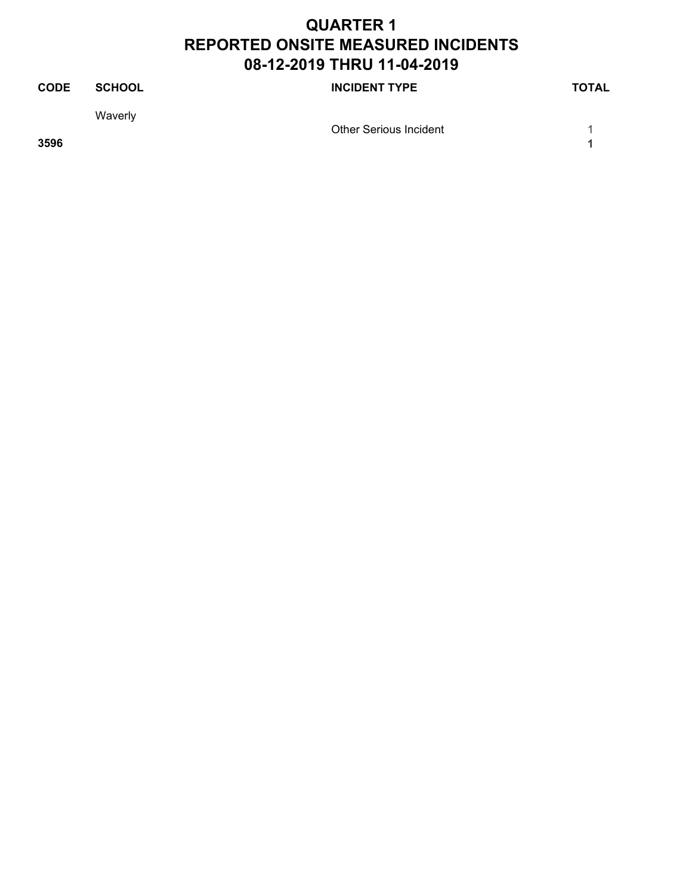# QUARTER 1
# REPORTED ONSITE MEASURED INCIDENTS
# 08-12-2019 THRU 11-04-2019

| CODE | SCHOOL | INCIDENT TYPE | TOTAL |
|---|---|---|---|
| | Waverly | | |
| | | Other Serious Incident | 1 |
| **3596** | | | **1** |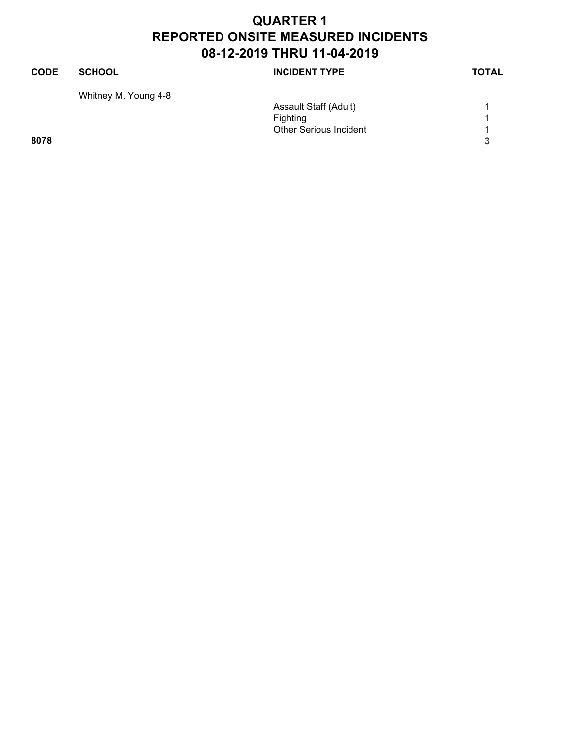# QUARTER 1
# REPORTED ONSITE MEASURED INCIDENTS
# 08-12-2019 THRU 11-04-2019

| CODE | SCHOOL | INCIDENT TYPE | TOTAL |
|---|---|---|---|
| | Whitney M. Young 4-8 | | |
| | | Assault Staff (Adult) | 1 |
| | | Fighting | 1 |
| | | Other Serious Incident | 1 |
| **8078** | | | **3** |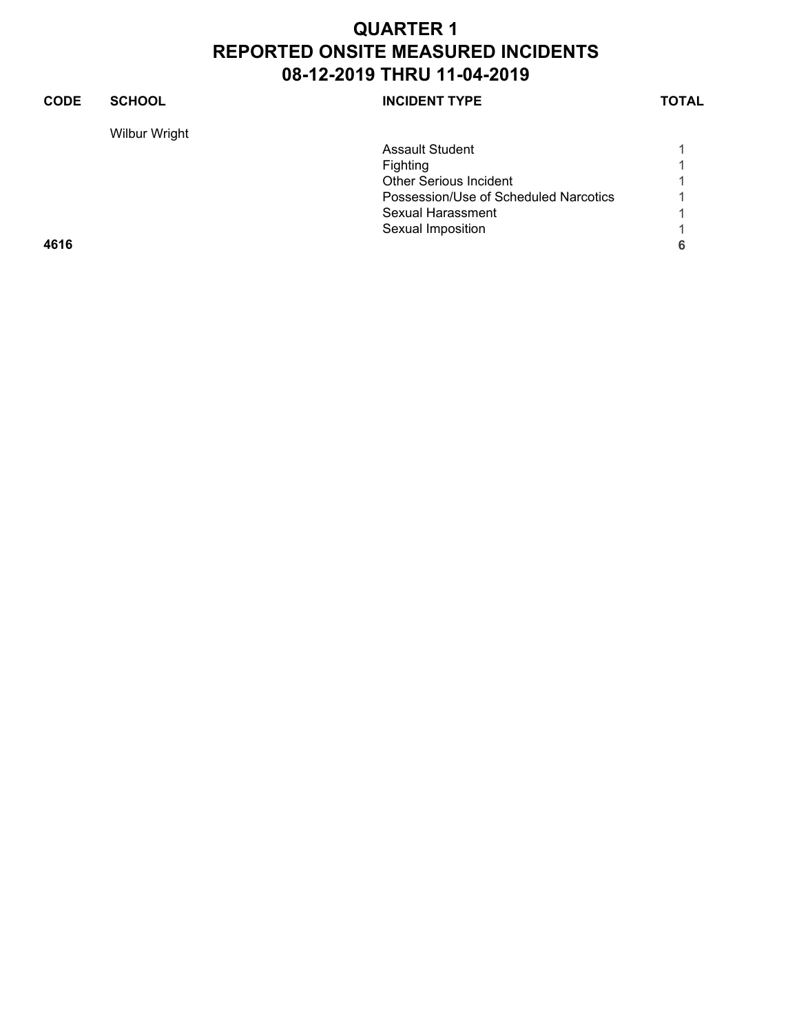# QUARTER 1
# REPORTED ONSITE MEASURED INCIDENTS
# 08-12-2019 THRU 11-04-2019

| CODE | SCHOOL | INCIDENT TYPE | TOTAL |
|---|---|---|---|
| | Wilbur Wright | | |
| | | Assault Student | 1 |
| | | Fighting | 1 |
| | | Other Serious Incident | 1 |
| | | Possession/Use of Scheduled Narcotics | 1 |
| | | Sexual Harassment | 1 |
| | | Sexual Imposition | 1 |
| **4616** | | | **6** |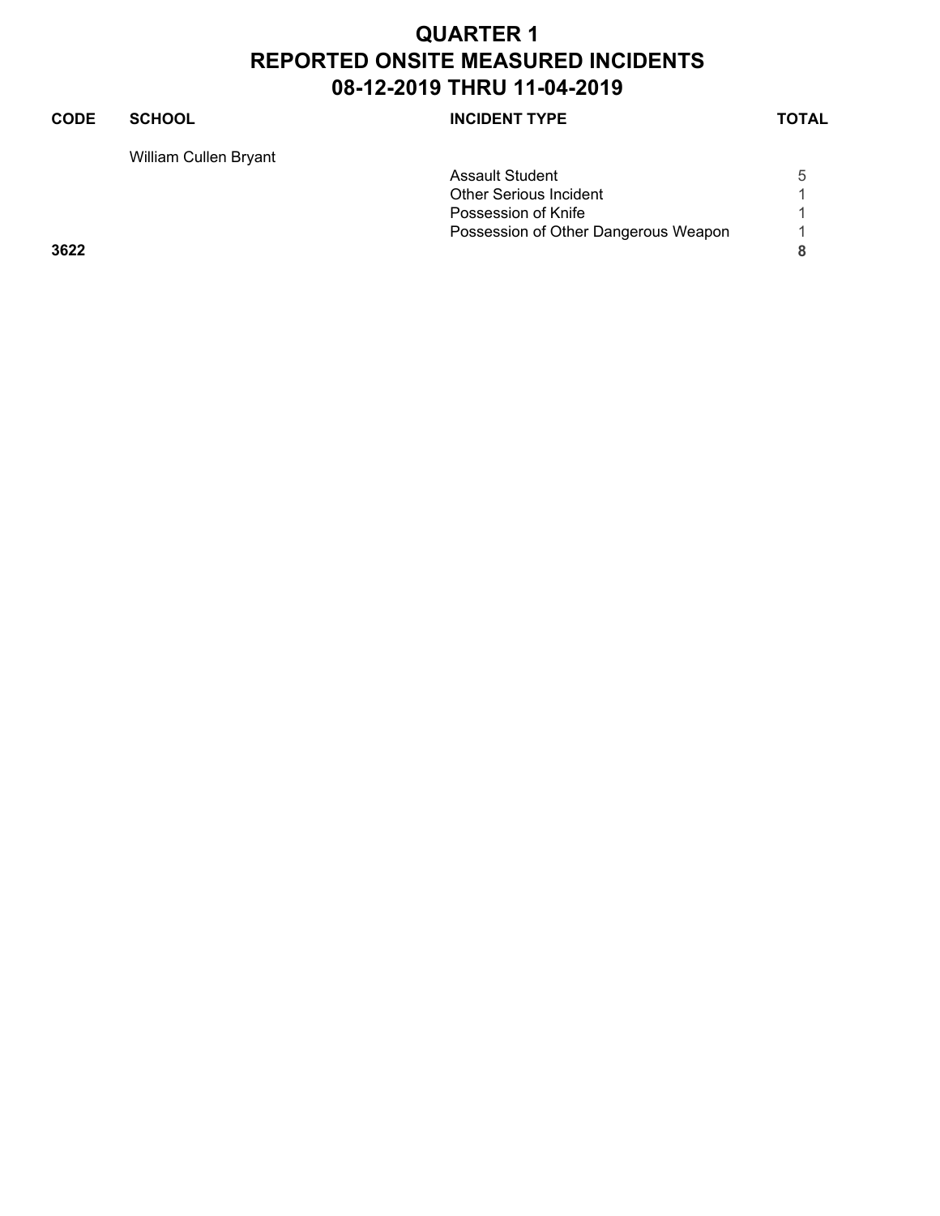# QUARTER 1
# REPORTED ONSITE MEASURED INCIDENTS
# 08-12-2019 THRU 11-04-2019

| CODE | SCHOOL | INCIDENT TYPE | TOTAL |
|---|---|---|---|
| | William Cullen Bryant | | |
| | | Assault Student | 5 |
| | | Other Serious Incident | 1 |
| | | Possession of Knife | 1 |
| | | Possession of Other Dangerous Weapon | 1 |
| **3622** | | | **8** |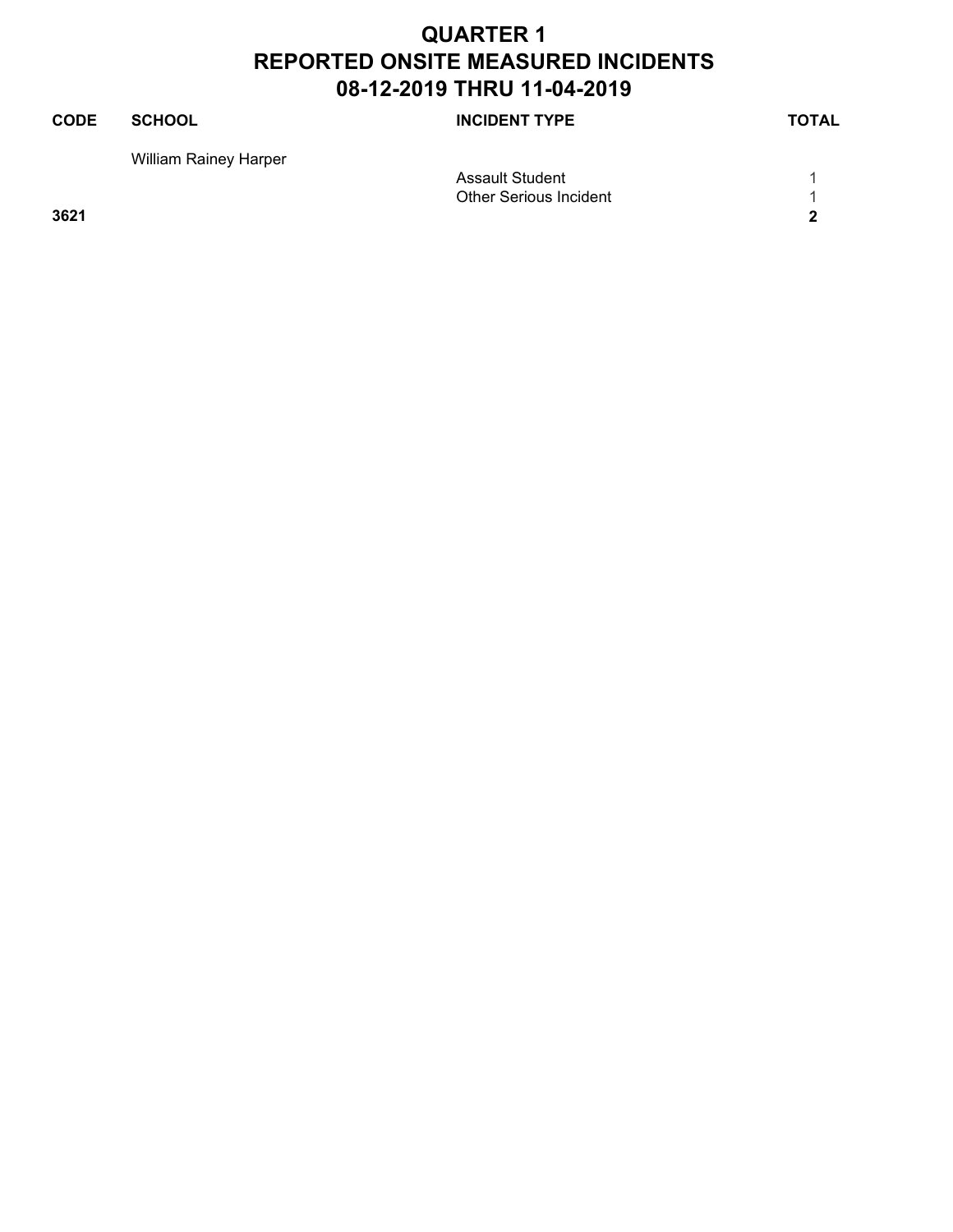# QUARTER 1
# REPORTED ONSITE MEASURED INCIDENTS
# 08-12-2019 THRU 11-04-2019

| CODE | SCHOOL | INCIDENT TYPE | TOTAL |
|---|---|---|---|
| | William Rainey Harper | | |
| | | Assault Student | 1 |
| | | Other Serious Incident | 1 |
| **3621** | | | **2** |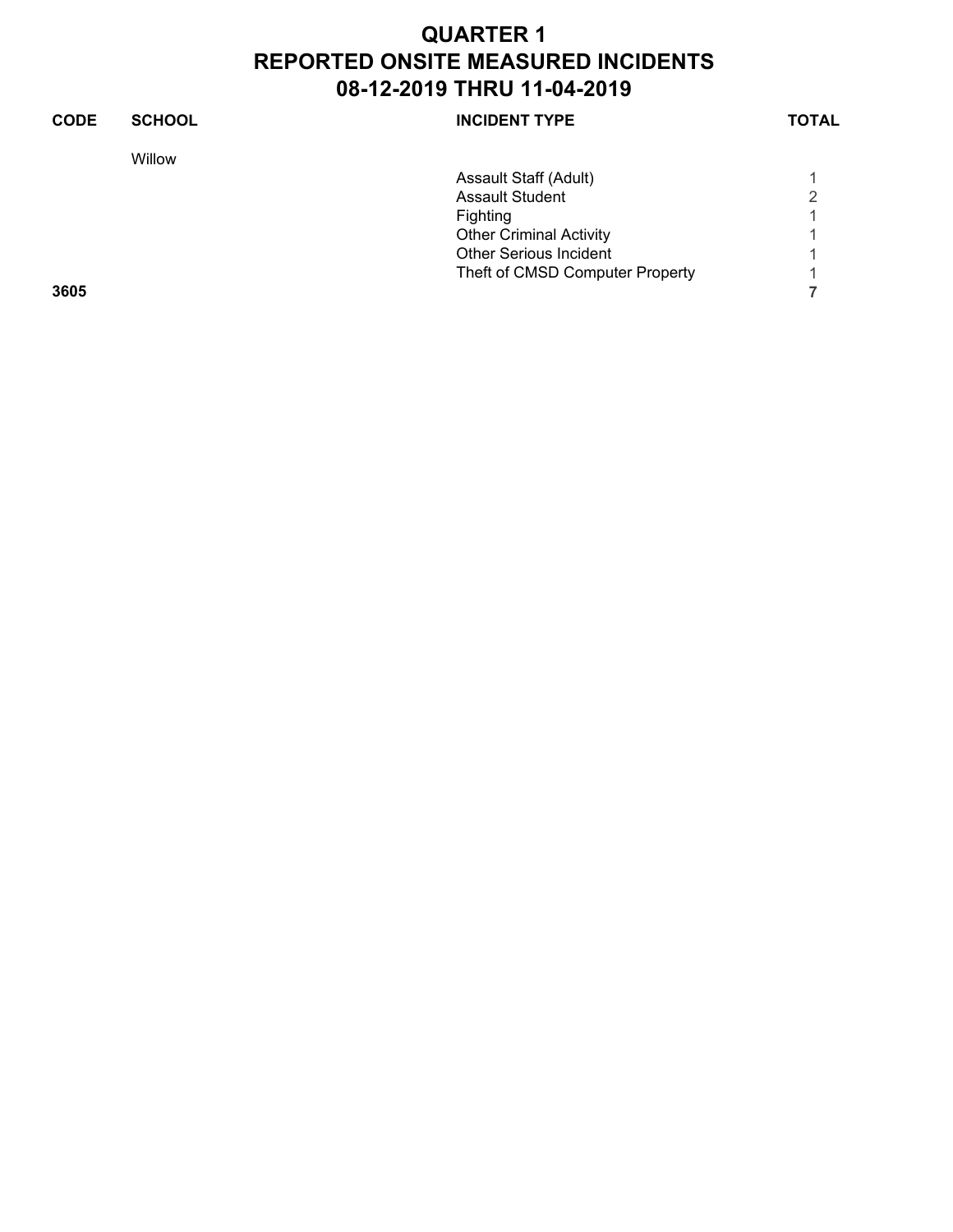# QUARTER 1
# REPORTED ONSITE MEASURED INCIDENTS
# 08-12-2019 THRU 11-04-2019

| CODE | SCHOOL | INCIDENT TYPE | TOTAL |
|---|---|---|---|
| | Willow | | |
| | | Assault Staff (Adult) | 1 |
| | | Assault Student | 2 |
| | | Fighting | 1 |
| | | Other Criminal Activity | 1 |
| | | Other Serious Incident | 1 |
| | | Theft of CMSD Computer Property | 1 |
| **3605** | | | **7** |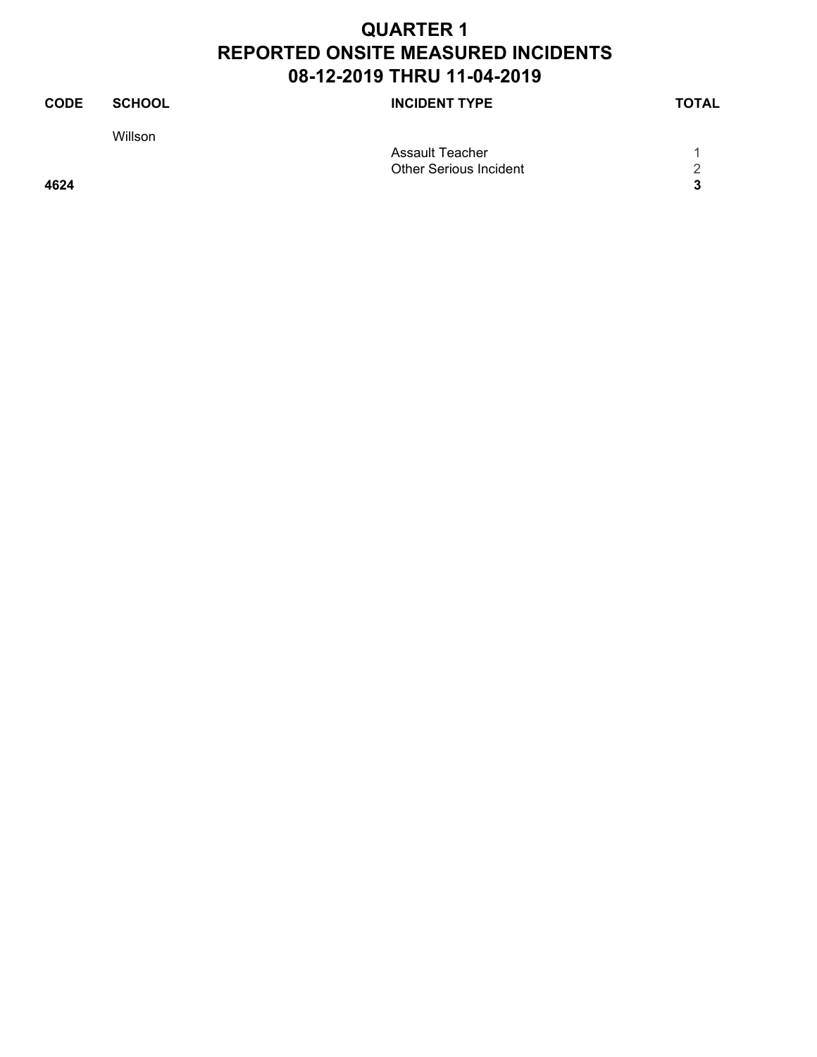# QUARTER 1
# REPORTED ONSITE MEASURED INCIDENTS
# 08-12-2019 THRU 11-04-2019

| CODE | SCHOOL | INCIDENT TYPE | TOTAL |
|---|---|---|---|
| | Willson | | |
| | | Assault Teacher | 1 |
| | | Other Serious Incident | 2 |
| **4624** | | | **3** |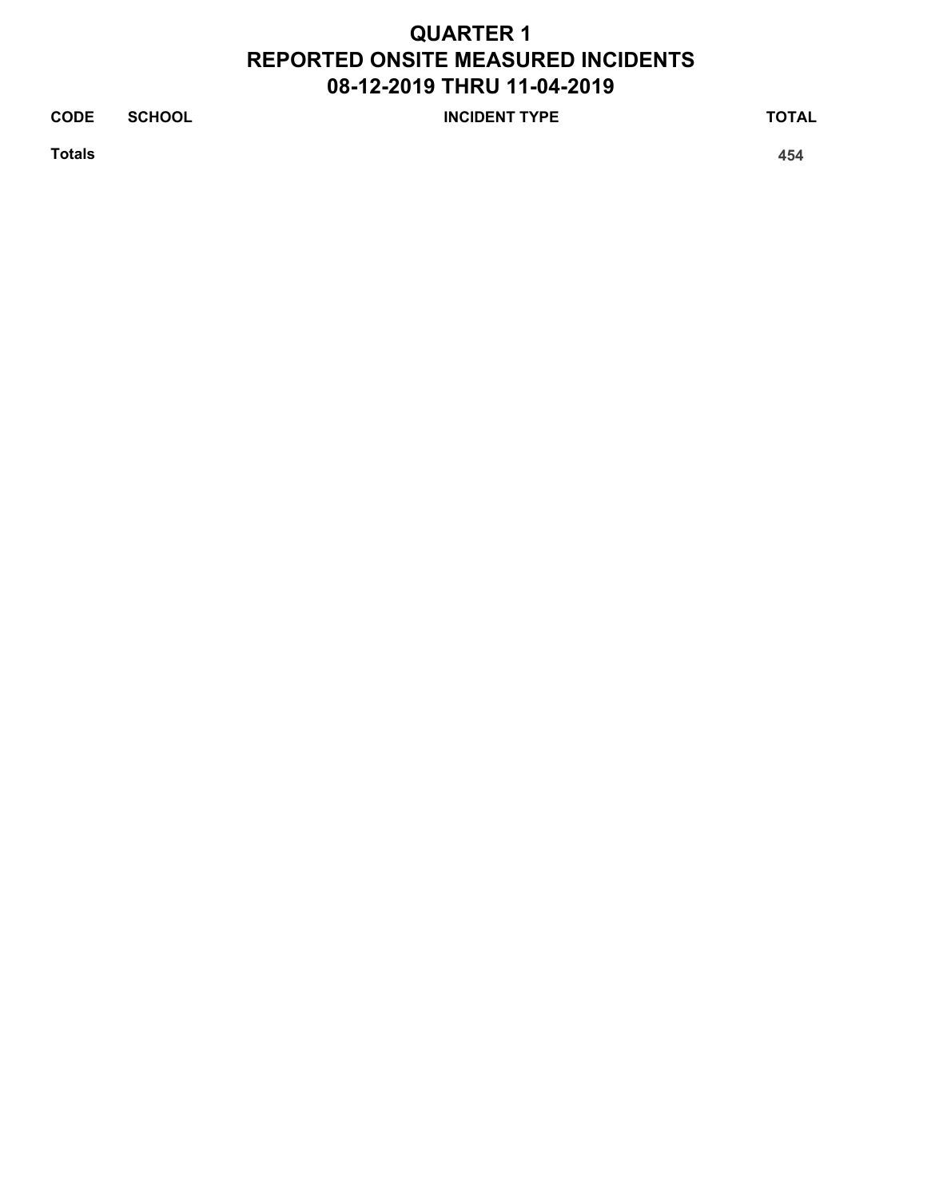# QUARTER 1
# REPORTED ONSITE MEASURED INCIDENTS
# 08-12-2019 THRU 11-04-2019

| CODE | SCHOOL | INCIDENT TYPE | TOTAL |
|---|---|---|---|
| **Totals** | | | 454 |